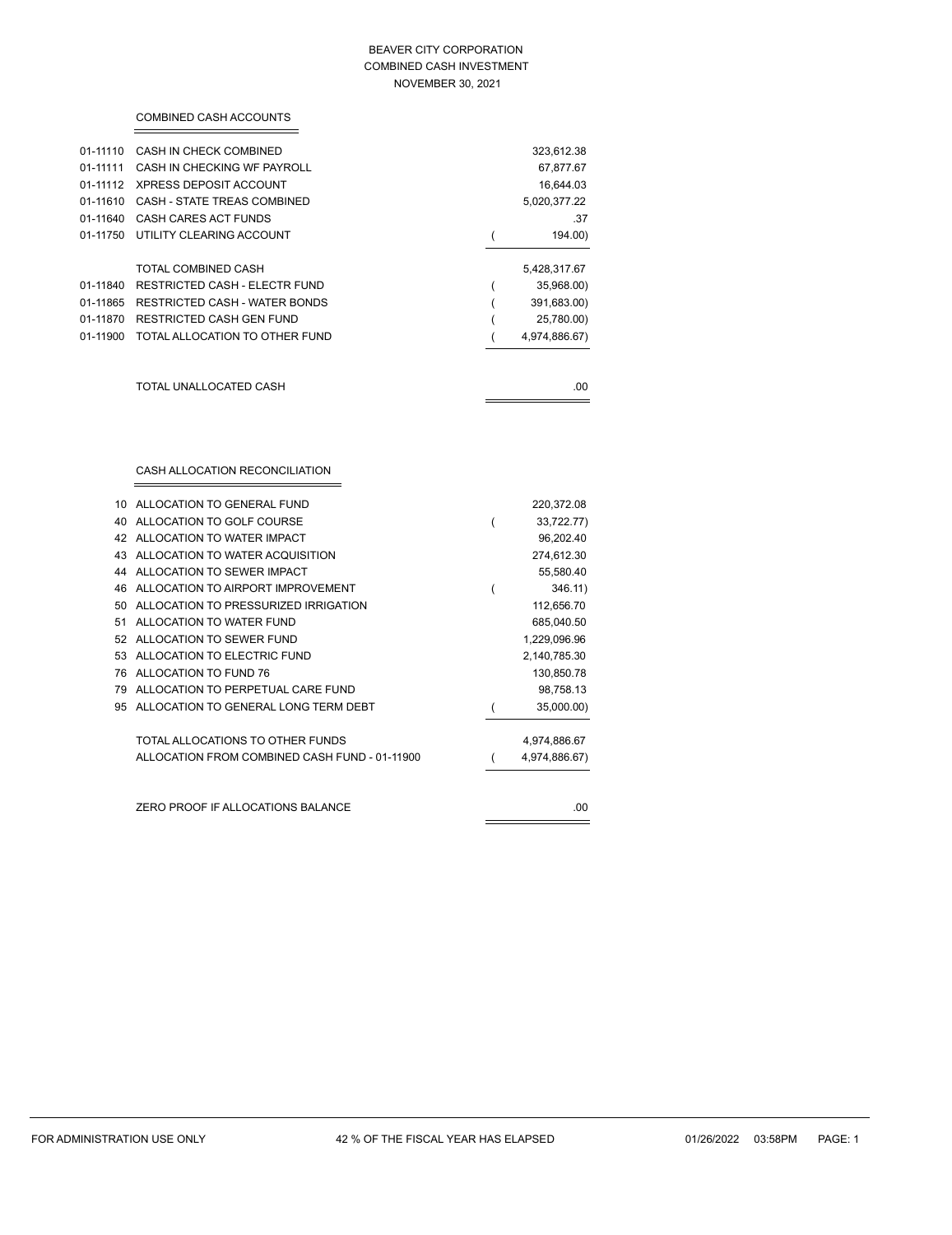BEAVER CITY CORPORATION
COMBINED CASH INVESTMENT
NOVEMBER 30, 2021

## COMBINED CASH ACCOUNTS

| Account | Description | Amount |
|---|---|---|
| 01-11110 | CASH IN CHECK COMBINED | 323,612.38 |
| 01-11111 | CASH IN CHECKING WF PAYROLL | 67,877.67 |
| 01-11112 | XPRESS DEPOSIT ACCOUNT | 16,644.03 |
| 01-11610 | CASH - STATE TREAS COMBINED | 5,020,377.22 |
| 01-11640 | CASH CARES ACT FUNDS | .37 |
| 01-11750 | UTILITY CLEARING ACCOUNT | ( 194.00) |
| | TOTAL COMBINED CASH | 5,428,317.67 |
| 01-11840 | RESTRICTED CASH - ELECTR FUND | ( 35,968.00) |
| 01-11865 | RESTRICTED CASH - WATER BONDS | ( 391,683.00) |
| 01-11870 | RESTRICTED CASH GEN FUND | ( 25,780.00) |
| 01-11900 | TOTAL ALLOCATION TO OTHER FUND | ( 4,974,886.67) |
| | TOTAL UNALLOCATED CASH | .00 |

## CASH ALLOCATION RECONCILIATION

| Fund | Description | Amount |
|---|---|---|
| 10 | ALLOCATION TO GENERAL FUND | 220,372.08 |
| 40 | ALLOCATION TO GOLF COURSE | ( 33,722.77) |
| 42 | ALLOCATION TO WATER IMPACT | 96,202.40 |
| 43 | ALLOCATION TO WATER ACQUISITION | 274,612.30 |
| 44 | ALLOCATION TO SEWER IMPACT | 55,580.40 |
| 46 | ALLOCATION TO AIRPORT IMPROVEMENT | ( 346.11) |
| 50 | ALLOCATION TO PRESSURIZED IRRIGATION | 112,656.70 |
| 51 | ALLOCATION TO WATER FUND | 685,040.50 |
| 52 | ALLOCATION TO SEWER FUND | 1,229,096.96 |
| 53 | ALLOCATION TO ELECTRIC FUND | 2,140,785.30 |
| 76 | ALLOCATION TO FUND 76 | 130,850.78 |
| 79 | ALLOCATION TO PERPETUAL CARE FUND | 98,758.13 |
| 95 | ALLOCATION TO GENERAL LONG TERM DEBT | ( 35,000.00) |
| | TOTAL ALLOCATIONS TO OTHER FUNDS | 4,974,886.67 |
| | ALLOCATION FROM COMBINED CASH FUND - 01-11900 | ( 4,974,886.67) |
| | ZERO PROOF IF ALLOCATIONS BALANCE | .00 |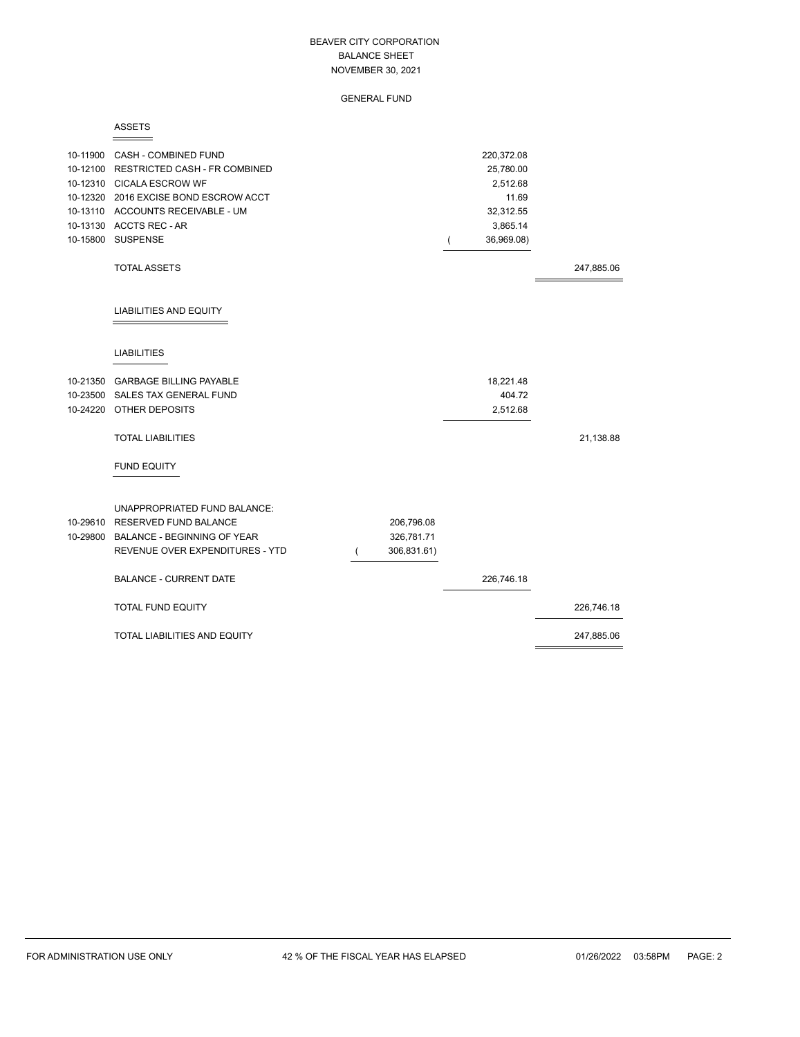# BEAVER CITY CORPORATION
## BALANCE SHEET
## NOVEMBER 30, 2021

### GENERAL FUND

#### ASSETS

| Account | Description | | | |
|---|---|---|---|---|
| 10-11900 | CASH - COMBINED FUND | | 220,372.08 | |
| 10-12100 | RESTRICTED CASH - FR COMBINED | | 25,780.00 | |
| 10-12310 | CICALA ESCROW WF | | 2,512.68 | |
| 10-12320 | 2016 EXCISE BOND ESCROW ACCT | | 11.69 | |
| 10-13110 | ACCOUNTS RECEIVABLE - UM | | 32,312.55 | |
| 10-13130 | ACCTS REC - AR | | 3,865.14 | |
| 10-15800 | SUSPENSE | | ( 36,969.08) | |
| | TOTAL ASSETS | | | 247,885.06 |

#### LIABILITIES AND EQUITY

##### LIABILITIES

| Account | Description | | | |
|---|---|---|---|---|
| 10-21350 | GARBAGE BILLING PAYABLE | | 18,221.48 | |
| 10-23500 | SALES TAX GENERAL FUND | | 404.72 | |
| 10-24220 | OTHER DEPOSITS | | 2,512.68 | |
| | TOTAL LIABILITIES | | | 21,138.88 |

##### FUND EQUITY

| Account | Description | | | |
|---|---|---|---|---|
| | UNAPPROPRIATED FUND BALANCE: | | | |
| 10-29610 | RESERVED FUND BALANCE | 206,796.08 | | |
| 10-29800 | BALANCE - BEGINNING OF YEAR | 326,781.71 | | |
| | REVENUE OVER EXPENDITURES - YTD | ( 306,831.61) | | |
| | BALANCE - CURRENT DATE | | 226,746.18 | |
| | TOTAL FUND EQUITY | | | 226,746.18 |
| | TOTAL LIABILITIES AND EQUITY | | | 247,885.06 |

FOR ADMINISTRATION USE ONLY 42 % OF THE FISCAL YEAR HAS ELAPSED 01/26/2022 03:58PM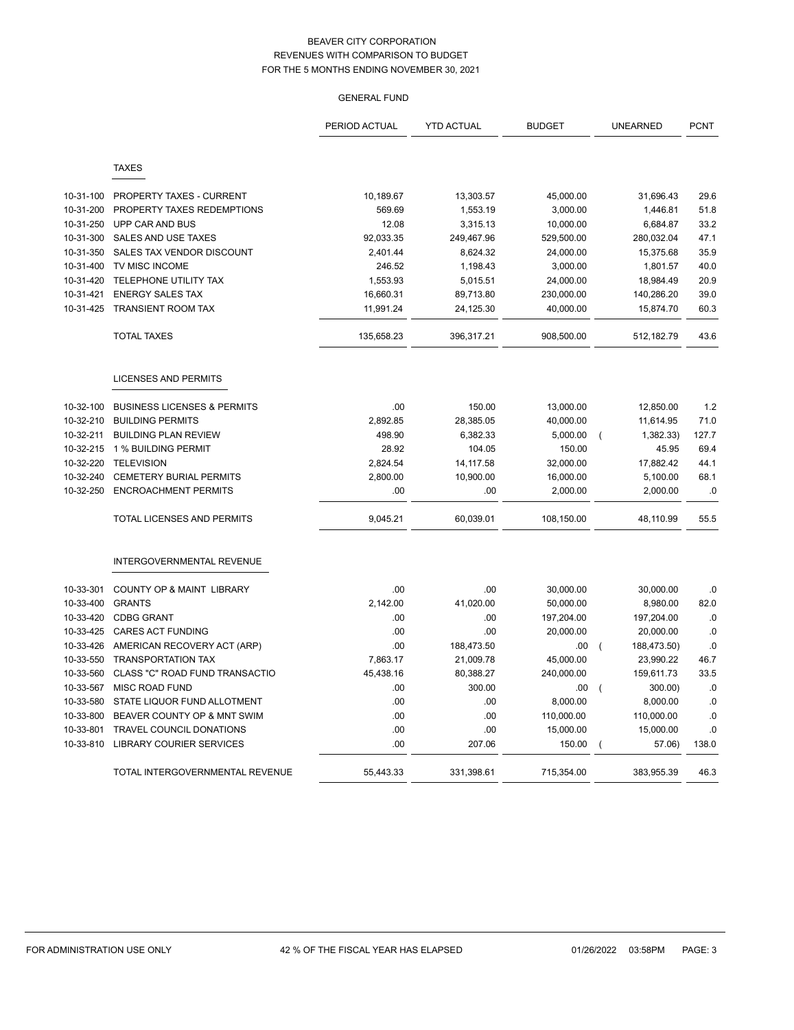BEAVER CITY CORPORATION
REVENUES WITH COMPARISON TO BUDGET
FOR THE 5 MONTHS ENDING NOVEMBER 30, 2021

GENERAL FUND

| | | PERIOD ACTUAL | YTD ACTUAL | BUDGET | UNEARNED | PCNT |
|---|---|---|---|---|---|---|
| | **TAXES** | | | | | |
| 10-31-100 | PROPERTY TAXES - CURRENT | 10,189.67 | 13,303.57 | 45,000.00 | 31,696.43 | 29.6 |
| 10-31-200 | PROPERTY TAXES REDEMPTIONS | 569.69 | 1,553.19 | 3,000.00 | 1,446.81 | 51.8 |
| 10-31-250 | UPP CAR AND BUS | 12.08 | 3,315.13 | 10,000.00 | 6,684.87 | 33.2 |
| 10-31-300 | SALES AND USE TAXES | 92,033.35 | 249,467.96 | 529,500.00 | 280,032.04 | 47.1 |
| 10-31-350 | SALES TAX VENDOR DISCOUNT | 2,401.44 | 8,624.32 | 24,000.00 | 15,375.68 | 35.9 |
| 10-31-400 | TV MISC INCOME | 246.52 | 1,198.43 | 3,000.00 | 1,801.57 | 40.0 |
| 10-31-420 | TELEPHONE UTILITY TAX | 1,553.93 | 5,015.51 | 24,000.00 | 18,984.49 | 20.9 |
| 10-31-421 | ENERGY SALES TAX | 16,660.31 | 89,713.80 | 230,000.00 | 140,286.20 | 39.0 |
| 10-31-425 | TRANSIENT ROOM TAX | 11,991.24 | 24,125.30 | 40,000.00 | 15,874.70 | 60.3 |
| | TOTAL TAXES | 135,658.23 | 396,317.21 | 908,500.00 | 512,182.79 | 43.6 |
| | **LICENSES AND PERMITS** | | | | | |
| 10-32-100 | BUSINESS LICENSES & PERMITS | .00 | 150.00 | 13,000.00 | 12,850.00 | 1.2 |
| 10-32-210 | BUILDING PERMITS | 2,892.85 | 28,385.05 | 40,000.00 | 11,614.95 | 71.0 |
| 10-32-211 | BUILDING PLAN REVIEW | 498.90 | 6,382.33 | 5,000.00 | ( 1,382.33) | 127.7 |
| 10-32-215 | 1 % BUILDING PERMIT | 28.92 | 104.05 | 150.00 | 45.95 | 69.4 |
| 10-32-220 | TELEVISION | 2,824.54 | 14,117.58 | 32,000.00 | 17,882.42 | 44.1 |
| 10-32-240 | CEMETERY BURIAL PERMITS | 2,800.00 | 10,900.00 | 16,000.00 | 5,100.00 | 68.1 |
| 10-32-250 | ENCROACHMENT PERMITS | .00 | .00 | 2,000.00 | 2,000.00 | .0 |
| | TOTAL LICENSES AND PERMITS | 9,045.21 | 60,039.01 | 108,150.00 | 48,110.99 | 55.5 |
| | **INTERGOVERNMENTAL REVENUE** | | | | | |
| 10-33-301 | COUNTY OP & MAINT LIBRARY | .00 | .00 | 30,000.00 | 30,000.00 | .0 |
| 10-33-400 | GRANTS | 2,142.00 | 41,020.00 | 50,000.00 | 8,980.00 | 82.0 |
| 10-33-420 | CDBG GRANT | .00 | .00 | 197,204.00 | 197,204.00 | .0 |
| 10-33-425 | CARES ACT FUNDING | .00 | .00 | 20,000.00 | 20,000.00 | .0 |
| 10-33-426 | AMERICAN RECOVERY ACT (ARP) | .00 | 188,473.50 | .00 | ( 188,473.50) | .0 |
| 10-33-550 | TRANSPORTATION TAX | 7,863.17 | 21,009.78 | 45,000.00 | 23,990.22 | 46.7 |
| 10-33-560 | CLASS "C" ROAD FUND TRANSACTIO | 45,438.16 | 80,388.27 | 240,000.00 | 159,611.73 | 33.5 |
| 10-33-567 | MISC ROAD FUND | .00 | 300.00 | .00 | ( 300.00) | .0 |
| 10-33-580 | STATE LIQUOR FUND ALLOTMENT | .00 | .00 | 8,000.00 | 8,000.00 | .0 |
| 10-33-800 | BEAVER COUNTY OP & MNT SWIM | .00 | .00 | 110,000.00 | 110,000.00 | .0 |
| 10-33-801 | TRAVEL COUNCIL DONATIONS | .00 | .00 | 15,000.00 | 15,000.00 | .0 |
| 10-33-810 | LIBRARY COURIER SERVICES | .00 | 207.06 | 150.00 | ( 57.06) | 138.0 |
| | TOTAL INTERGOVERNMENTAL REVENUE | 55,443.33 | 331,398.61 | 715,354.00 | 383,955.39 | 46.3 |

FOR ADMINISTRATION USE ONLY — 42 % OF THE FISCAL YEAR HAS ELAPSED — 01/26/2022 03:58PM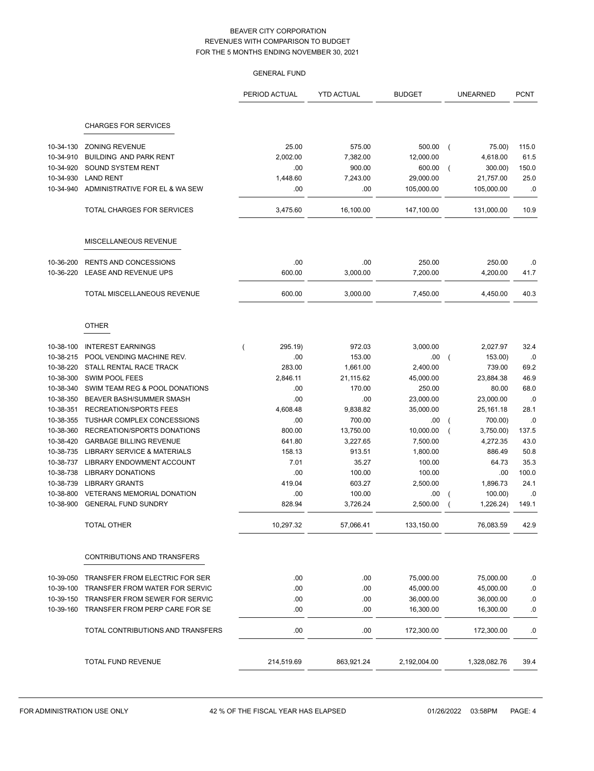# BEAVER CITY CORPORATION
## REVENUES WITH COMPARISON TO BUDGET
## FOR THE 5 MONTHS ENDING NOVEMBER 30, 2021

### GENERAL FUND

| | | PERIOD ACTUAL | YTD ACTUAL | BUDGET | UNEARNED | PCNT |
|---|---|---|---|---|---|---|
| | **CHARGES FOR SERVICES** | | | | | |
| 10-34-130 | ZONING REVENUE | 25.00 | 575.00 | 500.00 | ( 75.00) | 115.0 |
| 10-34-910 | BUILDING AND PARK RENT | 2,002.00 | 7,382.00 | 12,000.00 | 4,618.00 | 61.5 |
| 10-34-920 | SOUND SYSTEM RENT | .00 | 900.00 | 600.00 | ( 300.00) | 150.0 |
| 10-34-930 | LAND RENT | 1,448.60 | 7,243.00 | 29,000.00 | 21,757.00 | 25.0 |
| 10-34-940 | ADMINISTRATIVE FOR EL & WA SEW | .00 | .00 | 105,000.00 | 105,000.00 | .0 |
| | TOTAL CHARGES FOR SERVICES | 3,475.60 | 16,100.00 | 147,100.00 | 131,000.00 | 10.9 |
| | **MISCELLANEOUS REVENUE** | | | | | |
| 10-36-200 | RENTS AND CONCESSIONS | .00 | .00 | 250.00 | 250.00 | .0 |
| 10-36-220 | LEASE AND REVENUE UPS | 600.00 | 3,000.00 | 7,200.00 | 4,200.00 | 41.7 |
| | TOTAL MISCELLANEOUS REVENUE | 600.00 | 3,000.00 | 7,450.00 | 4,450.00 | 40.3 |
| | **OTHER** | | | | | |
| 10-38-100 | INTEREST EARNINGS | ( 295.19) | 972.03 | 3,000.00 | 2,027.97 | 32.4 |
| 10-38-215 | POOL VENDING MACHINE REV. | .00 | 153.00 | .00 | ( 153.00) | .0 |
| 10-38-220 | STALL RENTAL RACE TRACK | 283.00 | 1,661.00 | 2,400.00 | 739.00 | 69.2 |
| 10-38-300 | SWIM POOL FEES | 2,846.11 | 21,115.62 | 45,000.00 | 23,884.38 | 46.9 |
| 10-38-340 | SWIM TEAM REG & POOL DONATIONS | .00 | 170.00 | 250.00 | 80.00 | 68.0 |
| 10-38-350 | BEAVER BASH/SUMMER SMASH | .00 | .00 | 23,000.00 | 23,000.00 | .0 |
| 10-38-351 | RECREATION/SPORTS FEES | 4,608.48 | 9,838.82 | 35,000.00 | 25,161.18 | 28.1 |
| 10-38-355 | TUSHAR COMPLEX CONCESSIONS | .00 | 700.00 | .00 | ( 700.00) | .0 |
| 10-38-360 | RECREATION/SPORTS DONATIONS | 800.00 | 13,750.00 | 10,000.00 | ( 3,750.00) | 137.5 |
| 10-38-420 | GARBAGE BILLING REVENUE | 641.80 | 3,227.65 | 7,500.00 | 4,272.35 | 43.0 |
| 10-38-735 | LIBRARY SERVICE & MATERIALS | 158.13 | 913.51 | 1,800.00 | 886.49 | 50.8 |
| 10-38-737 | LIBRARY ENDOWMENT ACCOUNT | 7.01 | 35.27 | 100.00 | 64.73 | 35.3 |
| 10-38-738 | LIBRARY DONATIONS | .00 | 100.00 | 100.00 | .00 | 100.0 |
| 10-38-739 | LIBRARY GRANTS | 419.04 | 603.27 | 2,500.00 | 1,896.73 | 24.1 |
| 10-38-800 | VETERANS MEMORIAL DONATION | .00 | 100.00 | .00 | ( 100.00) | .0 |
| 10-38-900 | GENERAL FUND SUNDRY | 828.94 | 3,726.24 | 2,500.00 | ( 1,226.24) | 149.1 |
| | TOTAL OTHER | 10,297.32 | 57,066.41 | 133,150.00 | 76,083.59 | 42.9 |
| | **CONTRIBUTIONS AND TRANSFERS** | | | | | |
| 10-39-050 | TRANSFER FROM ELECTRIC FOR SER | .00 | .00 | 75,000.00 | 75,000.00 | .0 |
| 10-39-100 | TRANSFER FROM WATER FOR SERVIC | .00 | .00 | 45,000.00 | 45,000.00 | .0 |
| 10-39-150 | TRANSFER FROM SEWER FOR SERVIC | .00 | .00 | 36,000.00 | 36,000.00 | .0 |
| 10-39-160 | TRANSFER FROM PERP CARE FOR SE | .00 | .00 | 16,300.00 | 16,300.00 | .0 |
| | TOTAL CONTRIBUTIONS AND TRANSFERS | .00 | .00 | 172,300.00 | 172,300.00 | .0 |
| | TOTAL FUND REVENUE | 214,519.69 | 863,921.24 | 2,192,004.00 | 1,328,082.76 | 39.4 |

FOR ADMINISTRATION USE ONLY — 42 % OF THE FISCAL YEAR HAS ELAPSED — 01/26/2022 03:58PM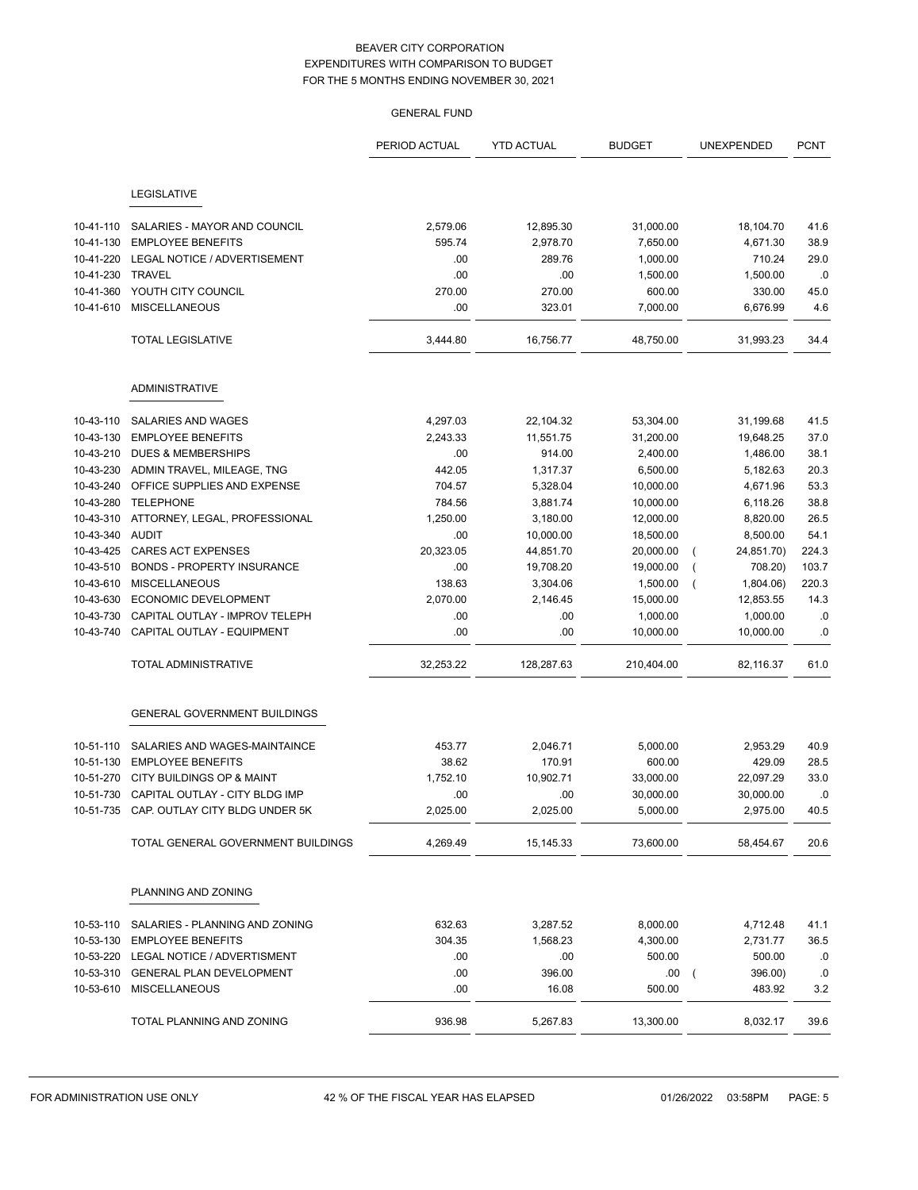BEAVER CITY CORPORATION
EXPENDITURES WITH COMPARISON TO BUDGET
FOR THE 5 MONTHS ENDING NOVEMBER 30, 2021

GENERAL FUND

| | | PERIOD ACTUAL | YTD ACTUAL | BUDGET | UNEXPENDED | PCNT |
|---|---|---|---|---|---|---|
| | **LEGISLATIVE** | | | | | |
| 10-41-110 | SALARIES - MAYOR AND COUNCIL | 2,579.06 | 12,895.30 | 31,000.00 | 18,104.70 | 41.6 |
| 10-41-130 | EMPLOYEE BENEFITS | 595.74 | 2,978.70 | 7,650.00 | 4,671.30 | 38.9 |
| 10-41-220 | LEGAL NOTICE / ADVERTISEMENT | .00 | 289.76 | 1,000.00 | 710.24 | 29.0 |
| 10-41-230 | TRAVEL | .00 | .00 | 1,500.00 | 1,500.00 | .0 |
| 10-41-360 | YOUTH CITY COUNCIL | 270.00 | 270.00 | 600.00 | 330.00 | 45.0 |
| 10-41-610 | MISCELLANEOUS | .00 | 323.01 | 7,000.00 | 6,676.99 | 4.6 |
| | TOTAL LEGISLATIVE | 3,444.80 | 16,756.77 | 48,750.00 | 31,993.23 | 34.4 |
| | **ADMINISTRATIVE** | | | | | |
| 10-43-110 | SALARIES AND WAGES | 4,297.03 | 22,104.32 | 53,304.00 | 31,199.68 | 41.5 |
| 10-43-130 | EMPLOYEE BENEFITS | 2,243.33 | 11,551.75 | 31,200.00 | 19,648.25 | 37.0 |
| 10-43-210 | DUES & MEMBERSHIPS | .00 | 914.00 | 2,400.00 | 1,486.00 | 38.1 |
| 10-43-230 | ADMIN TRAVEL, MILEAGE, TNG | 442.05 | 1,317.37 | 6,500.00 | 5,182.63 | 20.3 |
| 10-43-240 | OFFICE SUPPLIES AND EXPENSE | 704.57 | 5,328.04 | 10,000.00 | 4,671.96 | 53.3 |
| 10-43-280 | TELEPHONE | 784.56 | 3,881.74 | 10,000.00 | 6,118.26 | 38.8 |
| 10-43-310 | ATTORNEY, LEGAL, PROFESSIONAL | 1,250.00 | 3,180.00 | 12,000.00 | 8,820.00 | 26.5 |
| 10-43-340 | AUDIT | .00 | 10,000.00 | 18,500.00 | 8,500.00 | 54.1 |
| 10-43-425 | CARES ACT EXPENSES | 20,323.05 | 44,851.70 | 20,000.00 | ( 24,851.70) | 224.3 |
| 10-43-510 | BONDS - PROPERTY INSURANCE | .00 | 19,708.20 | 19,000.00 | ( 708.20) | 103.7 |
| 10-43-610 | MISCELLANEOUS | 138.63 | 3,304.06 | 1,500.00 | ( 1,804.06) | 220.3 |
| 10-43-630 | ECONOMIC DEVELOPMENT | 2,070.00 | 2,146.45 | 15,000.00 | 12,853.55 | 14.3 |
| 10-43-730 | CAPITAL OUTLAY - IMPROV TELEPH | .00 | .00 | 1,000.00 | 1,000.00 | .0 |
| 10-43-740 | CAPITAL OUTLAY - EQUIPMENT | .00 | .00 | 10,000.00 | 10,000.00 | .0 |
| | TOTAL ADMINISTRATIVE | 32,253.22 | 128,287.63 | 210,404.00 | 82,116.37 | 61.0 |
| | **GENERAL GOVERNMENT BUILDINGS** | | | | | |
| 10-51-110 | SALARIES AND WAGES-MAINTAINCE | 453.77 | 2,046.71 | 5,000.00 | 2,953.29 | 40.9 |
| 10-51-130 | EMPLOYEE BENEFITS | 38.62 | 170.91 | 600.00 | 429.09 | 28.5 |
| 10-51-270 | CITY BUILDINGS OP & MAINT | 1,752.10 | 10,902.71 | 33,000.00 | 22,097.29 | 33.0 |
| 10-51-730 | CAPITAL OUTLAY - CITY BLDG IMP | .00 | .00 | 30,000.00 | 30,000.00 | .0 |
| 10-51-735 | CAP. OUTLAY CITY BLDG UNDER 5K | 2,025.00 | 2,025.00 | 5,000.00 | 2,975.00 | 40.5 |
| | TOTAL GENERAL GOVERNMENT BUILDINGS | 4,269.49 | 15,145.33 | 73,600.00 | 58,454.67 | 20.6 |
| | **PLANNING AND ZONING** | | | | | |
| 10-53-110 | SALARIES - PLANNING AND ZONING | 632.63 | 3,287.52 | 8,000.00 | 4,712.48 | 41.1 |
| 10-53-130 | EMPLOYEE BENEFITS | 304.35 | 1,568.23 | 4,300.00 | 2,731.77 | 36.5 |
| 10-53-220 | LEGAL NOTICE / ADVERTISMENT | .00 | .00 | 500.00 | 500.00 | .0 |
| 10-53-310 | GENERAL PLAN DEVELOPMENT | .00 | 396.00 | .00 | ( 396.00) | .0 |
| 10-53-610 | MISCELLANEOUS | .00 | 16.08 | 500.00 | 483.92 | 3.2 |
| | TOTAL PLANNING AND ZONING | 936.98 | 5,267.83 | 13,300.00 | 8,032.17 | 39.6 |

FOR ADMINISTRATION USE ONLY — 42 % OF THE FISCAL YEAR HAS ELAPSED — 01/26/2022 03:58PM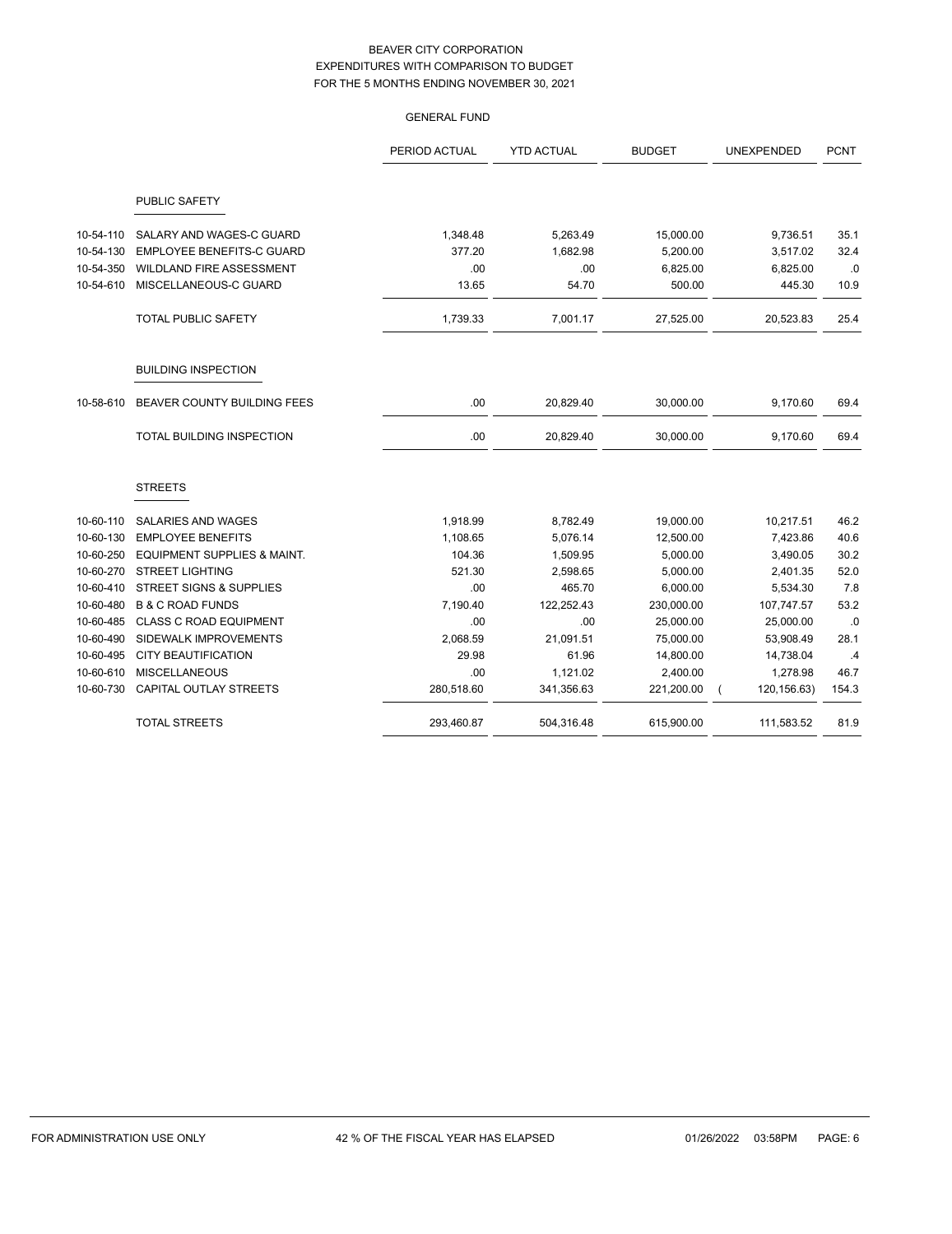BEAVER CITY CORPORATION
EXPENDITURES WITH COMPARISON TO BUDGET
FOR THE 5 MONTHS ENDING NOVEMBER 30, 2021

GENERAL FUND

| | | PERIOD ACTUAL | YTD ACTUAL | BUDGET | UNEXPENDED | PCNT |
|---|---|---|---|---|---|---|
| | **PUBLIC SAFETY** | | | | | |
| 10-54-110 | SALARY AND WAGES-C GUARD | 1,348.48 | 5,263.49 | 15,000.00 | 9,736.51 | 35.1 |
| 10-54-130 | EMPLOYEE BENEFITS-C GUARD | 377.20 | 1,682.98 | 5,200.00 | 3,517.02 | 32.4 |
| 10-54-350 | WILDLAND FIRE ASSESSMENT | .00 | .00 | 6,825.00 | 6,825.00 | .0 |
| 10-54-610 | MISCELLANEOUS-C GUARD | 13.65 | 54.70 | 500.00 | 445.30 | 10.9 |
| | TOTAL PUBLIC SAFETY | 1,739.33 | 7,001.17 | 27,525.00 | 20,523.83 | 25.4 |
| | **BUILDING INSPECTION** | | | | | |
| 10-58-610 | BEAVER COUNTY BUILDING FEES | .00 | 20,829.40 | 30,000.00 | 9,170.60 | 69.4 |
| | TOTAL BUILDING INSPECTION | .00 | 20,829.40 | 30,000.00 | 9,170.60 | 69.4 |
| | **STREETS** | | | | | |
| 10-60-110 | SALARIES AND WAGES | 1,918.99 | 8,782.49 | 19,000.00 | 10,217.51 | 46.2 |
| 10-60-130 | EMPLOYEE BENEFITS | 1,108.65 | 5,076.14 | 12,500.00 | 7,423.86 | 40.6 |
| 10-60-250 | EQUIPMENT SUPPLIES & MAINT. | 104.36 | 1,509.95 | 5,000.00 | 3,490.05 | 30.2 |
| 10-60-270 | STREET LIGHTING | 521.30 | 2,598.65 | 5,000.00 | 2,401.35 | 52.0 |
| 10-60-410 | STREET SIGNS & SUPPLIES | .00 | 465.70 | 6,000.00 | 5,534.30 | 7.8 |
| 10-60-480 | B & C ROAD FUNDS | 7,190.40 | 122,252.43 | 230,000.00 | 107,747.57 | 53.2 |
| 10-60-485 | CLASS C ROAD EQUIPMENT | .00 | .00 | 25,000.00 | 25,000.00 | .0 |
| 10-60-490 | SIDEWALK IMPROVEMENTS | 2,068.59 | 21,091.51 | 75,000.00 | 53,908.49 | 28.1 |
| 10-60-495 | CITY BEAUTIFICATION | 29.98 | 61.96 | 14,800.00 | 14,738.04 | .4 |
| 10-60-610 | MISCELLANEOUS | .00 | 1,121.02 | 2,400.00 | 1,278.98 | 46.7 |
| 10-60-730 | CAPITAL OUTLAY STREETS | 280,518.60 | 341,356.63 | 221,200.00 | ( 120,156.63) | 154.3 |
| | TOTAL STREETS | 293,460.87 | 504,316.48 | 615,900.00 | 111,583.52 | 81.9 |

FOR ADMINISTRATION USE ONLY — 42 % OF THE FISCAL YEAR HAS ELAPSED — 01/26/2022 03:58PM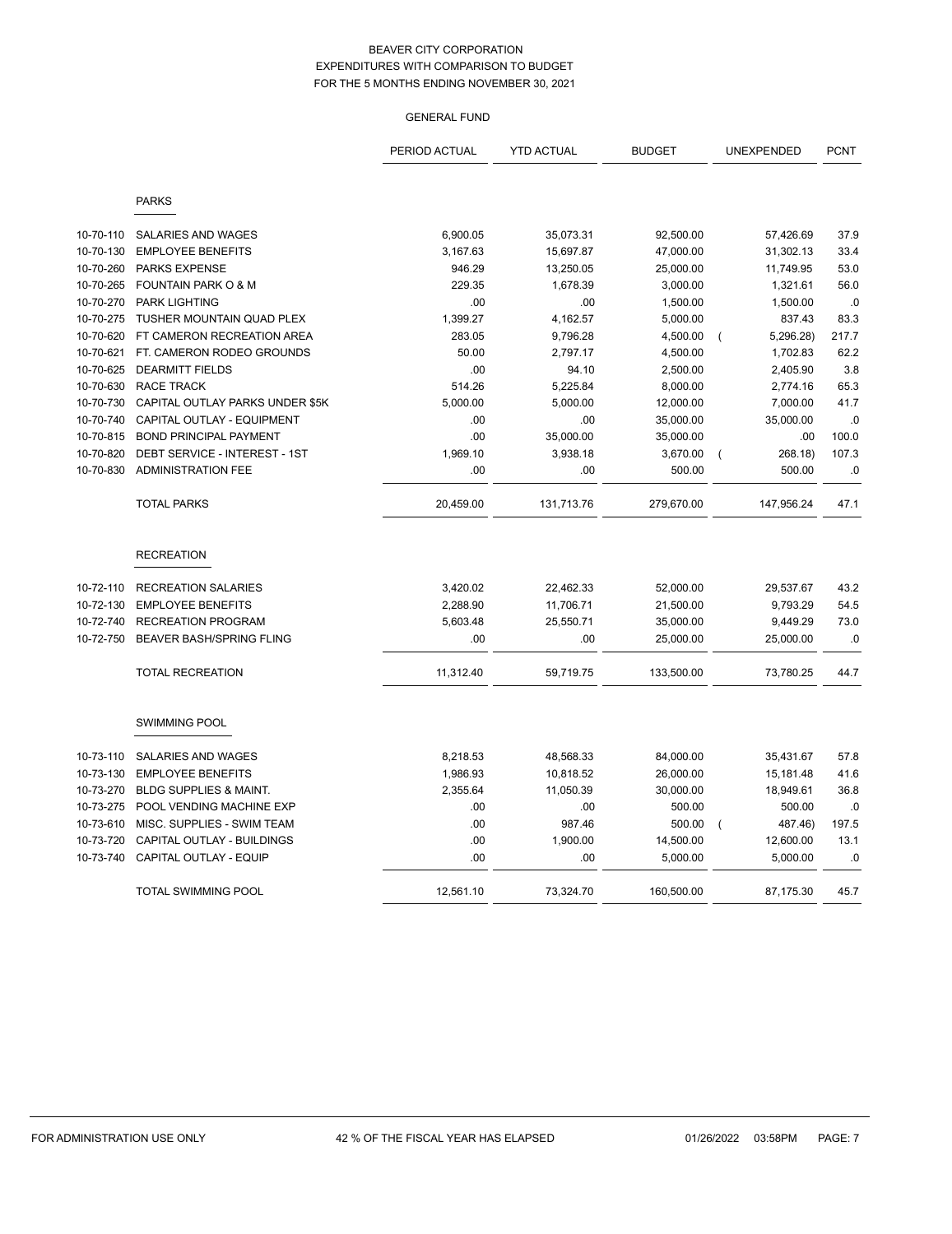BEAVER CITY CORPORATION
EXPENDITURES WITH COMPARISON TO BUDGET
FOR THE 5 MONTHS ENDING NOVEMBER 30, 2021

GENERAL FUND

| | | PERIOD ACTUAL | YTD ACTUAL | BUDGET | UNEXPENDED | PCNT |
|---|---|---|---|---|---|---|
| | **PARKS** | | | | | |
| 10-70-110 | SALARIES AND WAGES | 6,900.05 | 35,073.31 | 92,500.00 | 57,426.69 | 37.9 |
| 10-70-130 | EMPLOYEE BENEFITS | 3,167.63 | 15,697.87 | 47,000.00 | 31,302.13 | 33.4 |
| 10-70-260 | PARKS EXPENSE | 946.29 | 13,250.05 | 25,000.00 | 11,749.95 | 53.0 |
| 10-70-265 | FOUNTAIN PARK O & M | 229.35 | 1,678.39 | 3,000.00 | 1,321.61 | 56.0 |
| 10-70-270 | PARK LIGHTING | .00 | .00 | 1,500.00 | 1,500.00 | .0 |
| 10-70-275 | TUSHER MOUNTAIN QUAD PLEX | 1,399.27 | 4,162.57 | 5,000.00 | 837.43 | 83.3 |
| 10-70-620 | FT CAMERON RECREATION AREA | 283.05 | 9,796.28 | 4,500.00 | ( 5,296.28) | 217.7 |
| 10-70-621 | FT. CAMERON RODEO GROUNDS | 50.00 | 2,797.17 | 4,500.00 | 1,702.83 | 62.2 |
| 10-70-625 | DEARMITT FIELDS | .00 | 94.10 | 2,500.00 | 2,405.90 | 3.8 |
| 10-70-630 | RACE TRACK | 514.26 | 5,225.84 | 8,000.00 | 2,774.16 | 65.3 |
| 10-70-730 | CAPITAL OUTLAY PARKS UNDER $5K | 5,000.00 | 5,000.00 | 12,000.00 | 7,000.00 | 41.7 |
| 10-70-740 | CAPITAL OUTLAY - EQUIPMENT | .00 | .00 | 35,000.00 | 35,000.00 | .0 |
| 10-70-815 | BOND PRINCIPAL PAYMENT | .00 | 35,000.00 | 35,000.00 | .00 | 100.0 |
| 10-70-820 | DEBT SERVICE - INTEREST - 1ST | 1,969.10 | 3,938.18 | 3,670.00 | ( 268.18) | 107.3 |
| 10-70-830 | ADMINISTRATION FEE | .00 | .00 | 500.00 | 500.00 | .0 |
| | TOTAL PARKS | 20,459.00 | 131,713.76 | 279,670.00 | 147,956.24 | 47.1 |
| | **RECREATION** | | | | | |
| 10-72-110 | RECREATION SALARIES | 3,420.02 | 22,462.33 | 52,000.00 | 29,537.67 | 43.2 |
| 10-72-130 | EMPLOYEE BENEFITS | 2,288.90 | 11,706.71 | 21,500.00 | 9,793.29 | 54.5 |
| 10-72-740 | RECREATION PROGRAM | 5,603.48 | 25,550.71 | 35,000.00 | 9,449.29 | 73.0 |
| 10-72-750 | BEAVER BASH/SPRING FLING | .00 | .00 | 25,000.00 | 25,000.00 | .0 |
| | TOTAL RECREATION | 11,312.40 | 59,719.75 | 133,500.00 | 73,780.25 | 44.7 |
| | **SWIMMING POOL** | | | | | |
| 10-73-110 | SALARIES AND WAGES | 8,218.53 | 48,568.33 | 84,000.00 | 35,431.67 | 57.8 |
| 10-73-130 | EMPLOYEE BENEFITS | 1,986.93 | 10,818.52 | 26,000.00 | 15,181.48 | 41.6 |
| 10-73-270 | BLDG SUPPLIES & MAINT. | 2,355.64 | 11,050.39 | 30,000.00 | 18,949.61 | 36.8 |
| 10-73-275 | POOL VENDING MACHINE EXP | .00 | .00 | 500.00 | 500.00 | .0 |
| 10-73-610 | MISC. SUPPLIES - SWIM TEAM | .00 | 987.46 | 500.00 | ( 487.46) | 197.5 |
| 10-73-720 | CAPITAL OUTLAY - BUILDINGS | .00 | 1,900.00 | 14,500.00 | 12,600.00 | 13.1 |
| 10-73-740 | CAPITAL OUTLAY - EQUIP | .00 | .00 | 5,000.00 | 5,000.00 | .0 |
| | TOTAL SWIMMING POOL | 12,561.10 | 73,324.70 | 160,500.00 | 87,175.30 | 45.7 |

FOR ADMINISTRATION USE ONLY 42 % OF THE FISCAL YEAR HAS ELAPSED 01/26/2022 03:58PM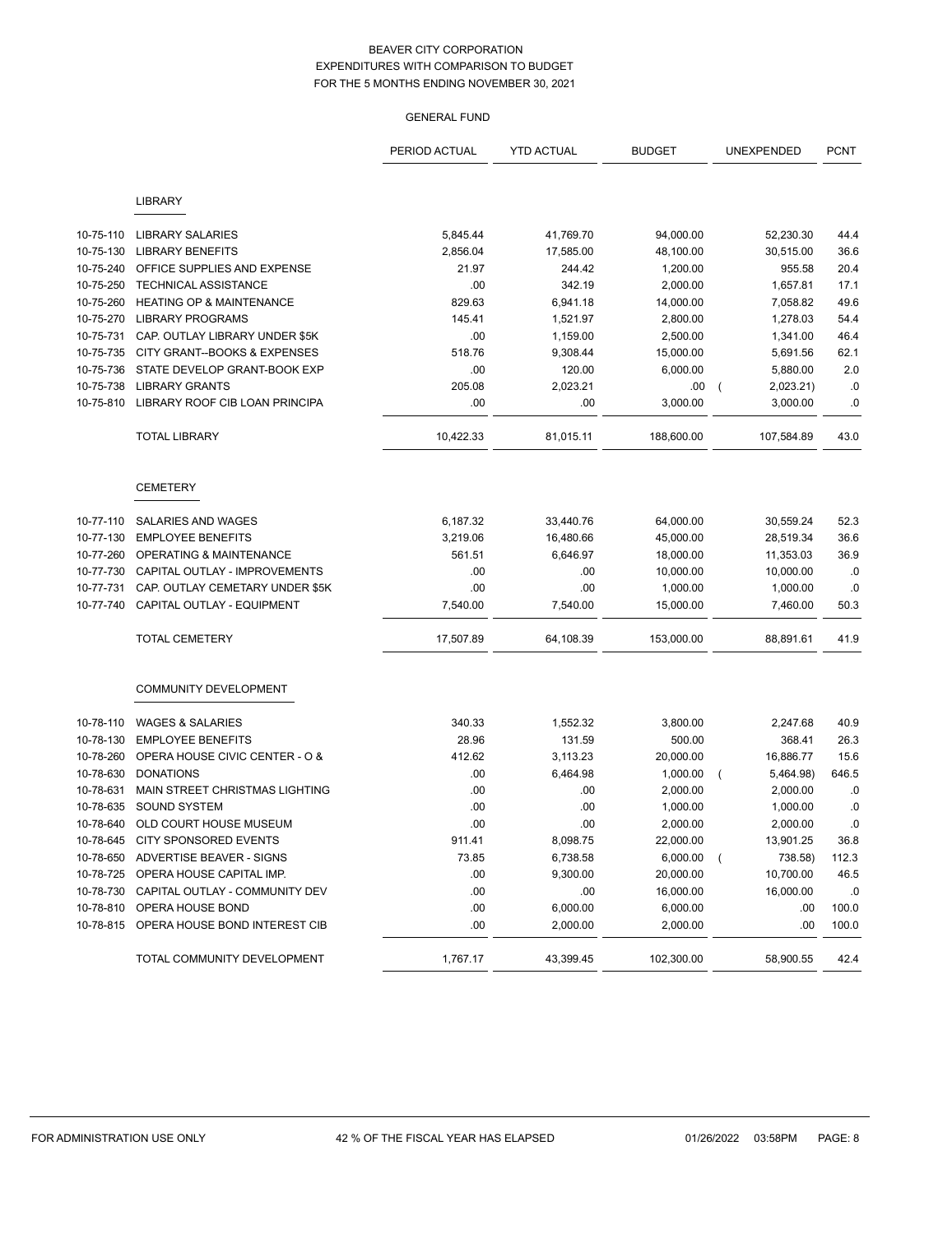BEAVER CITY CORPORATION
EXPENDITURES WITH COMPARISON TO BUDGET
FOR THE 5 MONTHS ENDING NOVEMBER 30, 2021

GENERAL FUND

| | | PERIOD ACTUAL | YTD ACTUAL | BUDGET | UNEXPENDED | PCNT |
|---|---|---|---|---|---|---|
| | **LIBRARY** | | | | | |
| 10-75-110 | LIBRARY SALARIES | 5,845.44 | 41,769.70 | 94,000.00 | 52,230.30 | 44.4 |
| 10-75-130 | LIBRARY BENEFITS | 2,856.04 | 17,585.00 | 48,100.00 | 30,515.00 | 36.6 |
| 10-75-240 | OFFICE SUPPLIES AND EXPENSE | 21.97 | 244.42 | 1,200.00 | 955.58 | 20.4 |
| 10-75-250 | TECHNICAL ASSISTANCE | .00 | 342.19 | 2,000.00 | 1,657.81 | 17.1 |
| 10-75-260 | HEATING OP & MAINTENANCE | 829.63 | 6,941.18 | 14,000.00 | 7,058.82 | 49.6 |
| 10-75-270 | LIBRARY PROGRAMS | 145.41 | 1,521.97 | 2,800.00 | 1,278.03 | 54.4 |
| 10-75-731 | CAP. OUTLAY LIBRARY UNDER $5K | .00 | 1,159.00 | 2,500.00 | 1,341.00 | 46.4 |
| 10-75-735 | CITY GRANT--BOOKS & EXPENSES | 518.76 | 9,308.44 | 15,000.00 | 5,691.56 | 62.1 |
| 10-75-736 | STATE DEVELOP GRANT-BOOK EXP | .00 | 120.00 | 6,000.00 | 5,880.00 | 2.0 |
| 10-75-738 | LIBRARY GRANTS | 205.08 | 2,023.21 | .00 | ( 2,023.21) | .0 |
| 10-75-810 | LIBRARY ROOF CIB LOAN PRINCIPA | .00 | .00 | 3,000.00 | 3,000.00 | .0 |
| | TOTAL LIBRARY | 10,422.33 | 81,015.11 | 188,600.00 | 107,584.89 | 43.0 |
| | **CEMETERY** | | | | | |
| 10-77-110 | SALARIES AND WAGES | 6,187.32 | 33,440.76 | 64,000.00 | 30,559.24 | 52.3 |
| 10-77-130 | EMPLOYEE BENEFITS | 3,219.06 | 16,480.66 | 45,000.00 | 28,519.34 | 36.6 |
| 10-77-260 | OPERATING & MAINTENANCE | 561.51 | 6,646.97 | 18,000.00 | 11,353.03 | 36.9 |
| 10-77-730 | CAPITAL OUTLAY - IMPROVEMENTS | .00 | .00 | 10,000.00 | 10,000.00 | .0 |
| 10-77-731 | CAP. OUTLAY CEMETARY UNDER $5K | .00 | .00 | 1,000.00 | 1,000.00 | .0 |
| 10-77-740 | CAPITAL OUTLAY - EQUIPMENT | 7,540.00 | 7,540.00 | 15,000.00 | 7,460.00 | 50.3 |
| | TOTAL CEMETERY | 17,507.89 | 64,108.39 | 153,000.00 | 88,891.61 | 41.9 |
| | **COMMUNITY DEVELOPMENT** | | | | | |
| 10-78-110 | WAGES & SALARIES | 340.33 | 1,552.32 | 3,800.00 | 2,247.68 | 40.9 |
| 10-78-130 | EMPLOYEE BENEFITS | 28.96 | 131.59 | 500.00 | 368.41 | 26.3 |
| 10-78-260 | OPERA HOUSE CIVIC CENTER - O & | 412.62 | 3,113.23 | 20,000.00 | 16,886.77 | 15.6 |
| 10-78-630 | DONATIONS | .00 | 6,464.98 | 1,000.00 | ( 5,464.98) | 646.5 |
| 10-78-631 | MAIN STREET CHRISTMAS LIGHTING | .00 | .00 | 2,000.00 | 2,000.00 | .0 |
| 10-78-635 | SOUND SYSTEM | .00 | .00 | 1,000.00 | 1,000.00 | .0 |
| 10-78-640 | OLD COURT HOUSE MUSEUM | .00 | .00 | 2,000.00 | 2,000.00 | .0 |
| 10-78-645 | CITY SPONSORED EVENTS | 911.41 | 8,098.75 | 22,000.00 | 13,901.25 | 36.8 |
| 10-78-650 | ADVERTISE BEAVER - SIGNS | 73.85 | 6,738.58 | 6,000.00 | ( 738.58) | 112.3 |
| 10-78-725 | OPERA HOUSE CAPITAL IMP. | .00 | 9,300.00 | 20,000.00 | 10,700.00 | 46.5 |
| 10-78-730 | CAPITAL OUTLAY - COMMUNITY DEV | .00 | .00 | 16,000.00 | 16,000.00 | .0 |
| 10-78-810 | OPERA HOUSE BOND | .00 | 6,000.00 | 6,000.00 | .00 | 100.0 |
| 10-78-815 | OPERA HOUSE BOND INTEREST CIB | .00 | 2,000.00 | 2,000.00 | .00 | 100.0 |
| | TOTAL COMMUNITY DEVELOPMENT | 1,767.17 | 43,399.45 | 102,300.00 | 58,900.55 | 42.4 |

FOR ADMINISTRATION USE ONLY — 42 % OF THE FISCAL YEAR HAS ELAPSED — 01/26/2022 03:58PM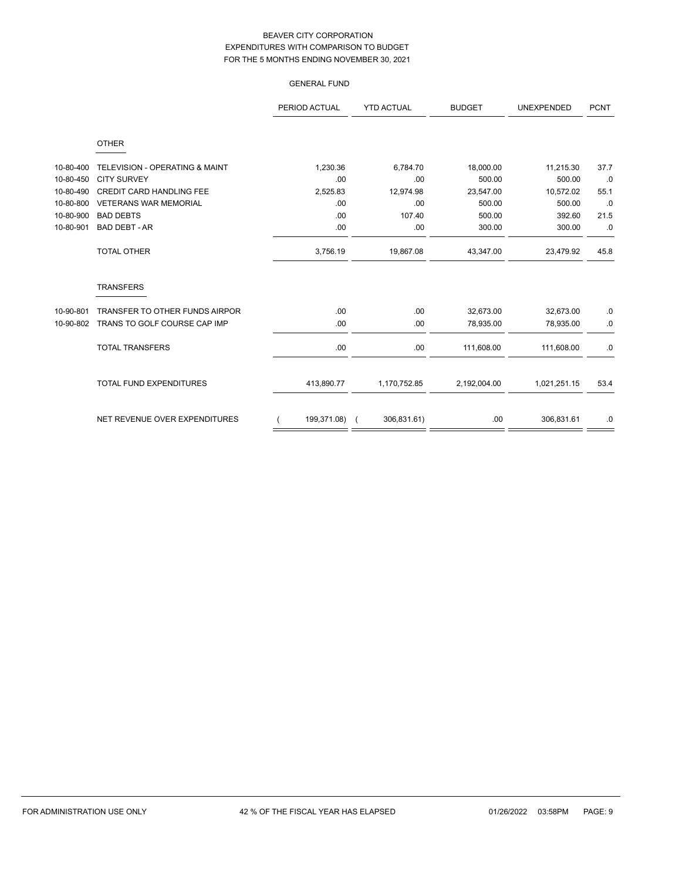BEAVER CITY CORPORATION
EXPENDITURES WITH COMPARISON TO BUDGET
FOR THE 5 MONTHS ENDING NOVEMBER 30, 2021

GENERAL FUND

| | | PERIOD ACTUAL | YTD ACTUAL | BUDGET | UNEXPENDED | PCNT |
|---|---|---|---|---|---|---|
| | **OTHER** | | | | | |
| 10-80-400 | TELEVISION - OPERATING & MAINT | 1,230.36 | 6,784.70 | 18,000.00 | 11,215.30 | 37.7 |
| 10-80-450 | CITY SURVEY | .00 | .00 | 500.00 | 500.00 | .0 |
| 10-80-490 | CREDIT CARD HANDLING FEE | 2,525.83 | 12,974.98 | 23,547.00 | 10,572.02 | 55.1 |
| 10-80-800 | VETERANS WAR MEMORIAL | .00 | .00 | 500.00 | 500.00 | .0 |
| 10-80-900 | BAD DEBTS | .00 | 107.40 | 500.00 | 392.60 | 21.5 |
| 10-80-901 | BAD DEBT - AR | .00 | .00 | 300.00 | 300.00 | .0 |
| | TOTAL OTHER | 3,756.19 | 19,867.08 | 43,347.00 | 23,479.92 | 45.8 |
| | **TRANSFERS** | | | | | |
| 10-90-801 | TRANSFER TO OTHER FUNDS AIRPOR | .00 | .00 | 32,673.00 | 32,673.00 | .0 |
| 10-90-802 | TRANS TO GOLF COURSE CAP IMP | .00 | .00 | 78,935.00 | 78,935.00 | .0 |
| | TOTAL TRANSFERS | .00 | .00 | 111,608.00 | 111,608.00 | .0 |
| | TOTAL FUND EXPENDITURES | 413,890.77 | 1,170,752.85 | 2,192,004.00 | 1,021,251.15 | 53.4 |
| | NET REVENUE OVER EXPENDITURES | ( 199,371.08) | ( 306,831.61) | .00 | 306,831.61 | .0 |

FOR ADMINISTRATION USE ONLY 42 % OF THE FISCAL YEAR HAS ELAPSED 01/26/2022 03:58PM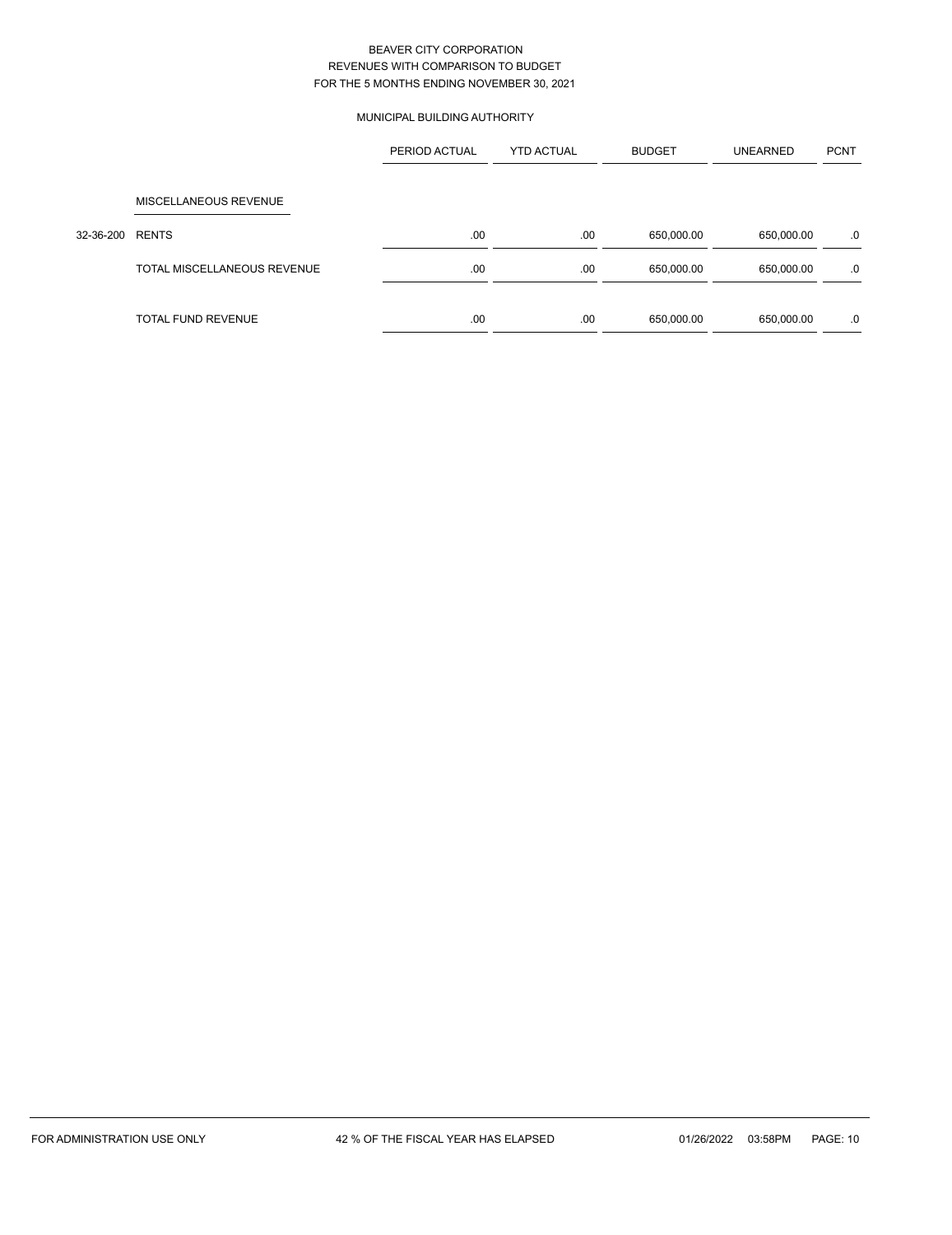# BEAVER CITY CORPORATION
## REVENUES WITH COMPARISON TO BUDGET
## FOR THE 5 MONTHS ENDING NOVEMBER 30, 2021

### MUNICIPAL BUILDING AUTHORITY

| | | PERIOD ACTUAL | YTD ACTUAL | BUDGET | UNEARNED | PCNT |
|---|---|---|---|---|---|---|
| | MISCELLANEOUS REVENUE | | | | | |
| 32-36-200 | RENTS | .00 | .00 | 650,000.00 | 650,000.00 | .0 |
| | TOTAL MISCELLANEOUS REVENUE | .00 | .00 | 650,000.00 | 650,000.00 | .0 |
| | TOTAL FUND REVENUE | .00 | .00 | 650,000.00 | 650,000.00 | .0 |

FOR ADMINISTRATION USE ONLY 42 % OF THE FISCAL YEAR HAS ELAPSED 01/26/2022 03:58PM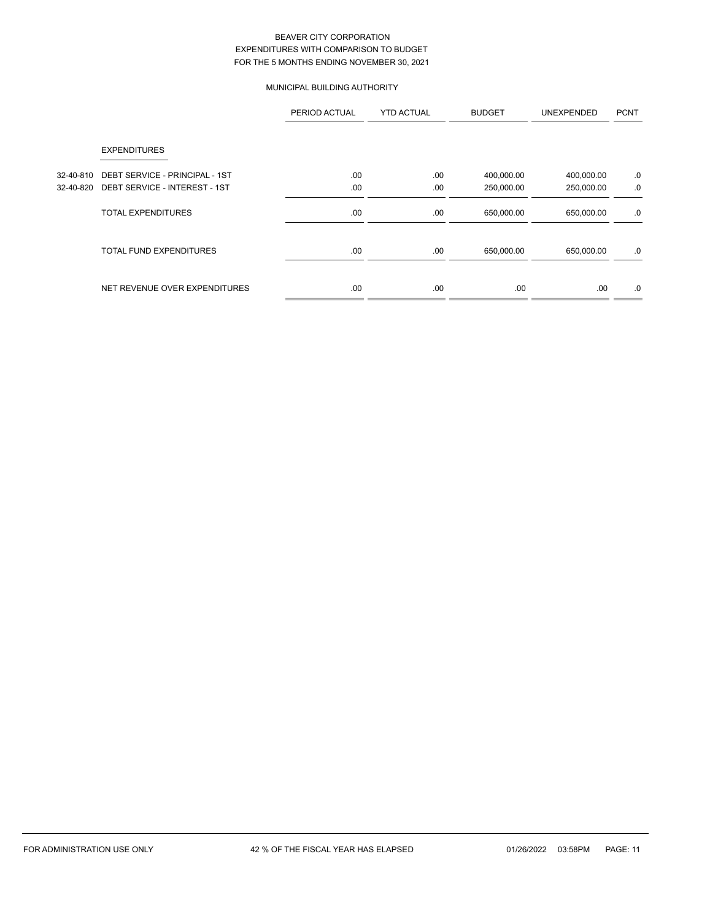# BEAVER CITY CORPORATION
## EXPENDITURES WITH COMPARISON TO BUDGET
## FOR THE 5 MONTHS ENDING NOVEMBER 30, 2021

### MUNICIPAL BUILDING AUTHORITY

| | | PERIOD ACTUAL | YTD ACTUAL | BUDGET | UNEXPENDED | PCNT |
|---|---|---|---|---|---|---|
| | **EXPENDITURES** | | | | | |
| 32-40-810 | DEBT SERVICE - PRINCIPAL - 1ST | .00 | .00 | 400,000.00 | 400,000.00 | .0 |
| 32-40-820 | DEBT SERVICE - INTEREST - 1ST | .00 | .00 | 250,000.00 | 250,000.00 | .0 |
| | TOTAL EXPENDITURES | .00 | .00 | 650,000.00 | 650,000.00 | .0 |
| | TOTAL FUND EXPENDITURES | .00 | .00 | 650,000.00 | 650,000.00 | .0 |
| | NET REVENUE OVER EXPENDITURES | .00 | .00 | .00 | .00 | .0 |

FOR ADMINISTRATION USE ONLY — 42 % OF THE FISCAL YEAR HAS ELAPSED — 01/26/2022 03:58PM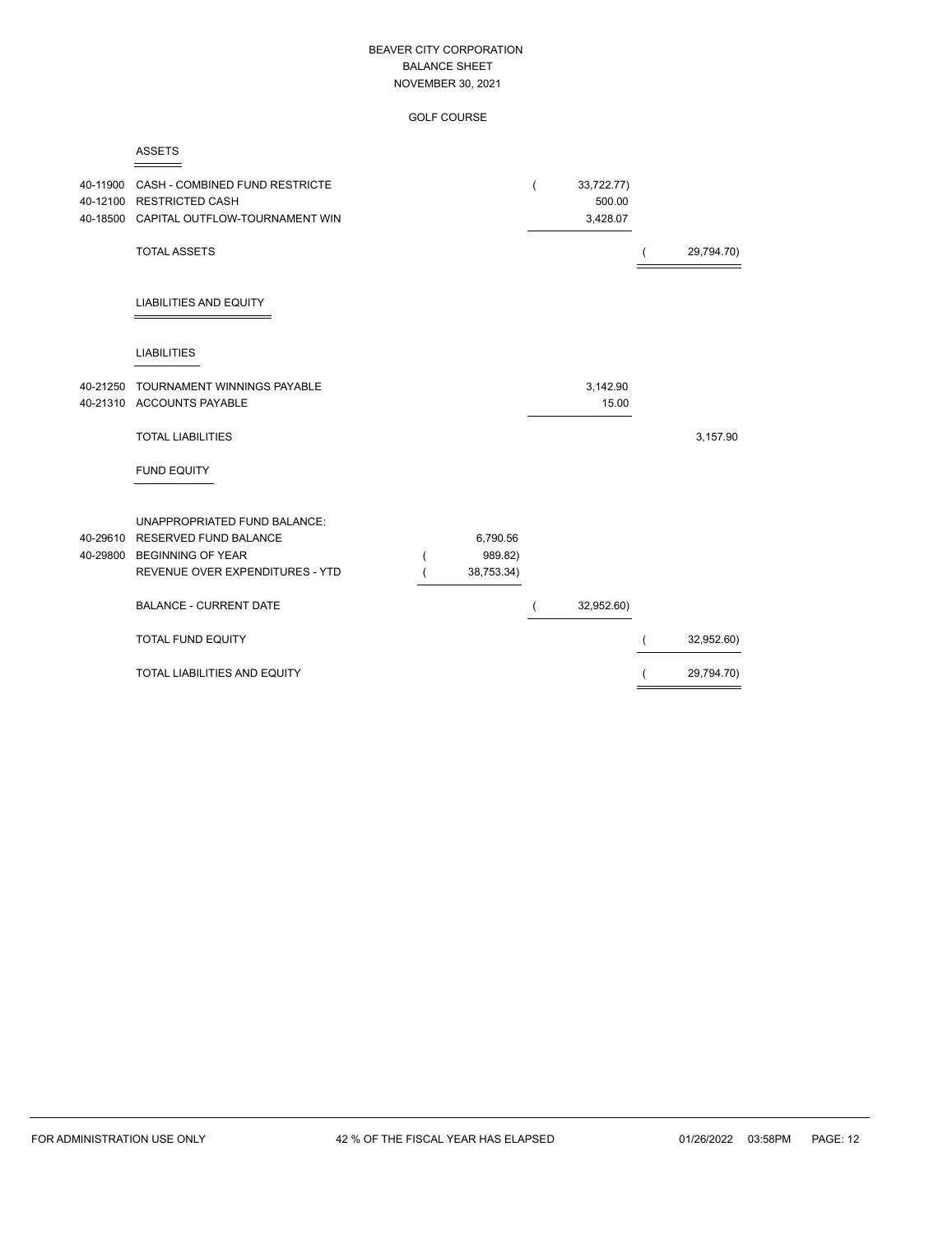# BEAVER CITY CORPORATION
## BALANCE SHEET
### NOVEMBER 30, 2021

### GOLF COURSE

**ASSETS**

| Account | Description | | | |
|---|---|---|---|---|
| 40-11900 | CASH - COMBINED FUND RESTRICTE | | ( 33,722.77) | |
| 40-12100 | RESTRICTED CASH | | 500.00 | |
| 40-18500 | CAPITAL OUTFLOW-TOURNAMENT WIN | | 3,428.07 | |
| | TOTAL ASSETS | | | ( 29,794.70) |

**LIABILITIES AND EQUITY**

**LIABILITIES**

| Account | Description | | | |
|---|---|---|---|---|
| 40-21250 | TOURNAMENT WINNINGS PAYABLE | | 3,142.90 | |
| 40-21310 | ACCOUNTS PAYABLE | | 15.00 | |
| | TOTAL LIABILITIES | | | 3,157.90 |

**FUND EQUITY**

| Account | Description | | | |
|---|---|---|---|---|
| | UNAPPROPRIATED FUND BALANCE: | | | |
| 40-29610 | RESERVED FUND BALANCE | 6,790.56 | | |
| 40-29800 | BEGINNING OF YEAR | ( 989.82) | | |
| | REVENUE OVER EXPENDITURES - YTD | ( 38,753.34) | | |
| | BALANCE - CURRENT DATE | | ( 32,952.60) | |
| | TOTAL FUND EQUITY | | | ( 32,952.60) |
| | TOTAL LIABILITIES AND EQUITY | | | ( 29,794.70) |

FOR ADMINISTRATION USE ONLY — 42 % OF THE FISCAL YEAR HAS ELAPSED — 01/26/2022 03:58PM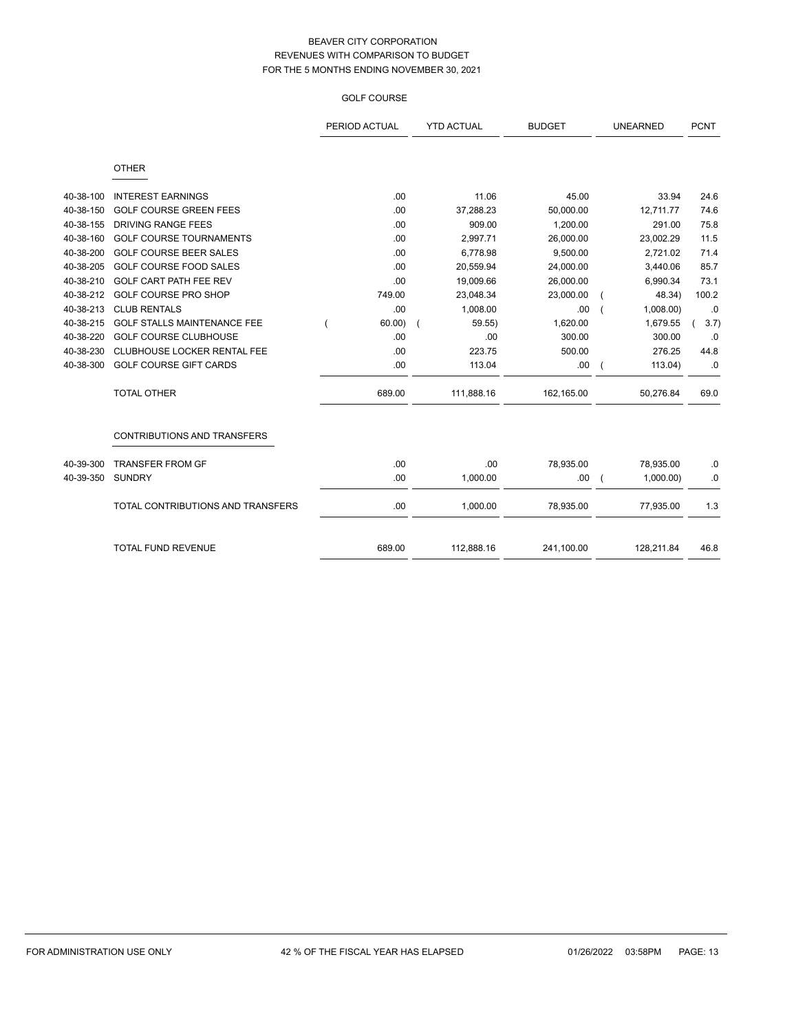BEAVER CITY CORPORATION
REVENUES WITH COMPARISON TO BUDGET
FOR THE 5 MONTHS ENDING NOVEMBER 30, 2021

GOLF COURSE

| | | PERIOD ACTUAL | YTD ACTUAL | BUDGET | UNEARNED | PCNT |
|---|---|---|---|---|---|---|
| | **OTHER** | | | | | |
| 40-38-100 | INTEREST EARNINGS | .00 | 11.06 | 45.00 | 33.94 | 24.6 |
| 40-38-150 | GOLF COURSE GREEN FEES | .00 | 37,288.23 | 50,000.00 | 12,711.77 | 74.6 |
| 40-38-155 | DRIVING RANGE FEES | .00 | 909.00 | 1,200.00 | 291.00 | 75.8 |
| 40-38-160 | GOLF COURSE TOURNAMENTS | .00 | 2,997.71 | 26,000.00 | 23,002.29 | 11.5 |
| 40-38-200 | GOLF COURSE BEER SALES | .00 | 6,778.98 | 9,500.00 | 2,721.02 | 71.4 |
| 40-38-205 | GOLF COURSE FOOD SALES | .00 | 20,559.94 | 24,000.00 | 3,440.06 | 85.7 |
| 40-38-210 | GOLF CART PATH FEE REV | .00 | 19,009.66 | 26,000.00 | 6,990.34 | 73.1 |
| 40-38-212 | GOLF COURSE PRO SHOP | 749.00 | 23,048.34 | 23,000.00 | ( 48.34) | 100.2 |
| 40-38-213 | CLUB RENTALS | .00 | 1,008.00 | .00 | ( 1,008.00) | .0 |
| 40-38-215 | GOLF STALLS MAINTENANCE FEE | ( 60.00) | ( 59.55) | 1,620.00 | 1,679.55 | ( 3.7) |
| 40-38-220 | GOLF COURSE CLUBHOUSE | .00 | .00 | 300.00 | 300.00 | .0 |
| 40-38-230 | CLUBHOUSE LOCKER RENTAL FEE | .00 | 223.75 | 500.00 | 276.25 | 44.8 |
| 40-38-300 | GOLF COURSE GIFT CARDS | .00 | 113.04 | .00 | ( 113.04) | .0 |
| | TOTAL OTHER | 689.00 | 111,888.16 | 162,165.00 | 50,276.84 | 69.0 |
| | **CONTRIBUTIONS AND TRANSFERS** | | | | | |
| 40-39-300 | TRANSFER FROM GF | .00 | .00 | 78,935.00 | 78,935.00 | .0 |
| 40-39-350 | SUNDRY | .00 | 1,000.00 | .00 | ( 1,000.00) | .0 |
| | TOTAL CONTRIBUTIONS AND TRANSFERS | .00 | 1,000.00 | 78,935.00 | 77,935.00 | 1.3 |
| | TOTAL FUND REVENUE | 689.00 | 112,888.16 | 241,100.00 | 128,211.84 | 46.8 |

FOR ADMINISTRATION USE ONLY — 42 % OF THE FISCAL YEAR HAS ELAPSED — 01/26/2022 03:58PM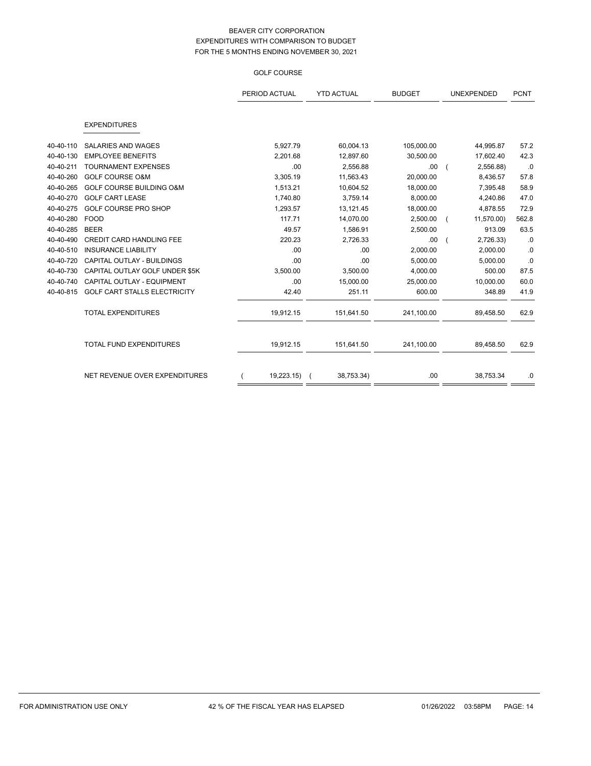BEAVER CITY CORPORATION
EXPENDITURES WITH COMPARISON TO BUDGET
FOR THE 5 MONTHS ENDING NOVEMBER 30, 2021

GOLF COURSE

| | | PERIOD ACTUAL | YTD ACTUAL | BUDGET | UNEXPENDED | PCNT |
|---|---|---|---|---|---|---|
| | EXPENDITURES | | | | | |
| 40-40-110 | SALARIES AND WAGES | 5,927.79 | 60,004.13 | 105,000.00 | 44,995.87 | 57.2 |
| 40-40-130 | EMPLOYEE BENEFITS | 2,201.68 | 12,897.60 | 30,500.00 | 17,602.40 | 42.3 |
| 40-40-211 | TOURNAMENT EXPENSES | .00 | 2,556.88 | .00 | ( 2,556.88) | .0 |
| 40-40-260 | GOLF COURSE O&M | 3,305.19 | 11,563.43 | 20,000.00 | 8,436.57 | 57.8 |
| 40-40-265 | GOLF COURSE BUILDING O&M | 1,513.21 | 10,604.52 | 18,000.00 | 7,395.48 | 58.9 |
| 40-40-270 | GOLF CART LEASE | 1,740.80 | 3,759.14 | 8,000.00 | 4,240.86 | 47.0 |
| 40-40-275 | GOLF COURSE PRO SHOP | 1,293.57 | 13,121.45 | 18,000.00 | 4,878.55 | 72.9 |
| 40-40-280 | FOOD | 117.71 | 14,070.00 | 2,500.00 | ( 11,570.00) | 562.8 |
| 40-40-285 | BEER | 49.57 | 1,586.91 | 2,500.00 | 913.09 | 63.5 |
| 40-40-490 | CREDIT CARD HANDLING FEE | 220.23 | 2,726.33 | .00 | ( 2,726.33) | .0 |
| 40-40-510 | INSURANCE LIABILITY | .00 | .00 | 2,000.00 | 2,000.00 | .0 |
| 40-40-720 | CAPITAL OUTLAY - BUILDINGS | .00 | .00 | 5,000.00 | 5,000.00 | .0 |
| 40-40-730 | CAPITAL OUTLAY GOLF UNDER $5K | 3,500.00 | 3,500.00 | 4,000.00 | 500.00 | 87.5 |
| 40-40-740 | CAPITAL OUTLAY - EQUIPMENT | .00 | 15,000.00 | 25,000.00 | 10,000.00 | 60.0 |
| 40-40-815 | GOLF CART STALLS ELECTRICITY | 42.40 | 251.11 | 600.00 | 348.89 | 41.9 |
| | TOTAL EXPENDITURES | 19,912.15 | 151,641.50 | 241,100.00 | 89,458.50 | 62.9 |
| | TOTAL FUND EXPENDITURES | 19,912.15 | 151,641.50 | 241,100.00 | 89,458.50 | 62.9 |
| | NET REVENUE OVER EXPENDITURES | ( 19,223.15) | ( 38,753.34) | .00 | 38,753.34 | .0 |

FOR ADMINISTRATION USE ONLY — 42 % OF THE FISCAL YEAR HAS ELAPSED — 01/26/2022 03:58PM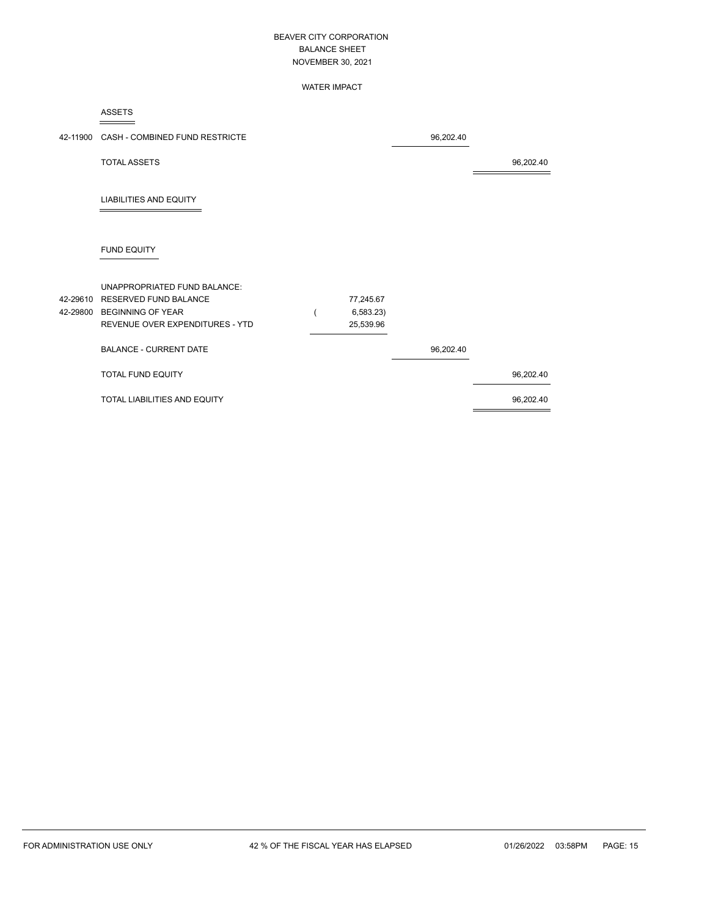# BEAVER CITY CORPORATION
## BALANCE SHEET
## NOVEMBER 30, 2021

### WATER IMPACT

**ASSETS**

| Account | Description | | | |
|---|---|---|---|---|
| 42-11900 | CASH - COMBINED FUND RESTRICTE | | 96,202.40 | |
| | TOTAL ASSETS | | | 96,202.40 |

**LIABILITIES AND EQUITY**

**FUND EQUITY**

| Account | Description | | | |
|---|---|---|---|---|
| | UNAPPROPRIATED FUND BALANCE: | | | |
| 42-29610 | RESERVED FUND BALANCE | 77,245.67 | | |
| 42-29800 | BEGINNING OF YEAR | ( 6,583.23) | | |
| | REVENUE OVER EXPENDITURES - YTD | 25,539.96 | | |
| | BALANCE - CURRENT DATE | | 96,202.40 | |
| | TOTAL FUND EQUITY | | | 96,202.40 |
| | TOTAL LIABILITIES AND EQUITY | | | 96,202.40 |

FOR ADMINISTRATION USE ONLY — 42 % OF THE FISCAL YEAR HAS ELAPSED — 01/26/2022 03:58PM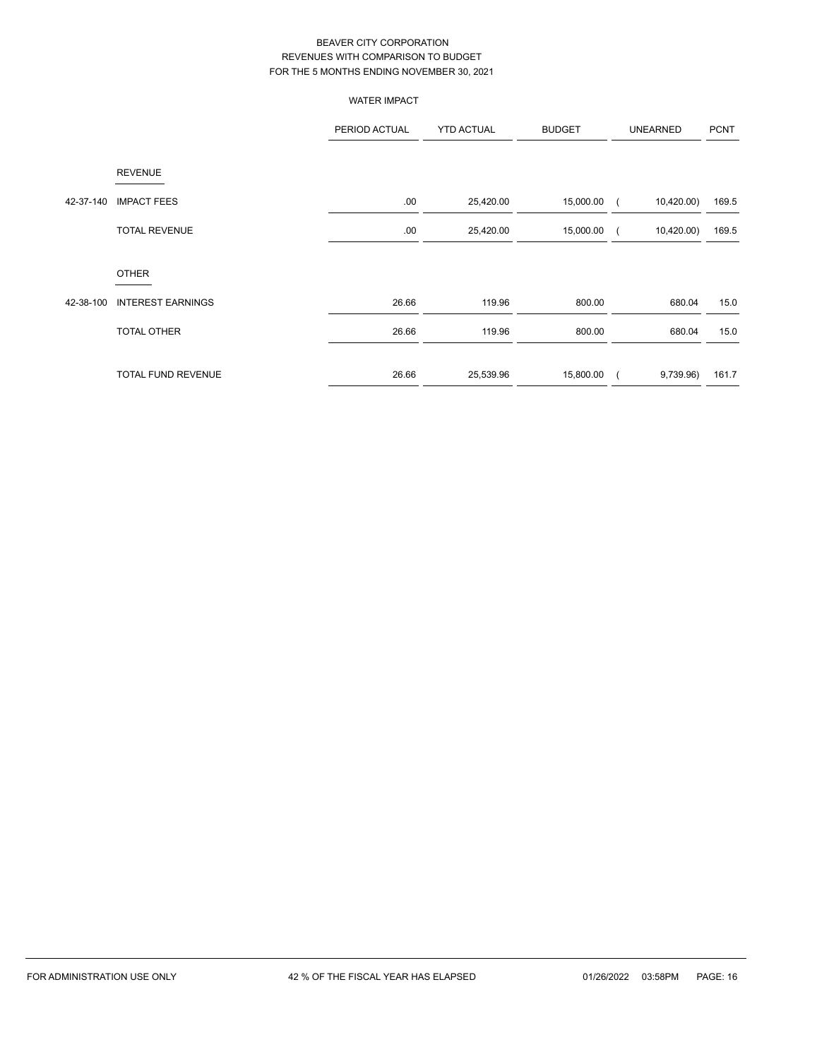# BEAVER CITY CORPORATION
## REVENUES WITH COMPARISON TO BUDGET
### FOR THE 5 MONTHS ENDING NOVEMBER 30, 2021

WATER IMPACT

| | | PERIOD ACTUAL | YTD ACTUAL | BUDGET | UNEARNED | PCNT |
|---|---|---|---|---|---|---|
| | REVENUE | | | | | |
| 42-37-140 | IMPACT FEES | .00 | 25,420.00 | 15,000.00 | ( 10,420.00) | 169.5 |
| | TOTAL REVENUE | .00 | 25,420.00 | 15,000.00 | ( 10,420.00) | 169.5 |
| | OTHER | | | | | |
| 42-38-100 | INTEREST EARNINGS | 26.66 | 119.96 | 800.00 | 680.04 | 15.0 |
| | TOTAL OTHER | 26.66 | 119.96 | 800.00 | 680.04 | 15.0 |
| | TOTAL FUND REVENUE | 26.66 | 25,539.96 | 15,800.00 | ( 9,739.96) | 161.7 |

FOR ADMINISTRATION USE ONLY — 42 % OF THE FISCAL YEAR HAS ELAPSED — 01/26/2022 03:58PM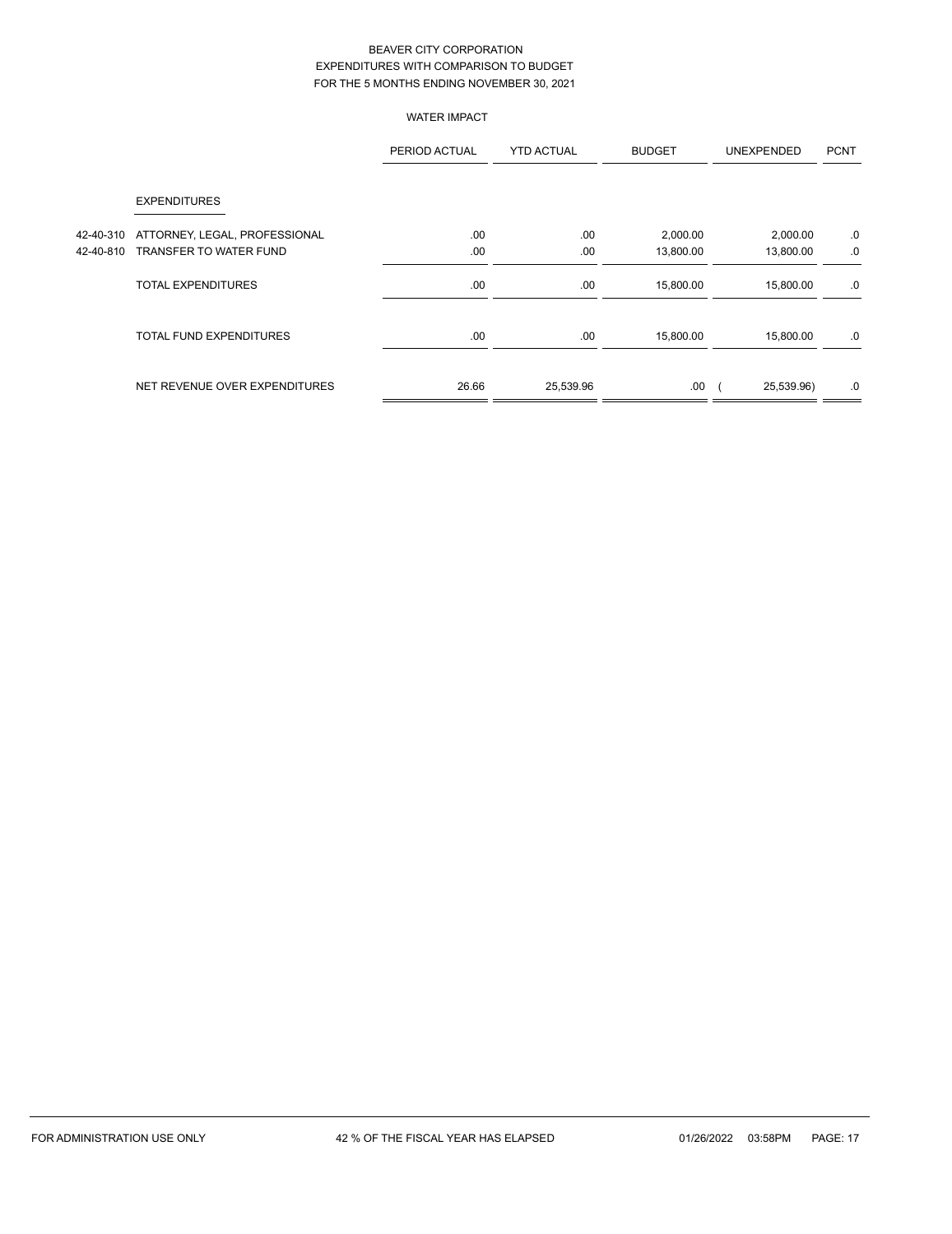BEAVER CITY CORPORATION
EXPENDITURES WITH COMPARISON TO BUDGET
FOR THE 5 MONTHS ENDING NOVEMBER 30, 2021

WATER IMPACT

| | | PERIOD ACTUAL | YTD ACTUAL | BUDGET | UNEXPENDED | PCNT |
|---|---|---|---|---|---|---|
| | **EXPENDITURES** | | | | | |
| 42-40-310 | ATTORNEY, LEGAL, PROFESSIONAL | .00 | .00 | 2,000.00 | 2,000.00 | .0 |
| 42-40-810 | TRANSFER TO WATER FUND | .00 | .00 | 13,800.00 | 13,800.00 | .0 |
| | TOTAL EXPENDITURES | .00 | .00 | 15,800.00 | 15,800.00 | .0 |
| | TOTAL FUND EXPENDITURES | .00 | .00 | 15,800.00 | 15,800.00 | .0 |
| | NET REVENUE OVER EXPENDITURES | 26.66 | 25,539.96 | .00 | ( 25,539.96) | .0 |

FOR ADMINISTRATION USE ONLY 42 % OF THE FISCAL YEAR HAS ELAPSED 01/26/2022 03:58PM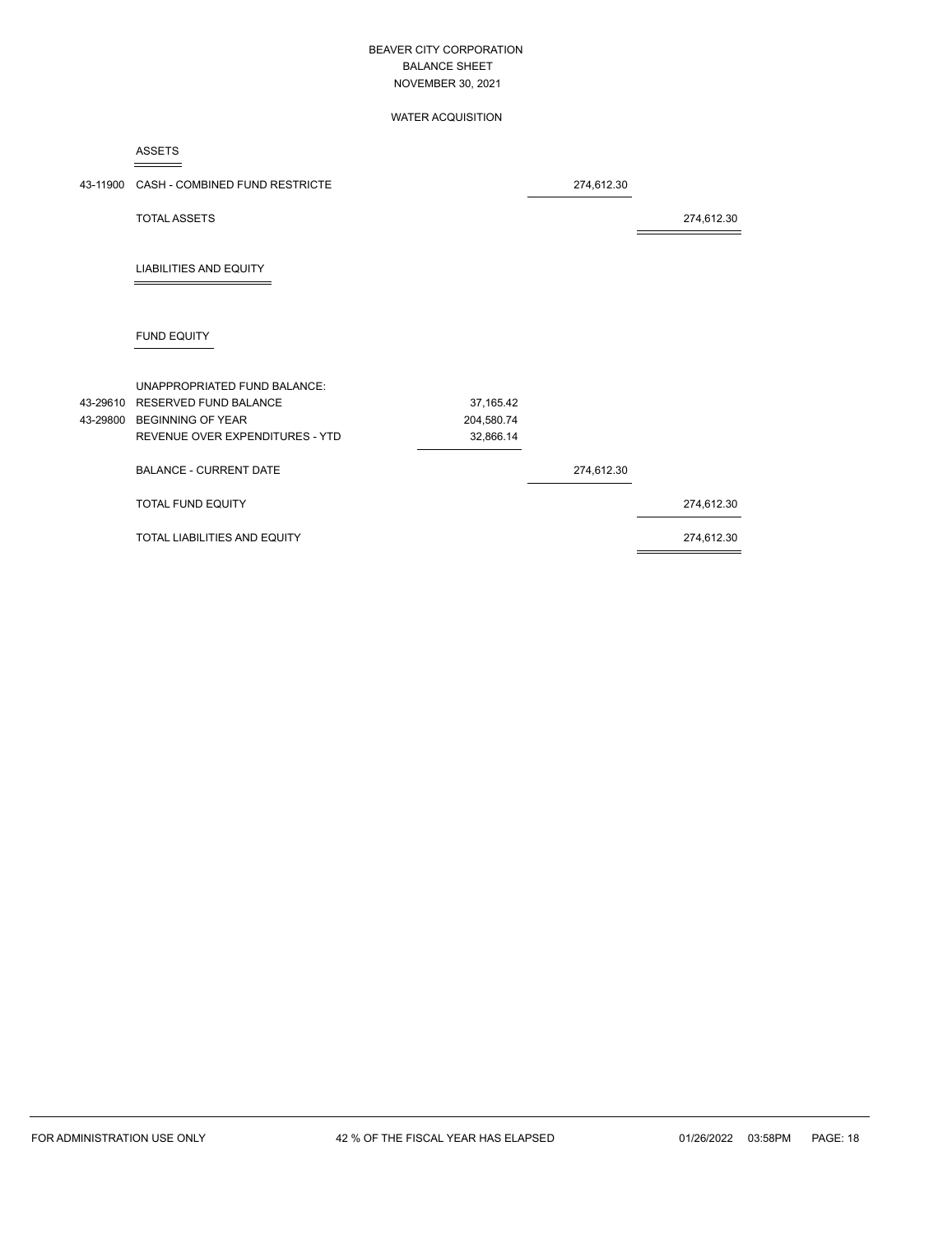# BEAVER CITY CORPORATION
## BALANCE SHEET
## NOVEMBER 30, 2021

### WATER ACQUISITION

| Account | Description | | | |
|---|---|---|---|---|
| | **ASSETS** | | | |
| 43-11900 | CASH - COMBINED FUND RESTRICTE | | 274,612.30 | |
| | TOTAL ASSETS | | | 274,612.30 |
| | **LIABILITIES AND EQUITY** | | | |
| | **FUND EQUITY** | | | |
| | UNAPPROPRIATED FUND BALANCE: | | | |
| 43-29610 | RESERVED FUND BALANCE | 37,165.42 | | |
| 43-29800 | BEGINNING OF YEAR | 204,580.74 | | |
| | REVENUE OVER EXPENDITURES - YTD | 32,866.14 | | |
| | BALANCE - CURRENT DATE | | 274,612.30 | |
| | TOTAL FUND EQUITY | | | 274,612.30 |
| | TOTAL LIABILITIES AND EQUITY | | | 274,612.30 |

FOR ADMINISTRATION USE ONLY    42 % OF THE FISCAL YEAR HAS ELAPSED    01/26/2022 03:58PM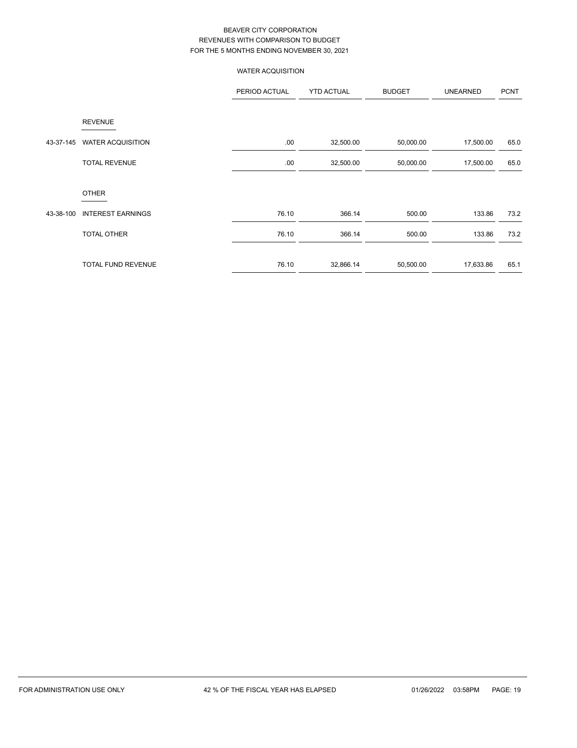BEAVER CITY CORPORATION
REVENUES WITH COMPARISON TO BUDGET
FOR THE 5 MONTHS ENDING NOVEMBER 30, 2021

WATER ACQUISITION

| | | PERIOD ACTUAL | YTD ACTUAL | BUDGET | UNEARNED | PCNT |
|---|---|---|---|---|---|---|
| | REVENUE | | | | | |
| 43-37-145 | WATER ACQUISITION | .00 | 32,500.00 | 50,000.00 | 17,500.00 | 65.0 |
| | TOTAL REVENUE | .00 | 32,500.00 | 50,000.00 | 17,500.00 | 65.0 |
| | OTHER | | | | | |
| 43-38-100 | INTEREST EARNINGS | 76.10 | 366.14 | 500.00 | 133.86 | 73.2 |
| | TOTAL OTHER | 76.10 | 366.14 | 500.00 | 133.86 | 73.2 |
| | TOTAL FUND REVENUE | 76.10 | 32,866.14 | 50,500.00 | 17,633.86 | 65.1 |

FOR ADMINISTRATION USE ONLY    42 % OF THE FISCAL YEAR HAS ELAPSED    01/26/2022 03:58PM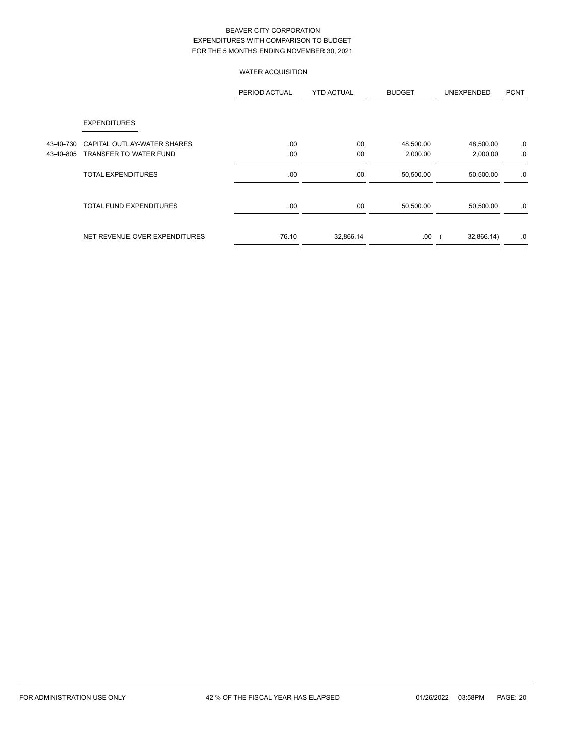# BEAVER CITY CORPORATION
## EXPENDITURES WITH COMPARISON TO BUDGET
## FOR THE 5 MONTHS ENDING NOVEMBER 30, 2021

### WATER ACQUISITION

| | | PERIOD ACTUAL | YTD ACTUAL | BUDGET | UNEXPENDED | PCNT |
|---|---|---|---|---|---|---|
| | EXPENDITURES | | | | | |
| 43-40-730 | CAPITAL OUTLAY-WATER SHARES | .00 | .00 | 48,500.00 | 48,500.00 | .0 |
| 43-40-805 | TRANSFER TO WATER FUND | .00 | .00 | 2,000.00 | 2,000.00 | .0 |
| | TOTAL EXPENDITURES | .00 | .00 | 50,500.00 | 50,500.00 | .0 |
| | TOTAL FUND EXPENDITURES | .00 | .00 | 50,500.00 | 50,500.00 | .0 |
| | NET REVENUE OVER EXPENDITURES | 76.10 | 32,866.14 | .00 | ( 32,866.14) | .0 |

FOR ADMINISTRATION USE ONLY 42 % OF THE FISCAL YEAR HAS ELAPSED 01/26/2022 03:58PM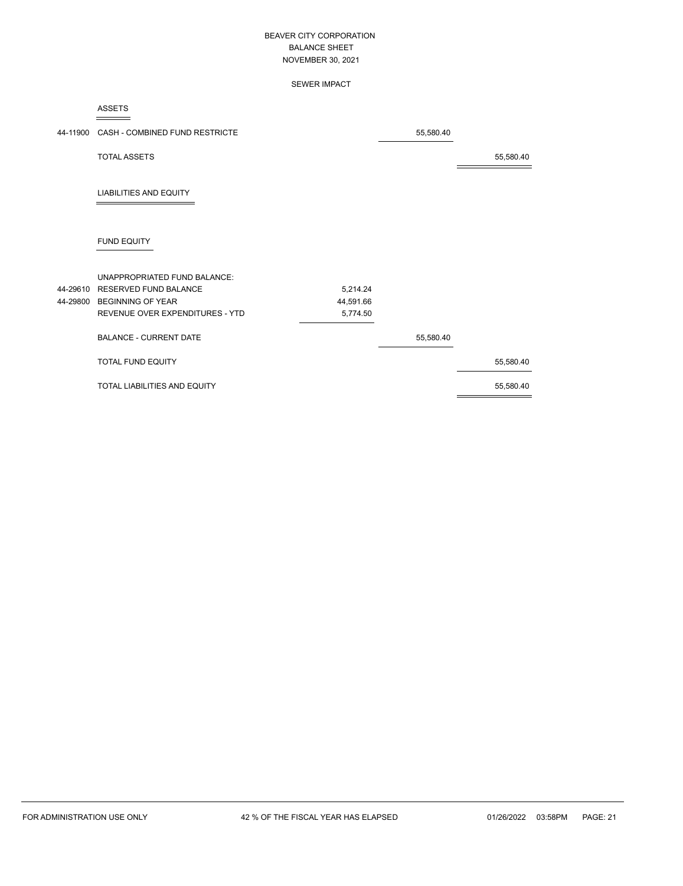# BEAVER CITY CORPORATION
## BALANCE SHEET
### NOVEMBER 30, 2021

### SEWER IMPACT

**ASSETS**

| Account | Description | | | |
|---|---|---|---|---|
| 44-11900 | CASH - COMBINED FUND RESTRICTE | | 55,580.40 | |
| | TOTAL ASSETS | | | 55,580.40 |

**LIABILITIES AND EQUITY**

**FUND EQUITY**

| Account | Description | | | |
|---|---|---|---|---|
| | UNAPPROPRIATED FUND BALANCE: | | | |
| 44-29610 | RESERVED FUND BALANCE | 5,214.24 | | |
| 44-29800 | BEGINNING OF YEAR | 44,591.66 | | |
| | REVENUE OVER EXPENDITURES - YTD | 5,774.50 | | |
| | BALANCE - CURRENT DATE | | 55,580.40 | |
| | TOTAL FUND EQUITY | | | 55,580.40 |
| | TOTAL LIABILITIES AND EQUITY | | | 55,580.40 |

FOR ADMINISTRATION USE ONLY — 42 % OF THE FISCAL YEAR HAS ELAPSED — 01/26/2022 03:58PM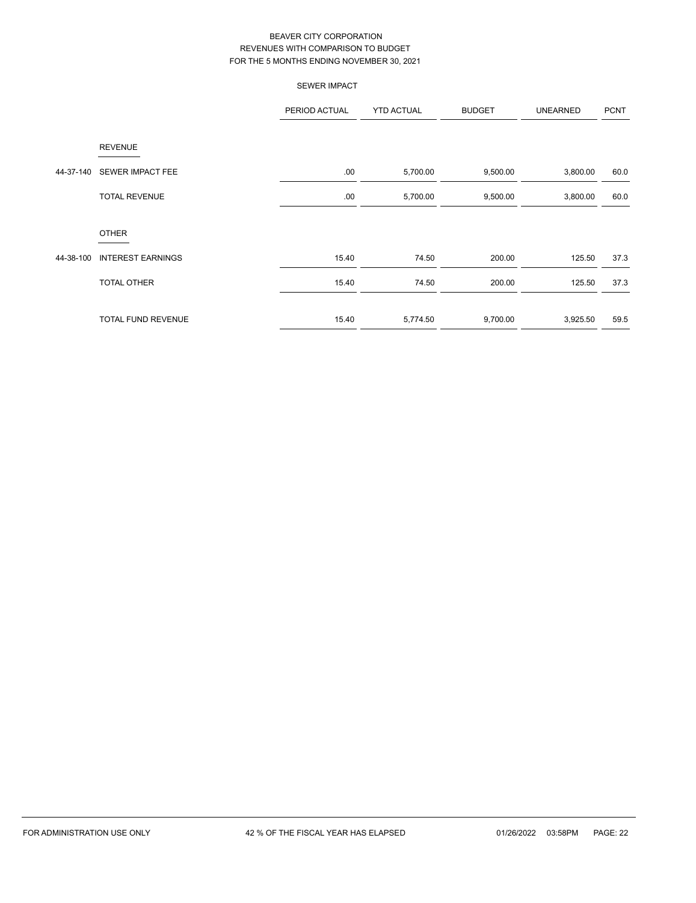# BEAVER CITY CORPORATION
## REVENUES WITH COMPARISON TO BUDGET
## FOR THE 5 MONTHS ENDING NOVEMBER 30, 2021

### SEWER IMPACT

| | | PERIOD ACTUAL | YTD ACTUAL | BUDGET | UNEARNED | PCNT |
|---|---|---|---|---|---|---|
| | REVENUE | | | | | |
| 44-37-140 | SEWER IMPACT FEE | .00 | 5,700.00 | 9,500.00 | 3,800.00 | 60.0 |
| | TOTAL REVENUE | .00 | 5,700.00 | 9,500.00 | 3,800.00 | 60.0 |
| | OTHER | | | | | |
| 44-38-100 | INTEREST EARNINGS | 15.40 | 74.50 | 200.00 | 125.50 | 37.3 |
| | TOTAL OTHER | 15.40 | 74.50 | 200.00 | 125.50 | 37.3 |
| | TOTAL FUND REVENUE | 15.40 | 5,774.50 | 9,700.00 | 3,925.50 | 59.5 |

FOR ADMINISTRATION USE ONLY    42 % OF THE FISCAL YEAR HAS ELAPSED    01/26/2022 03:58PM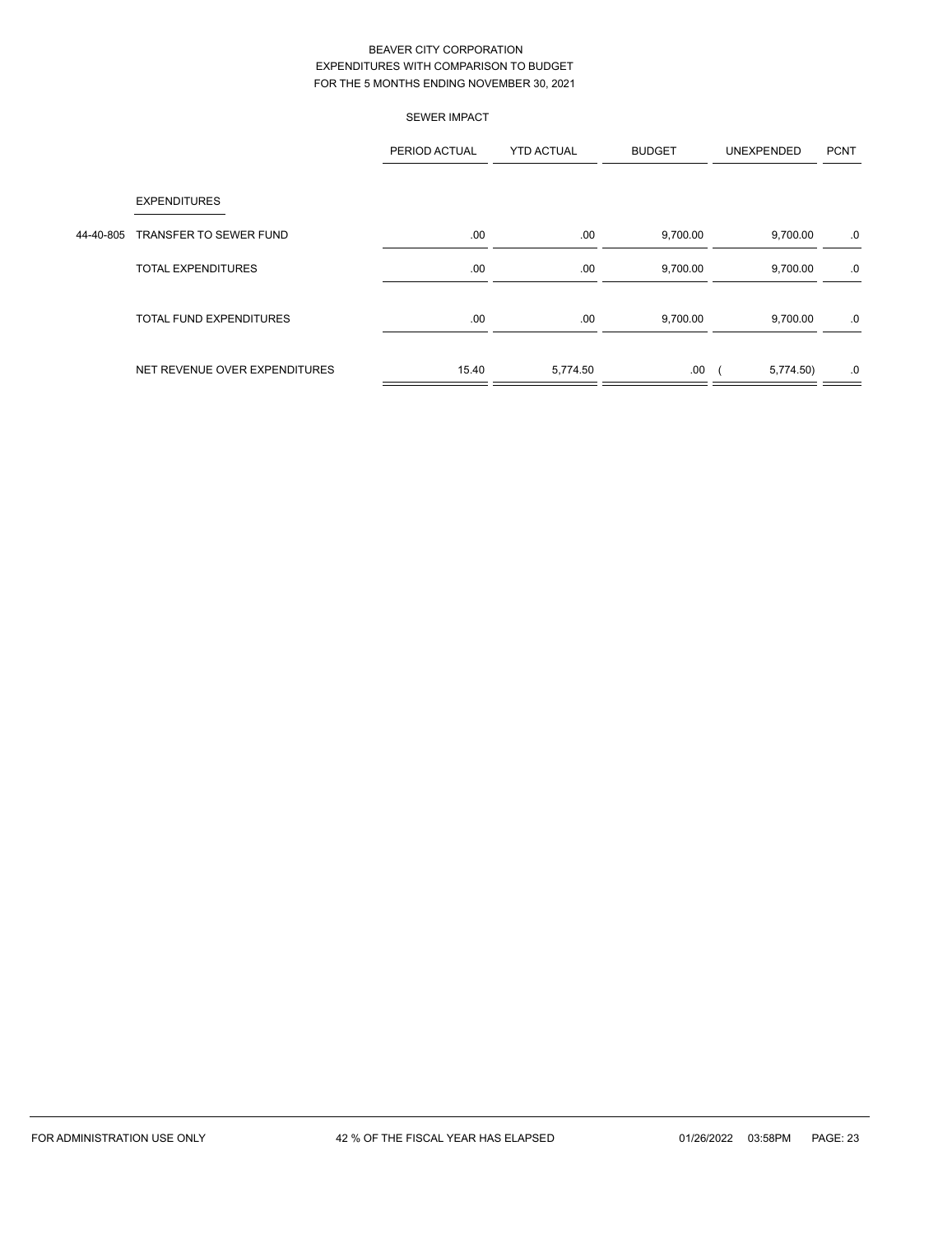# BEAVER CITY CORPORATION
## EXPENDITURES WITH COMPARISON TO BUDGET
## FOR THE 5 MONTHS ENDING NOVEMBER 30, 2021

### SEWER IMPACT

| | | PERIOD ACTUAL | YTD ACTUAL | BUDGET | UNEXPENDED | PCNT |
|---|---|---|---|---|---|---|
| | EXPENDITURES | | | | | |
| 44-40-805 | TRANSFER TO SEWER FUND | .00 | .00 | 9,700.00 | 9,700.00 | .0 |
| | TOTAL EXPENDITURES | .00 | .00 | 9,700.00 | 9,700.00 | .0 |
| | TOTAL FUND EXPENDITURES | .00 | .00 | 9,700.00 | 9,700.00 | .0 |
| | NET REVENUE OVER EXPENDITURES | 15.40 | 5,774.50 | .00 | ( 5,774.50) | .0 |

FOR ADMINISTRATION USE ONLY 42 % OF THE FISCAL YEAR HAS ELAPSED 01/26/2022 03:58PM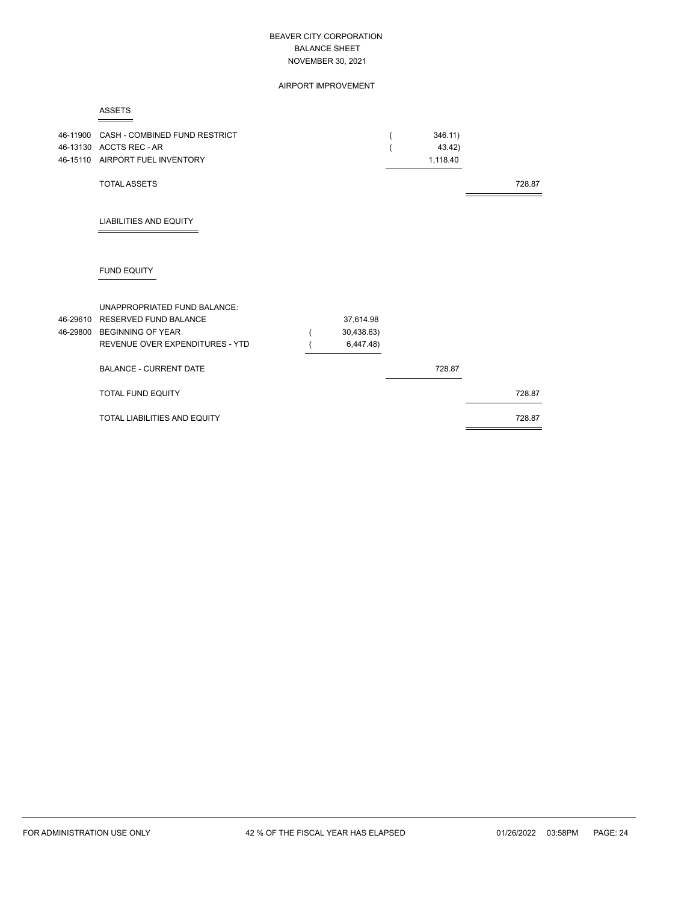# BEAVER CITY CORPORATION
## BALANCE SHEET
## NOVEMBER 30, 2021

### AIRPORT IMPROVEMENT

**ASSETS**

| Account | Description | | | |
|---|---|---|---|---|
| 46-11900 | CASH - COMBINED FUND RESTRICT | | ( 346.11) | |
| 46-13130 | ACCTS REC - AR | | ( 43.42) | |
| 46-15110 | AIRPORT FUEL INVENTORY | | 1,118.40 | |
| | TOTAL ASSETS | | | 728.87 |

**LIABILITIES AND EQUITY**

**FUND EQUITY**

| Account | Description | | | |
|---|---|---|---|---|
| | UNAPPROPRIATED FUND BALANCE: | | | |
| 46-29610 | RESERVED FUND BALANCE | 37,614.98 | | |
| 46-29800 | BEGINNING OF YEAR | ( 30,438.63) | | |
| | REVENUE OVER EXPENDITURES - YTD | ( 6,447.48) | | |
| | BALANCE - CURRENT DATE | | 728.87 | |
| | TOTAL FUND EQUITY | | | 728.87 |
| | TOTAL LIABILITIES AND EQUITY | | | 728.87 |

FOR ADMINISTRATION USE ONLY — 42 % OF THE FISCAL YEAR HAS ELAPSED — 01/26/2022 03:58PM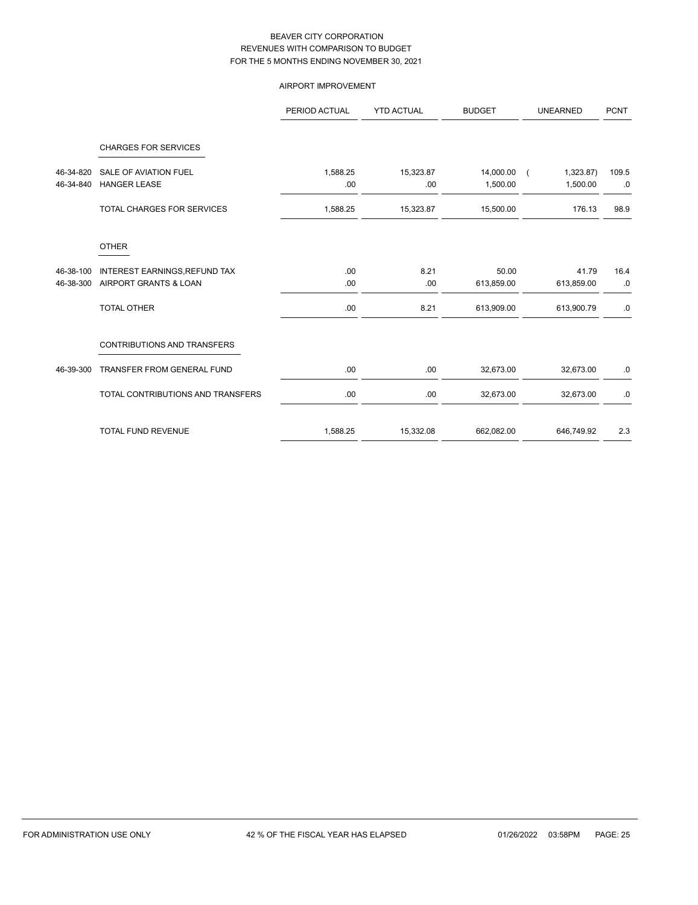# BEAVER CITY CORPORATION
## REVENUES WITH COMPARISON TO BUDGET
## FOR THE 5 MONTHS ENDING NOVEMBER 30, 2021

### AIRPORT IMPROVEMENT

| | | PERIOD ACTUAL | YTD ACTUAL | BUDGET | UNEARNED | PCNT |
|---|---|---|---|---|---|---|
| | CHARGES FOR SERVICES | | | | | |
| 46-34-820 | SALE OF AVIATION FUEL | 1,588.25 | 15,323.87 | 14,000.00 | ( 1,323.87) | 109.5 |
| 46-34-840 | HANGER LEASE | .00 | .00 | 1,500.00 | 1,500.00 | .0 |
| | TOTAL CHARGES FOR SERVICES | 1,588.25 | 15,323.87 | 15,500.00 | 176.13 | 98.9 |
| | OTHER | | | | | |
| 46-38-100 | INTEREST EARNINGS,REFUND TAX | .00 | 8.21 | 50.00 | 41.79 | 16.4 |
| 46-38-300 | AIRPORT GRANTS & LOAN | .00 | .00 | 613,859.00 | 613,859.00 | .0 |
| | TOTAL OTHER | .00 | 8.21 | 613,909.00 | 613,900.79 | .0 |
| | CONTRIBUTIONS AND TRANSFERS | | | | | |
| 46-39-300 | TRANSFER FROM GENERAL FUND | .00 | .00 | 32,673.00 | 32,673.00 | .0 |
| | TOTAL CONTRIBUTIONS AND TRANSFERS | .00 | .00 | 32,673.00 | 32,673.00 | .0 |
| | TOTAL FUND REVENUE | 1,588.25 | 15,332.08 | 662,082.00 | 646,749.92 | 2.3 |

FOR ADMINISTRATION USE ONLY 42 % OF THE FISCAL YEAR HAS ELAPSED 01/26/2022 03:58PM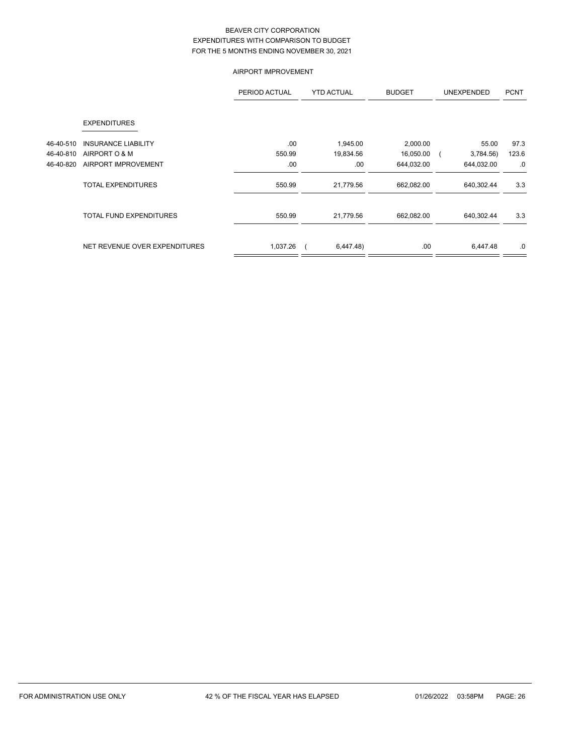# BEAVER CITY CORPORATION
## EXPENDITURES WITH COMPARISON TO BUDGET
## FOR THE 5 MONTHS ENDING NOVEMBER 30, 2021

### AIRPORT IMPROVEMENT

| | | PERIOD ACTUAL | YTD ACTUAL | BUDGET | UNEXPENDED | PCNT |
|---|---|---|---|---|---|---|
| | **EXPENDITURES** | | | | | |
| 46-40-510 | INSURANCE LIABILITY | .00 | 1,945.00 | 2,000.00 | 55.00 | 97.3 |
| 46-40-810 | AIRPORT O & M | 550.99 | 19,834.56 | 16,050.00 | ( 3,784.56) | 123.6 |
| 46-40-820 | AIRPORT IMPROVEMENT | .00 | .00 | 644,032.00 | 644,032.00 | .0 |
| | TOTAL EXPENDITURES | 550.99 | 21,779.56 | 662,082.00 | 640,302.44 | 3.3 |
| | TOTAL FUND EXPENDITURES | 550.99 | 21,779.56 | 662,082.00 | 640,302.44 | 3.3 |
| | NET REVENUE OVER EXPENDITURES | 1,037.26 | ( 6,447.48) | .00 | 6,447.48 | .0 |

FOR ADMINISTRATION USE ONLY 42 % OF THE FISCAL YEAR HAS ELAPSED 01/26/2022 03:58PM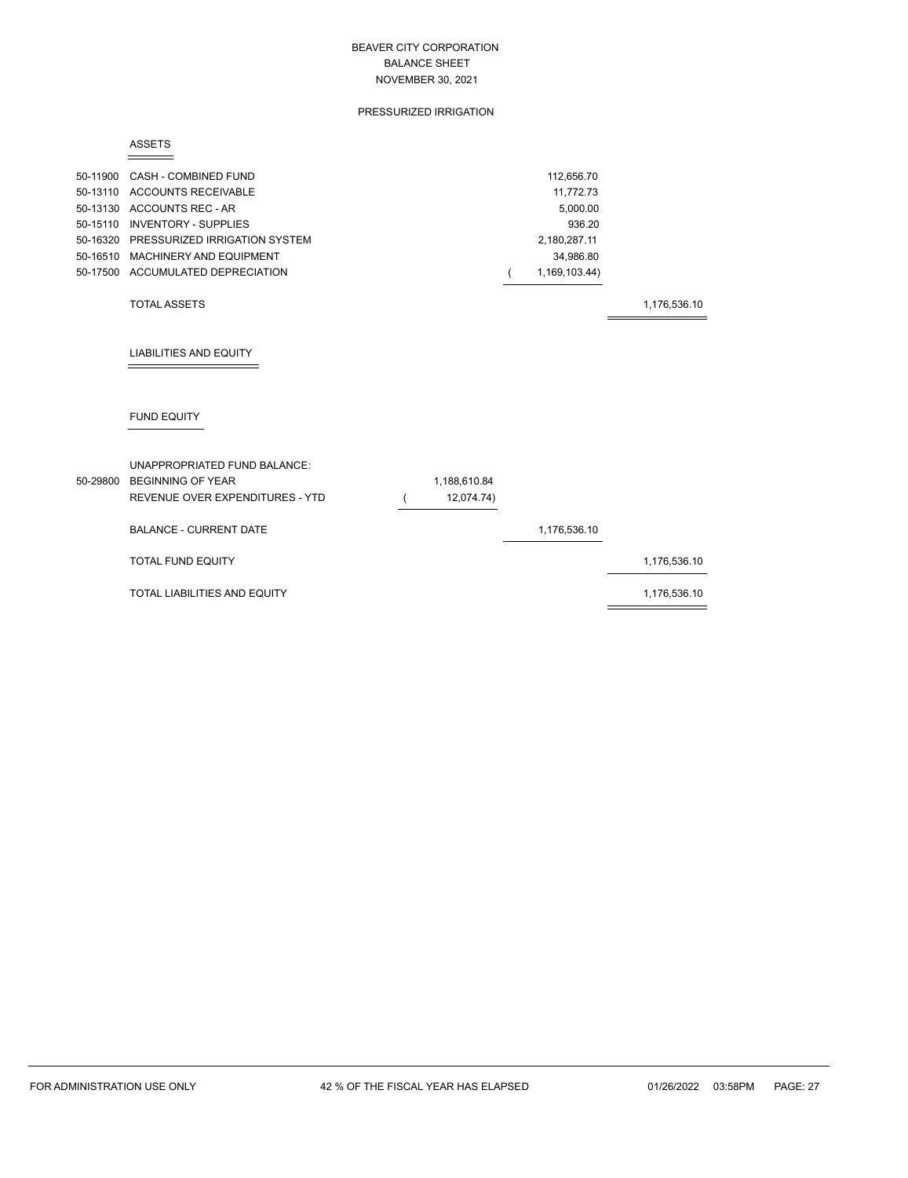# BEAVER CITY CORPORATION
## BALANCE SHEET
### NOVEMBER 30, 2021

PRESSURIZED IRRIGATION

**ASSETS**

| Account | Description | | | |
|---|---|---|---|---|
| 50-11900 | CASH - COMBINED FUND | | 112,656.70 | |
| 50-13110 | ACCOUNTS RECEIVABLE | | 11,772.73 | |
| 50-13130 | ACCOUNTS REC - AR | | 5,000.00 | |
| 50-15110 | INVENTORY - SUPPLIES | | 936.20 | |
| 50-16320 | PRESSURIZED IRRIGATION SYSTEM | | 2,180,287.11 | |
| 50-16510 | MACHINERY AND EQUIPMENT | | 34,986.80 | |
| 50-17500 | ACCUMULATED DEPRECIATION | | ( 1,169,103.44) | |
| | TOTAL ASSETS | | | 1,176,536.10 |

**LIABILITIES AND EQUITY**

**FUND EQUITY**

| Account | Description | | | |
|---|---|---|---|---|
| | UNAPPROPRIATED FUND BALANCE: | | | |
| 50-29800 | BEGINNING OF YEAR | 1,188,610.84 | | |
| | REVENUE OVER EXPENDITURES - YTD | ( 12,074.74) | | |
| | BALANCE - CURRENT DATE | | 1,176,536.10 | |
| | TOTAL FUND EQUITY | | | 1,176,536.10 |
| | TOTAL LIABILITIES AND EQUITY | | | 1,176,536.10 |

FOR ADMINISTRATION USE ONLY 42 % OF THE FISCAL YEAR HAS ELAPSED 01/26/2022 03:58PM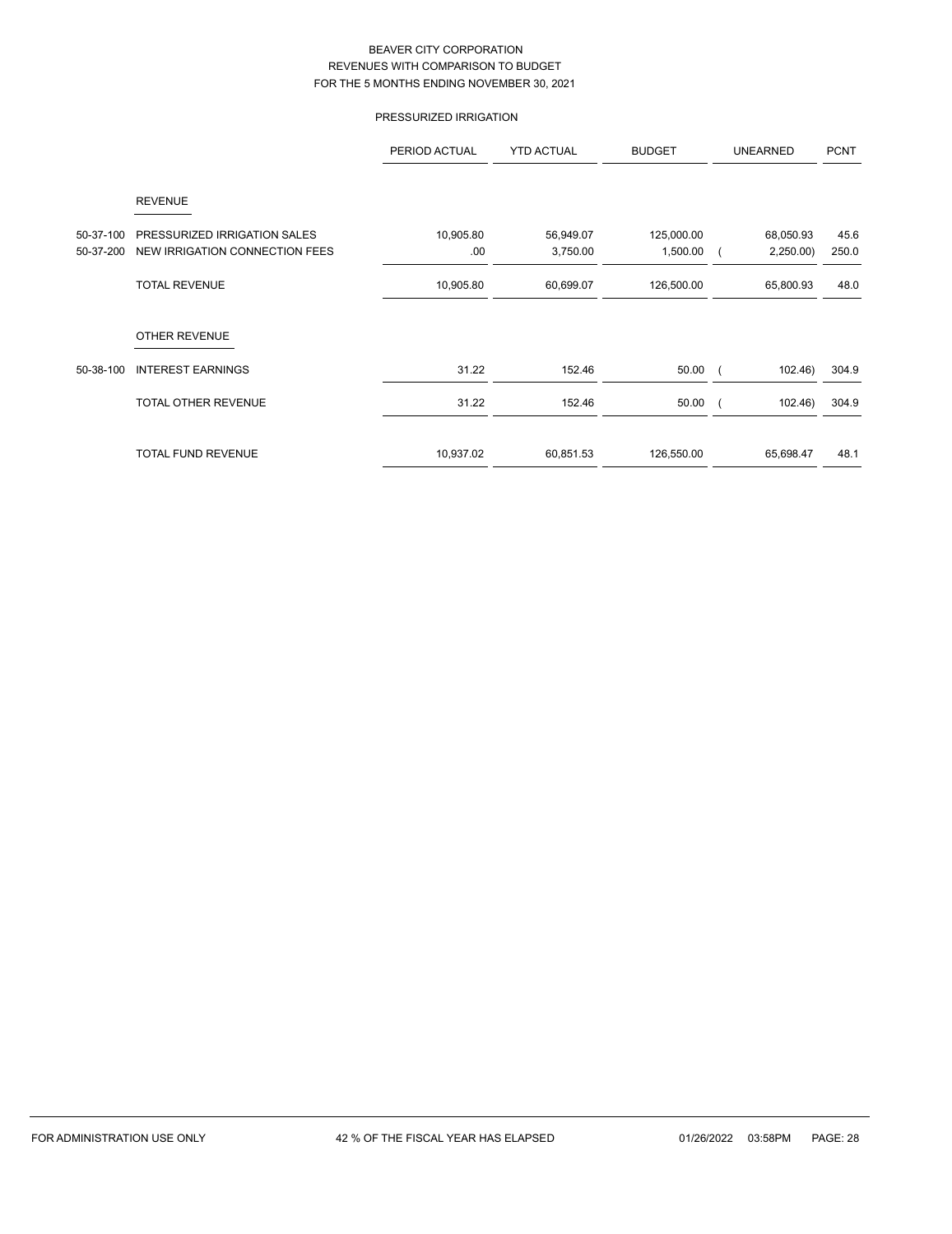BEAVER CITY CORPORATION
REVENUES WITH COMPARISON TO BUDGET
FOR THE 5 MONTHS ENDING NOVEMBER 30, 2021

PRESSURIZED IRRIGATION

| | | PERIOD ACTUAL | YTD ACTUAL | BUDGET | UNEARNED | PCNT |
|---|---|---|---|---|---|---|
| | REVENUE | | | | | |
| 50-37-100 | PRESSURIZED IRRIGATION SALES | 10,905.80 | 56,949.07 | 125,000.00 | 68,050.93 | 45.6 |
| 50-37-200 | NEW IRRIGATION CONNECTION FEES | .00 | 3,750.00 | 1,500.00 | ( 2,250.00) | 250.0 |
| | TOTAL REVENUE | 10,905.80 | 60,699.07 | 126,500.00 | 65,800.93 | 48.0 |
| | OTHER REVENUE | | | | | |
| 50-38-100 | INTEREST EARNINGS | 31.22 | 152.46 | 50.00 | ( 102.46) | 304.9 |
| | TOTAL OTHER REVENUE | 31.22 | 152.46 | 50.00 | ( 102.46) | 304.9 |
| | TOTAL FUND REVENUE | 10,937.02 | 60,851.53 | 126,550.00 | 65,698.47 | 48.1 |

FOR ADMINISTRATION USE ONLY 42 % OF THE FISCAL YEAR HAS ELAPSED 01/26/2022 03:58PM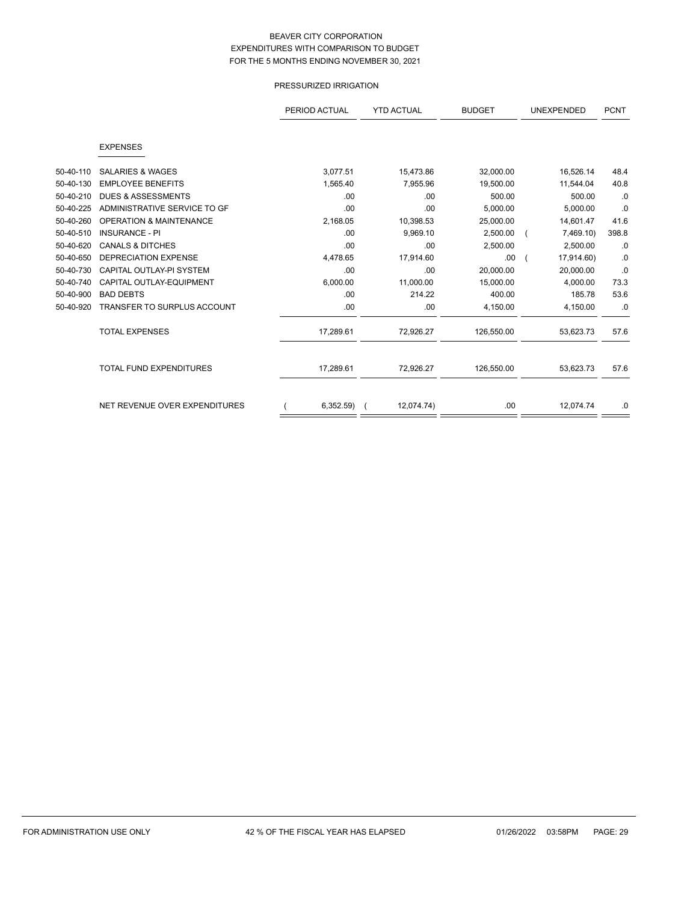# BEAVER CITY CORPORATION
## EXPENDITURES WITH COMPARISON TO BUDGET
## FOR THE 5 MONTHS ENDING NOVEMBER 30, 2021

### PRESSURIZED IRRIGATION

| | | PERIOD ACTUAL | YTD ACTUAL | BUDGET | UNEXPENDED | PCNT |
|---|---|---|---|---|---|---|
| | **EXPENSES** | | | | | |
| 50-40-110 | SALARIES & WAGES | 3,077.51 | 15,473.86 | 32,000.00 | 16,526.14 | 48.4 |
| 50-40-130 | EMPLOYEE BENEFITS | 1,565.40 | 7,955.96 | 19,500.00 | 11,544.04 | 40.8 |
| 50-40-210 | DUES & ASSESSMENTS | .00 | .00 | 500.00 | 500.00 | .0 |
| 50-40-225 | ADMINISTRATIVE SERVICE TO GF | .00 | .00 | 5,000.00 | 5,000.00 | .0 |
| 50-40-260 | OPERATION & MAINTENANCE | 2,168.05 | 10,398.53 | 25,000.00 | 14,601.47 | 41.6 |
| 50-40-510 | INSURANCE - PI | .00 | 9,969.10 | 2,500.00 | ( 7,469.10) | 398.8 |
| 50-40-620 | CANALS & DITCHES | .00 | .00 | 2,500.00 | 2,500.00 | .0 |
| 50-40-650 | DEPRECIATION EXPENSE | 4,478.65 | 17,914.60 | .00 | ( 17,914.60) | .0 |
| 50-40-730 | CAPITAL OUTLAY-PI SYSTEM | .00 | .00 | 20,000.00 | 20,000.00 | .0 |
| 50-40-740 | CAPITAL OUTLAY-EQUIPMENT | 6,000.00 | 11,000.00 | 15,000.00 | 4,000.00 | 73.3 |
| 50-40-900 | BAD DEBTS | .00 | 214.22 | 400.00 | 185.78 | 53.6 |
| 50-40-920 | TRANSFER TO SURPLUS ACCOUNT | .00 | .00 | 4,150.00 | 4,150.00 | .0 |
| | TOTAL EXPENSES | 17,289.61 | 72,926.27 | 126,550.00 | 53,623.73 | 57.6 |
| | TOTAL FUND EXPENDITURES | 17,289.61 | 72,926.27 | 126,550.00 | 53,623.73 | 57.6 |
| | NET REVENUE OVER EXPENDITURES | ( 6,352.59) | ( 12,074.74) | .00 | 12,074.74 | .0 |

FOR ADMINISTRATION USE ONLY &nbsp;&nbsp; 42 % OF THE FISCAL YEAR HAS ELAPSED &nbsp;&nbsp; 01/26/2022 03:58PM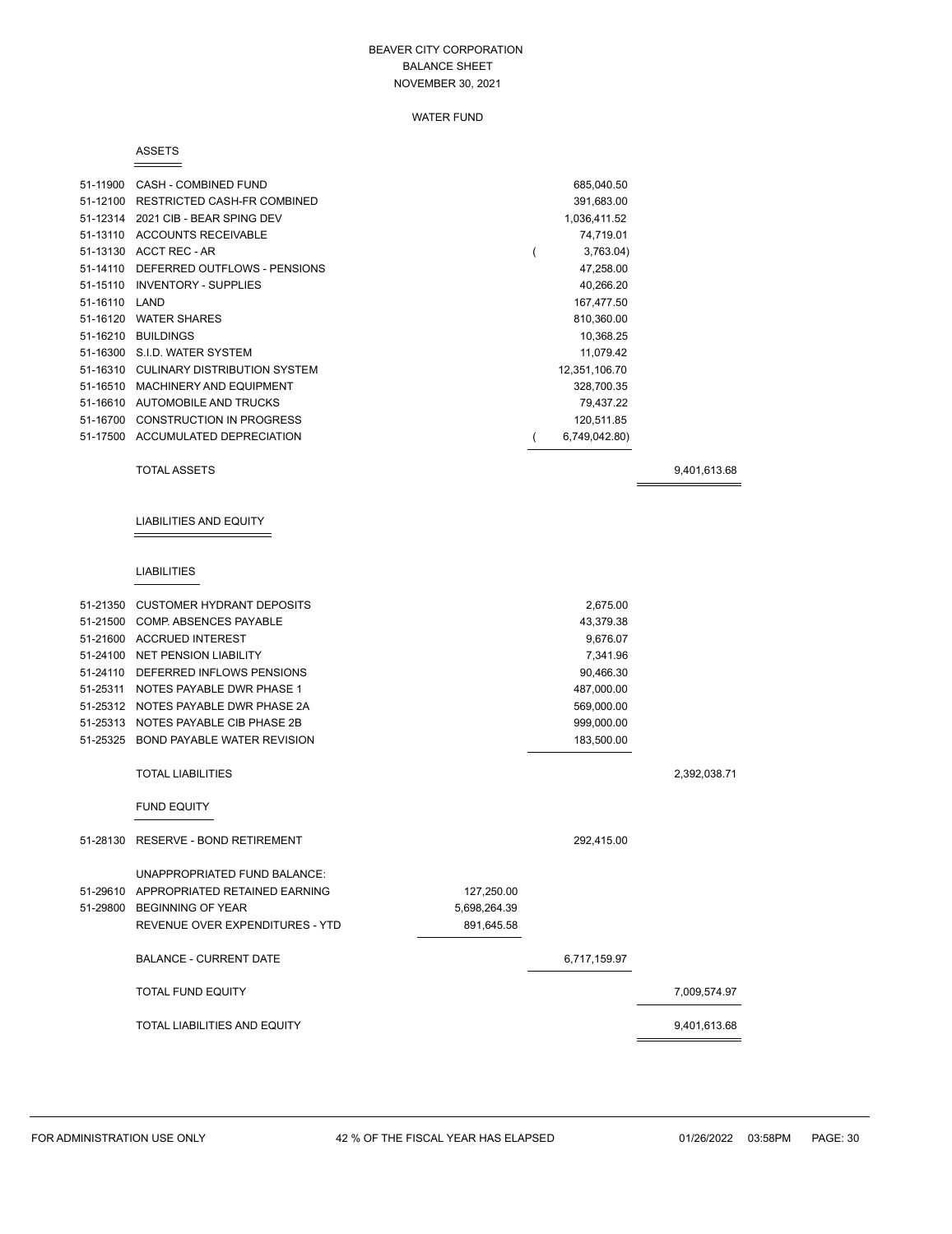# BEAVER CITY CORPORATION
## BALANCE SHEET
### NOVEMBER 30, 2021

#### WATER FUND

**ASSETS**

| Account | Description | | | |
|---|---|---|---|---|
| 51-11900 | CASH - COMBINED FUND | | 685,040.50 | |
| 51-12100 | RESTRICTED CASH-FR COMBINED | | 391,683.00 | |
| 51-12314 | 2021 CIB - BEAR SPING DEV | | 1,036,411.52 | |
| 51-13110 | ACCOUNTS RECEIVABLE | | 74,719.01 | |
| 51-13130 | ACCT REC - AR | | ( 3,763.04) | |
| 51-14110 | DEFERRED OUTFLOWS - PENSIONS | | 47,258.00 | |
| 51-15110 | INVENTORY - SUPPLIES | | 40,266.20 | |
| 51-16110 | LAND | | 167,477.50 | |
| 51-16120 | WATER SHARES | | 810,360.00 | |
| 51-16210 | BUILDINGS | | 10,368.25 | |
| 51-16300 | S.I.D. WATER SYSTEM | | 11,079.42 | |
| 51-16310 | CULINARY DISTRIBUTION SYSTEM | | 12,351,106.70 | |
| 51-16510 | MACHINERY AND EQUIPMENT | | 328,700.35 | |
| 51-16610 | AUTOMOBILE AND TRUCKS | | 79,437.22 | |
| 51-16700 | CONSTRUCTION IN PROGRESS | | 120,511.85 | |
| 51-17500 | ACCUMULATED DEPRECIATION | | ( 6,749,042.80) | |
| | TOTAL ASSETS | | | 9,401,613.68 |

**LIABILITIES AND EQUITY**

**LIABILITIES**

| Account | Description | | | |
|---|---|---|---|---|
| 51-21350 | CUSTOMER HYDRANT DEPOSITS | | 2,675.00 | |
| 51-21500 | COMP. ABSENCES PAYABLE | | 43,379.38 | |
| 51-21600 | ACCRUED INTEREST | | 9,676.07 | |
| 51-24100 | NET PENSION LIABILITY | | 7,341.96 | |
| 51-24110 | DEFERRED INFLOWS PENSIONS | | 90,466.30 | |
| 51-25311 | NOTES PAYABLE DWR PHASE 1 | | 487,000.00 | |
| 51-25312 | NOTES PAYABLE DWR PHASE 2A | | 569,000.00 | |
| 51-25313 | NOTES PAYABLE CIB PHASE 2B | | 999,000.00 | |
| 51-25325 | BOND PAYABLE WATER REVISION | | 183,500.00 | |
| | TOTAL LIABILITIES | | | 2,392,038.71 |

**FUND EQUITY**

| Account | Description | | | |
|---|---|---|---|---|
| 51-28130 | RESERVE - BOND RETIREMENT | | 292,415.00 | |
| | UNAPPROPRIATED FUND BALANCE: | | | |
| 51-29610 | APPROPRIATED RETAINED EARNING | 127,250.00 | | |
| 51-29800 | BEGINNING OF YEAR | 5,698,264.39 | | |
| | REVENUE OVER EXPENDITURES - YTD | 891,645.58 | | |
| | BALANCE - CURRENT DATE | | 6,717,159.97 | |
| | TOTAL FUND EQUITY | | | 7,009,574.97 |
| | TOTAL LIABILITIES AND EQUITY | | | 9,401,613.68 |

FOR ADMINISTRATION USE ONLY — 42 % OF THE FISCAL YEAR HAS ELAPSED — 01/26/2022 03:58PM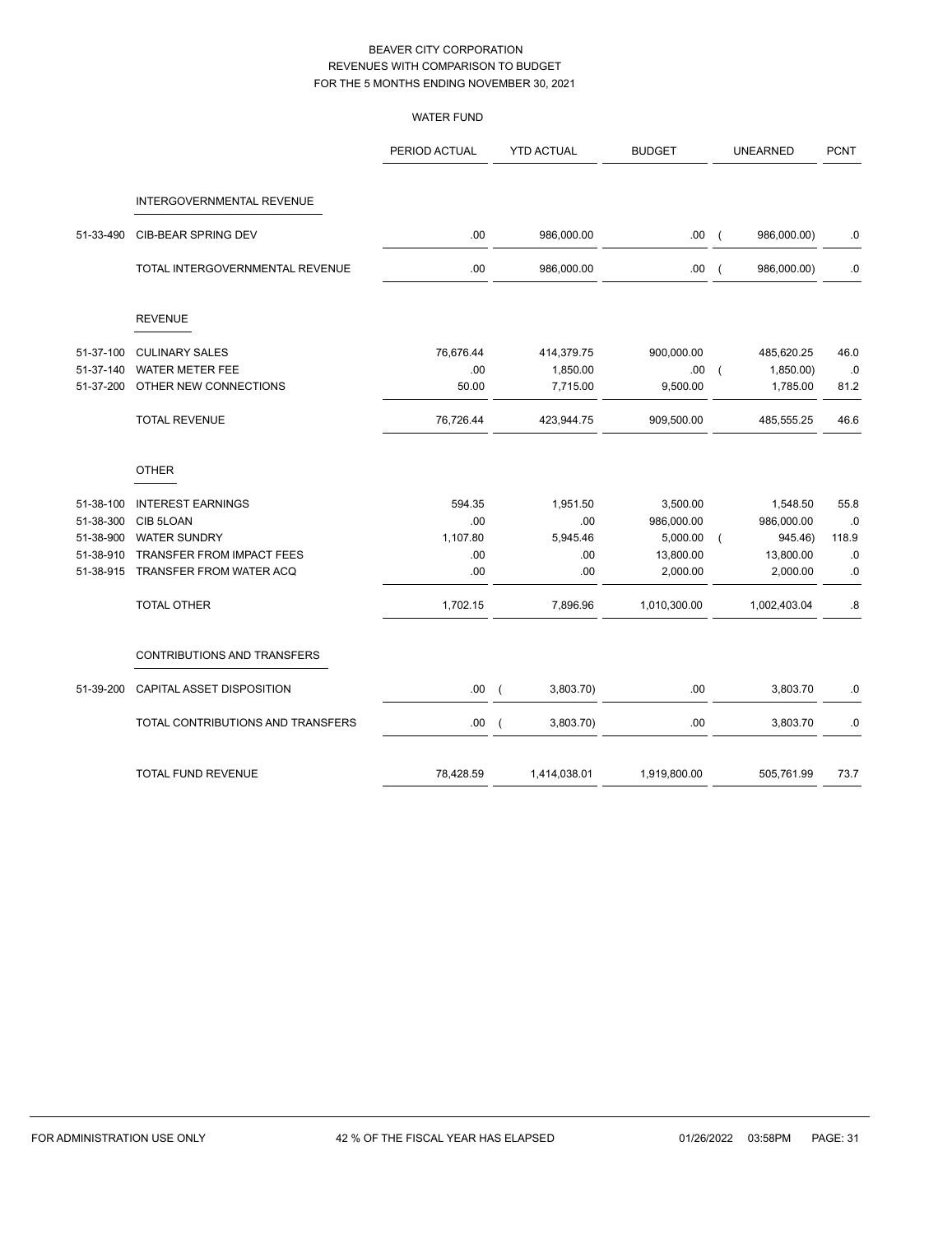# BEAVER CITY CORPORATION
## REVENUES WITH COMPARISON TO BUDGET
### FOR THE 5 MONTHS ENDING NOVEMBER 30, 2021

#### WATER FUND

| | | PERIOD ACTUAL | YTD ACTUAL | BUDGET | UNEARNED | PCNT |
|---|---|---|---|---|---|---|
| | **INTERGOVERNMENTAL REVENUE** | | | | | |
| 51-33-490 | CIB-BEAR SPRING DEV | .00 | 986,000.00 | .00 | ( 986,000.00) | .0 |
| | TOTAL INTERGOVERNMENTAL REVENUE | .00 | 986,000.00 | .00 | ( 986,000.00) | .0 |
| | **REVENUE** | | | | | |
| 51-37-100 | CULINARY SALES | 76,676.44 | 414,379.75 | 900,000.00 | 485,620.25 | 46.0 |
| 51-37-140 | WATER METER FEE | .00 | 1,850.00 | .00 | ( 1,850.00) | .0 |
| 51-37-200 | OTHER NEW CONNECTIONS | 50.00 | 7,715.00 | 9,500.00 | 1,785.00 | 81.2 |
| | TOTAL REVENUE | 76,726.44 | 423,944.75 | 909,500.00 | 485,555.25 | 46.6 |
| | **OTHER** | | | | | |
| 51-38-100 | INTEREST EARNINGS | 594.35 | 1,951.50 | 3,500.00 | 1,548.50 | 55.8 |
| 51-38-300 | CIB 5LOAN | .00 | .00 | 986,000.00 | 986,000.00 | .0 |
| 51-38-900 | WATER SUNDRY | 1,107.80 | 5,945.46 | 5,000.00 | ( 945.46) | 118.9 |
| 51-38-910 | TRANSFER FROM IMPACT FEES | .00 | .00 | 13,800.00 | 13,800.00 | .0 |
| 51-38-915 | TRANSFER FROM WATER ACQ | .00 | .00 | 2,000.00 | 2,000.00 | .0 |
| | TOTAL OTHER | 1,702.15 | 7,896.96 | 1,010,300.00 | 1,002,403.04 | .8 |
| | **CONTRIBUTIONS AND TRANSFERS** | | | | | |
| 51-39-200 | CAPITAL ASSET DISPOSITION | .00 | ( 3,803.70) | .00 | 3,803.70 | .0 |
| | TOTAL CONTRIBUTIONS AND TRANSFERS | .00 | ( 3,803.70) | .00 | 3,803.70 | .0 |
| | TOTAL FUND REVENUE | 78,428.59 | 1,414,038.01 | 1,919,800.00 | 505,761.99 | 73.7 |

FOR ADMINISTRATION USE ONLY — 42 % OF THE FISCAL YEAR HAS ELAPSED — 01/26/2022 03:58PM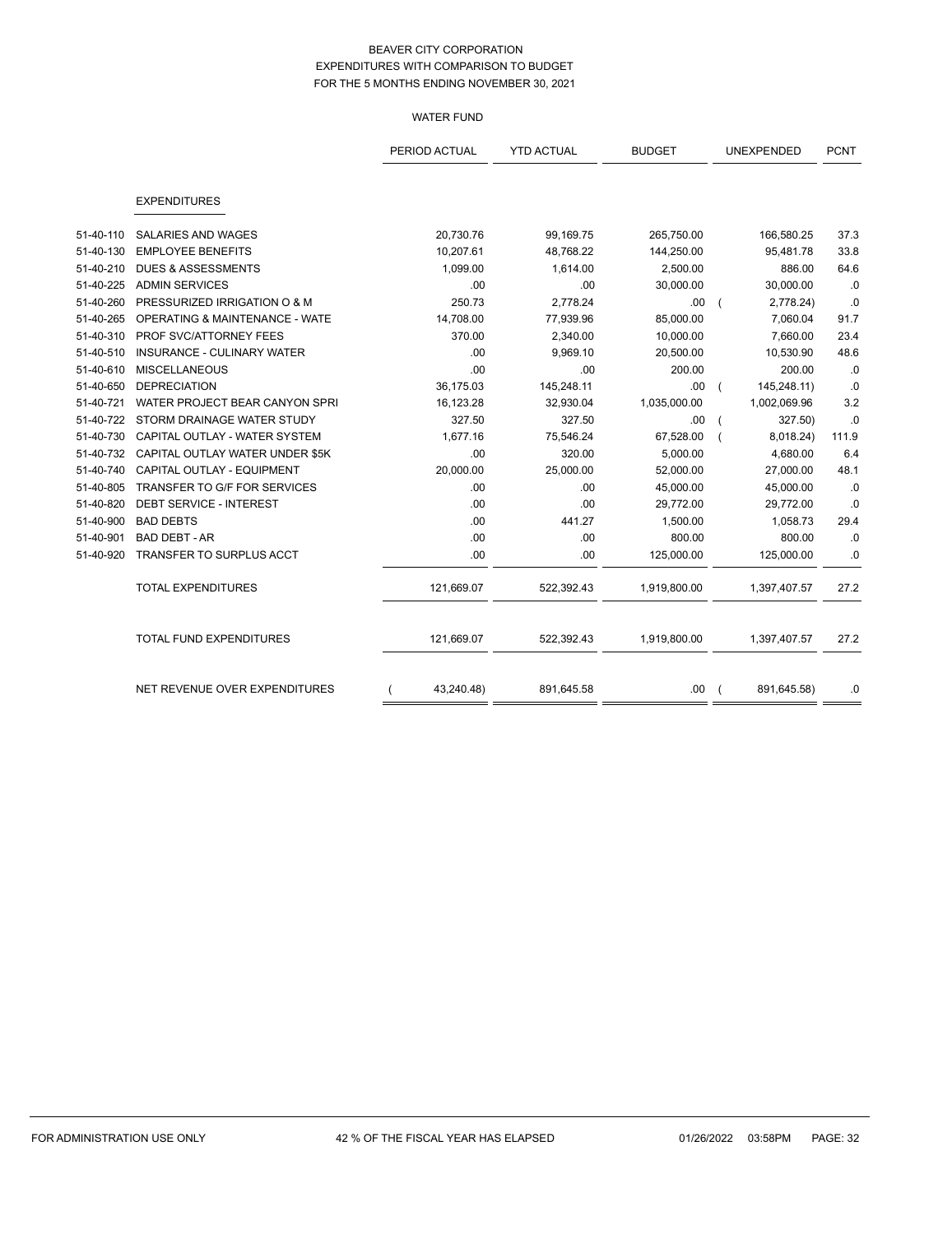# BEAVER CITY CORPORATION
## EXPENDITURES WITH COMPARISON TO BUDGET
## FOR THE 5 MONTHS ENDING NOVEMBER 30, 2021

### WATER FUND

| | | PERIOD ACTUAL | YTD ACTUAL | BUDGET | UNEXPENDED | PCNT |
|---|---|---|---|---|---|---|
| | **EXPENDITURES** | | | | | |
| 51-40-110 | SALARIES AND WAGES | 20,730.76 | 99,169.75 | 265,750.00 | 166,580.25 | 37.3 |
| 51-40-130 | EMPLOYEE BENEFITS | 10,207.61 | 48,768.22 | 144,250.00 | 95,481.78 | 33.8 |
| 51-40-210 | DUES & ASSESSMENTS | 1,099.00 | 1,614.00 | 2,500.00 | 886.00 | 64.6 |
| 51-40-225 | ADMIN SERVICES | .00 | .00 | 30,000.00 | 30,000.00 | .0 |
| 51-40-260 | PRESSURIZED IRRIGATION O & M | 250.73 | 2,778.24 | .00 | ( 2,778.24) | .0 |
| 51-40-265 | OPERATING & MAINTENANCE - WATE | 14,708.00 | 77,939.96 | 85,000.00 | 7,060.04 | 91.7 |
| 51-40-310 | PROF SVC/ATTORNEY FEES | 370.00 | 2,340.00 | 10,000.00 | 7,660.00 | 23.4 |
| 51-40-510 | INSURANCE - CULINARY WATER | .00 | 9,969.10 | 20,500.00 | 10,530.90 | 48.6 |
| 51-40-610 | MISCELLANEOUS | .00 | .00 | 200.00 | 200.00 | .0 |
| 51-40-650 | DEPRECIATION | 36,175.03 | 145,248.11 | .00 | ( 145,248.11) | .0 |
| 51-40-721 | WATER PROJECT BEAR CANYON SPRI | 16,123.28 | 32,930.04 | 1,035,000.00 | 1,002,069.96 | 3.2 |
| 51-40-722 | STORM DRAINAGE WATER STUDY | 327.50 | 327.50 | .00 | ( 327.50) | .0 |
| 51-40-730 | CAPITAL OUTLAY - WATER SYSTEM | 1,677.16 | 75,546.24 | 67,528.00 | ( 8,018.24) | 111.9 |
| 51-40-732 | CAPITAL OUTLAY WATER UNDER $5K | .00 | 320.00 | 5,000.00 | 4,680.00 | 6.4 |
| 51-40-740 | CAPITAL OUTLAY - EQUIPMENT | 20,000.00 | 25,000.00 | 52,000.00 | 27,000.00 | 48.1 |
| 51-40-805 | TRANSFER TO G/F FOR SERVICES | .00 | .00 | 45,000.00 | 45,000.00 | .0 |
| 51-40-820 | DEBT SERVICE - INTEREST | .00 | .00 | 29,772.00 | 29,772.00 | .0 |
| 51-40-900 | BAD DEBTS | .00 | 441.27 | 1,500.00 | 1,058.73 | 29.4 |
| 51-40-901 | BAD DEBT - AR | .00 | .00 | 800.00 | 800.00 | .0 |
| 51-40-920 | TRANSFER TO SURPLUS ACCT | .00 | .00 | 125,000.00 | 125,000.00 | .0 |
| | TOTAL EXPENDITURES | 121,669.07 | 522,392.43 | 1,919,800.00 | 1,397,407.57 | 27.2 |
| | TOTAL FUND EXPENDITURES | 121,669.07 | 522,392.43 | 1,919,800.00 | 1,397,407.57 | 27.2 |
| | NET REVENUE OVER EXPENDITURES | ( 43,240.48) | 891,645.58 | .00 | ( 891,645.58) | .0 |

FOR ADMINISTRATION USE ONLY 42 % OF THE FISCAL YEAR HAS ELAPSED 01/26/2022 03:58PM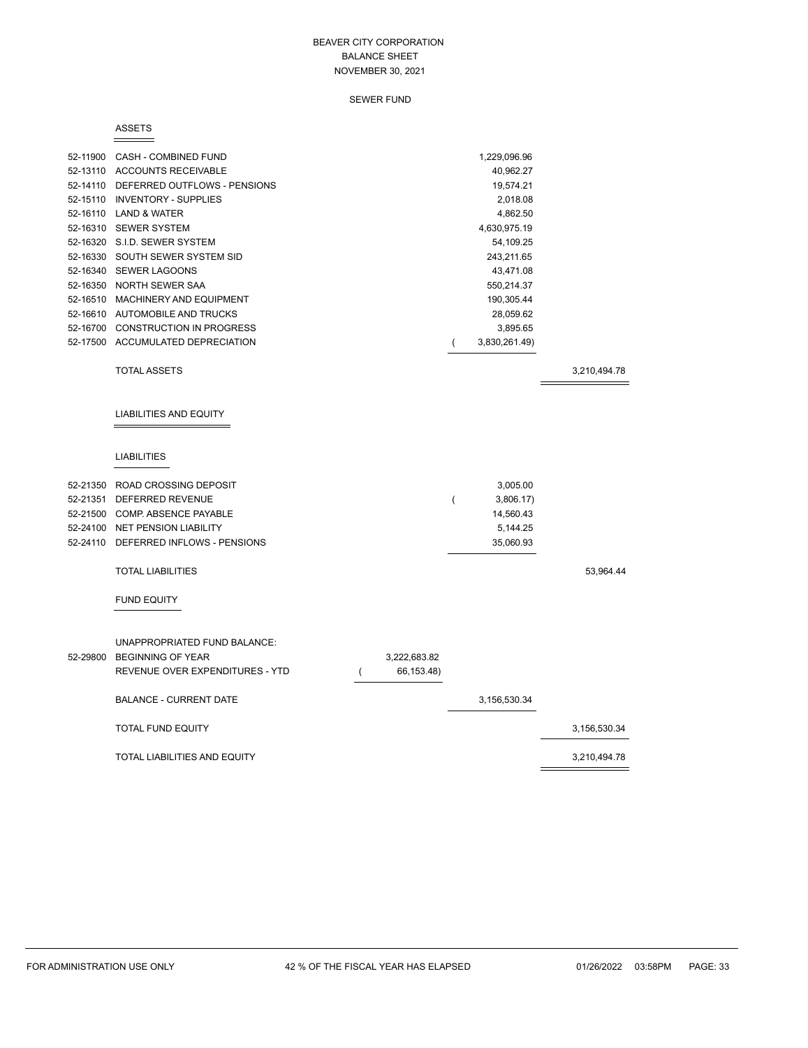# BEAVER CITY CORPORATION
## BALANCE SHEET
## NOVEMBER 30, 2021

### SEWER FUND

#### ASSETS

| Account | Description | | | |
|---|---|---|---|---|
| 52-11900 | CASH - COMBINED FUND | | 1,229,096.96 | |
| 52-13110 | ACCOUNTS RECEIVABLE | | 40,962.27 | |
| 52-14110 | DEFERRED OUTFLOWS - PENSIONS | | 19,574.21 | |
| 52-15110 | INVENTORY - SUPPLIES | | 2,018.08 | |
| 52-16110 | LAND & WATER | | 4,862.50 | |
| 52-16310 | SEWER SYSTEM | | 4,630,975.19 | |
| 52-16320 | S.I.D. SEWER SYSTEM | | 54,109.25 | |
| 52-16330 | SOUTH SEWER SYSTEM SID | | 243,211.65 | |
| 52-16340 | SEWER LAGOONS | | 43,471.08 | |
| 52-16350 | NORTH SEWER SAA | | 550,214.37 | |
| 52-16510 | MACHINERY AND EQUIPMENT | | 190,305.44 | |
| 52-16610 | AUTOMOBILE AND TRUCKS | | 28,059.62 | |
| 52-16700 | CONSTRUCTION IN PROGRESS | | 3,895.65 | |
| 52-17500 | ACCUMULATED DEPRECIATION | | ( 3,830,261.49) | |
| | TOTAL ASSETS | | | 3,210,494.78 |

#### LIABILITIES AND EQUITY

##### LIABILITIES

| Account | Description | | | |
|---|---|---|---|---|
| 52-21350 | ROAD CROSSING DEPOSIT | | 3,005.00 | |
| 52-21351 | DEFERRED REVENUE | | ( 3,806.17) | |
| 52-21500 | COMP. ABSENCE PAYABLE | | 14,560.43 | |
| 52-24100 | NET PENSION LIABILITY | | 5,144.25 | |
| 52-24110 | DEFERRED INFLOWS - PENSIONS | | 35,060.93 | |
| | TOTAL LIABILITIES | | | 53,964.44 |

##### FUND EQUITY

| Account | Description | | | |
|---|---|---|---|---|
| | UNAPPROPRIATED FUND BALANCE: | | | |
| 52-29800 | BEGINNING OF YEAR | 3,222,683.82 | | |
| | REVENUE OVER EXPENDITURES - YTD | ( 66,153.48) | | |
| | BALANCE - CURRENT DATE | | 3,156,530.34 | |
| | TOTAL FUND EQUITY | | | 3,156,530.34 |
| | TOTAL LIABILITIES AND EQUITY | | | 3,210,494.78 |

FOR ADMINISTRATION USE ONLY 42 % OF THE FISCAL YEAR HAS ELAPSED 01/26/2022 03:58PM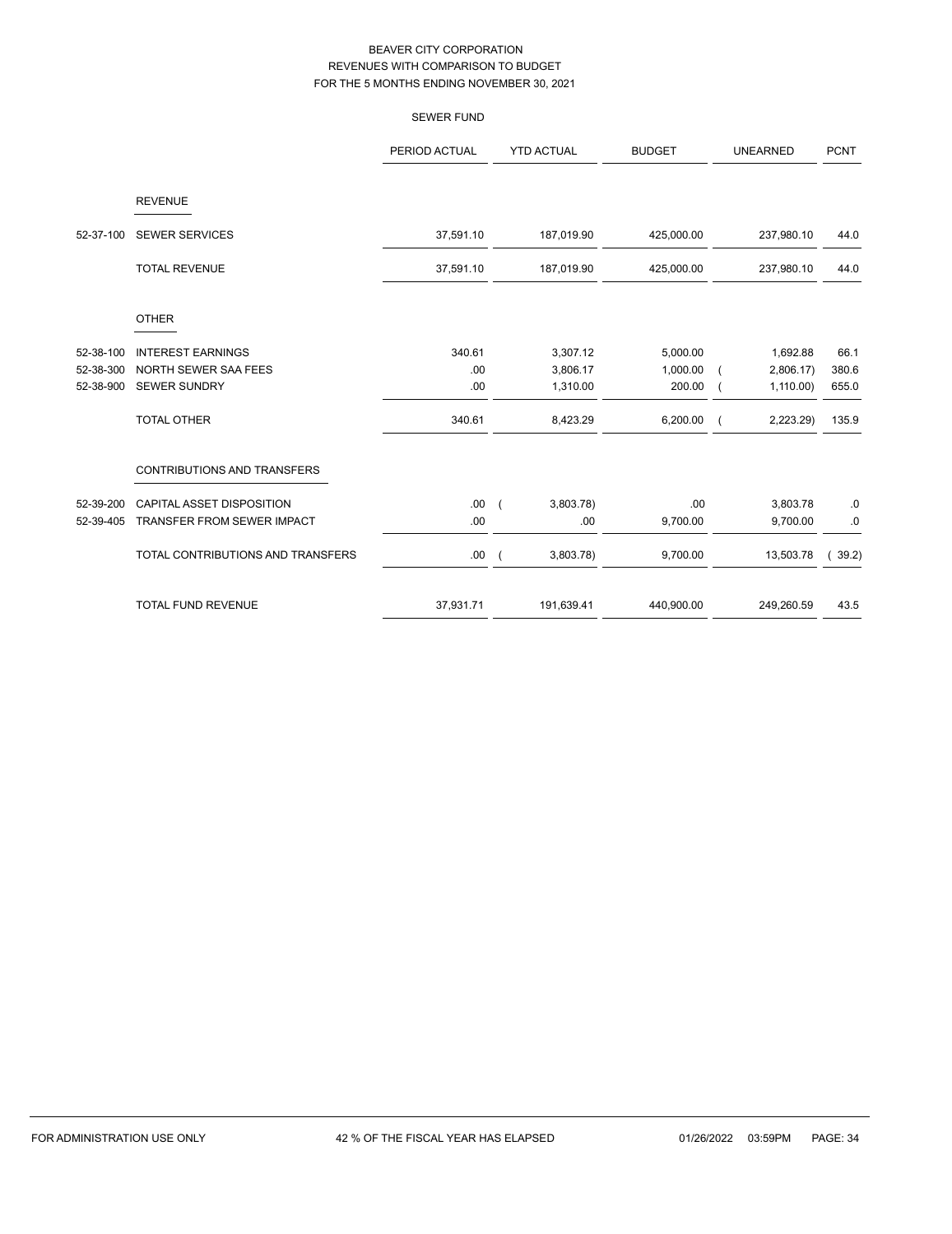# BEAVER CITY CORPORATION
## REVENUES WITH COMPARISON TO BUDGET
## FOR THE 5 MONTHS ENDING NOVEMBER 30, 2021

### SEWER FUND

| | | PERIOD ACTUAL | YTD ACTUAL | BUDGET | UNEARNED | PCNT |
|---|---|---|---|---|---|---|
| | **REVENUE** | | | | | |
| 52-37-100 | SEWER SERVICES | 37,591.10 | 187,019.90 | 425,000.00 | 237,980.10 | 44.0 |
| | TOTAL REVENUE | 37,591.10 | 187,019.90 | 425,000.00 | 237,980.10 | 44.0 |
| | **OTHER** | | | | | |
| 52-38-100 | INTEREST EARNINGS | 340.61 | 3,307.12 | 5,000.00 | 1,692.88 | 66.1 |
| 52-38-300 | NORTH SEWER SAA FEES | .00 | 3,806.17 | 1,000.00 | ( 2,806.17) | 380.6 |
| 52-38-900 | SEWER SUNDRY | .00 | 1,310.00 | 200.00 | ( 1,110.00) | 655.0 |
| | TOTAL OTHER | 340.61 | 8,423.29 | 6,200.00 | ( 2,223.29) | 135.9 |
| | **CONTRIBUTIONS AND TRANSFERS** | | | | | |
| 52-39-200 | CAPITAL ASSET DISPOSITION | .00 | ( 3,803.78) | .00 | 3,803.78 | .0 |
| 52-39-405 | TRANSFER FROM SEWER IMPACT | .00 | .00 | 9,700.00 | 9,700.00 | .0 |
| | TOTAL CONTRIBUTIONS AND TRANSFERS | .00 | ( 3,803.78) | 9,700.00 | 13,503.78 | ( 39.2) |
| | TOTAL FUND REVENUE | 37,931.71 | 191,639.41 | 440,900.00 | 249,260.59 | 43.5 |

FOR ADMINISTRATION USE ONLY 42 % OF THE FISCAL YEAR HAS ELAPSED 01/26/2022 03:59PM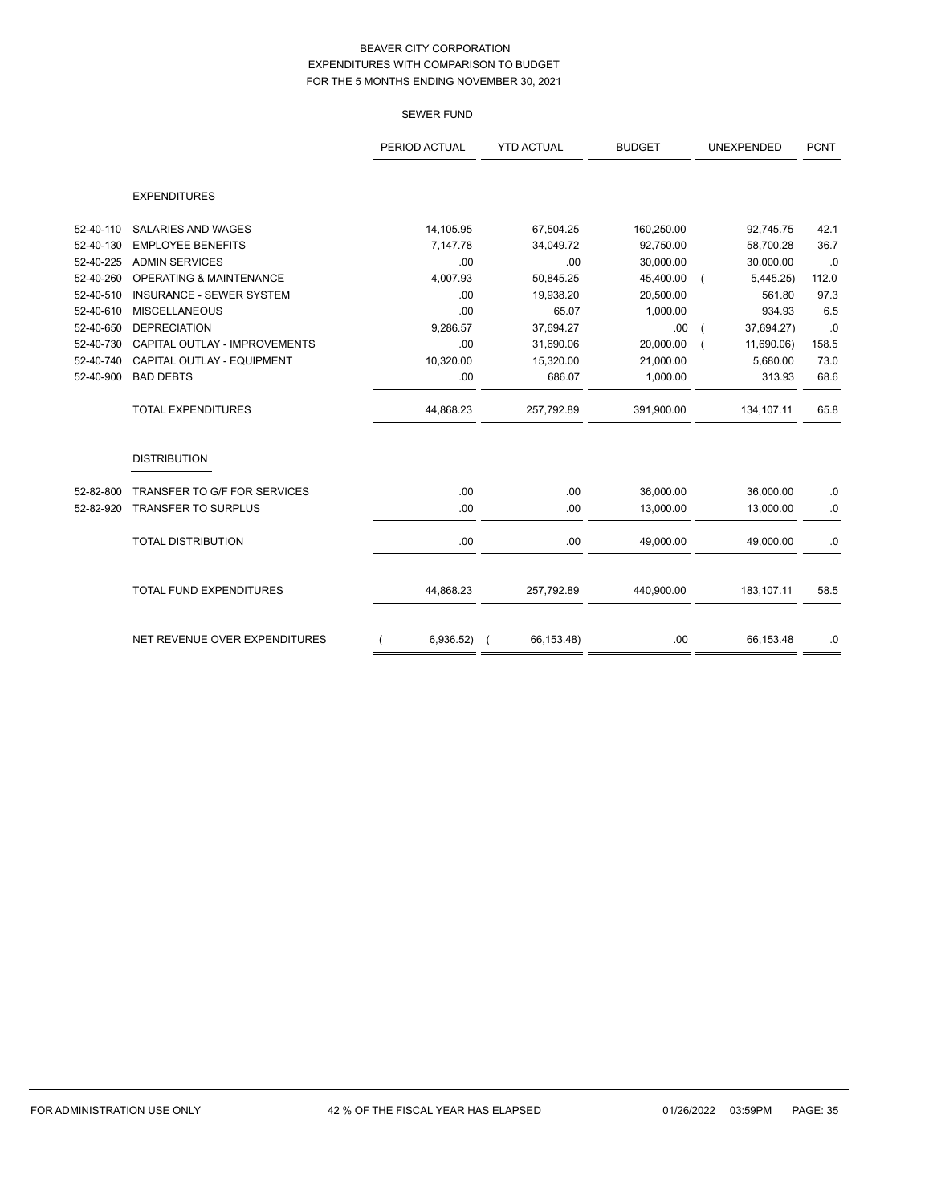BEAVER CITY CORPORATION
EXPENDITURES WITH COMPARISON TO BUDGET
FOR THE 5 MONTHS ENDING NOVEMBER 30, 2021

SEWER FUND

| | | PERIOD ACTUAL | YTD ACTUAL | BUDGET | UNEXPENDED | PCNT |
|---|---|---|---|---|---|---|
| | **EXPENDITURES** | | | | | |
| 52-40-110 | SALARIES AND WAGES | 14,105.95 | 67,504.25 | 160,250.00 | 92,745.75 | 42.1 |
| 52-40-130 | EMPLOYEE BENEFITS | 7,147.78 | 34,049.72 | 92,750.00 | 58,700.28 | 36.7 |
| 52-40-225 | ADMIN SERVICES | .00 | .00 | 30,000.00 | 30,000.00 | .0 |
| 52-40-260 | OPERATING & MAINTENANCE | 4,007.93 | 50,845.25 | 45,400.00 | ( 5,445.25) | 112.0 |
| 52-40-510 | INSURANCE - SEWER SYSTEM | .00 | 19,938.20 | 20,500.00 | 561.80 | 97.3 |
| 52-40-610 | MISCELLANEOUS | .00 | 65.07 | 1,000.00 | 934.93 | 6.5 |
| 52-40-650 | DEPRECIATION | 9,286.57 | 37,694.27 | .00 | ( 37,694.27) | .0 |
| 52-40-730 | CAPITAL OUTLAY - IMPROVEMENTS | .00 | 31,690.06 | 20,000.00 | ( 11,690.06) | 158.5 |
| 52-40-740 | CAPITAL OUTLAY - EQUIPMENT | 10,320.00 | 15,320.00 | 21,000.00 | 5,680.00 | 73.0 |
| 52-40-900 | BAD DEBTS | .00 | 686.07 | 1,000.00 | 313.93 | 68.6 |
| | TOTAL EXPENDITURES | 44,868.23 | 257,792.89 | 391,900.00 | 134,107.11 | 65.8 |
| | **DISTRIBUTION** | | | | | |
| 52-82-800 | TRANSFER TO G/F FOR SERVICES | .00 | .00 | 36,000.00 | 36,000.00 | .0 |
| 52-82-920 | TRANSFER TO SURPLUS | .00 | .00 | 13,000.00 | 13,000.00 | .0 |
| | TOTAL DISTRIBUTION | .00 | .00 | 49,000.00 | 49,000.00 | .0 |
| | TOTAL FUND EXPENDITURES | 44,868.23 | 257,792.89 | 440,900.00 | 183,107.11 | 58.5 |
| | NET REVENUE OVER EXPENDITURES | ( 6,936.52) | ( 66,153.48) | .00 | 66,153.48 | .0 |

FOR ADMINISTRATION USE ONLY 42 % OF THE FISCAL YEAR HAS ELAPSED 01/26/2022 03:59PM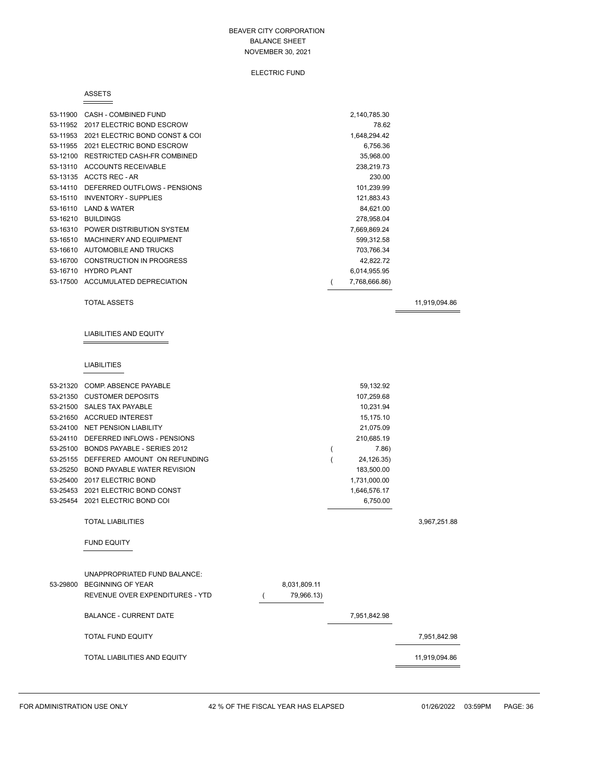# BEAVER CITY CORPORATION
## BALANCE SHEET
## NOVEMBER 30, 2021

### ELECTRIC FUND

#### ASSETS

| Account | Description | | | |
|---|---|---|---|---|
| 53-11900 | CASH - COMBINED FUND | | 2,140,785.30 | |
| 53-11952 | 2017 ELECTRIC BOND ESCROW | | 78.62 | |
| 53-11953 | 2021 ELECTRIC BOND CONST & COI | | 1,648,294.42 | |
| 53-11955 | 2021 ELECTRIC BOND ESCROW | | 6,756.36 | |
| 53-12100 | RESTRICTED CASH-FR COMBINED | | 35,968.00 | |
| 53-13110 | ACCOUNTS RECEIVABLE | | 238,219.73 | |
| 53-13135 | ACCTS REC - AR | | 230.00 | |
| 53-14110 | DEFERRED OUTFLOWS - PENSIONS | | 101,239.99 | |
| 53-15110 | INVENTORY - SUPPLIES | | 121,883.43 | |
| 53-16110 | LAND & WATER | | 84,621.00 | |
| 53-16210 | BUILDINGS | | 278,958.04 | |
| 53-16310 | POWER DISTRIBUTION SYSTEM | | 7,669,869.24 | |
| 53-16510 | MACHINERY AND EQUIPMENT | | 599,312.58 | |
| 53-16610 | AUTOMOBILE AND TRUCKS | | 703,766.34 | |
| 53-16700 | CONSTRUCTION IN PROGRESS | | 42,822.72 | |
| 53-16710 | HYDRO PLANT | | 6,014,955.95 | |
| 53-17500 | ACCUMULATED DEPRECIATION | | ( 7,768,666.86) | |
| | TOTAL ASSETS | | | 11,919,094.86 |

#### LIABILITIES AND EQUITY

##### LIABILITIES

| Account | Description | | | |
|---|---|---|---|---|
| 53-21320 | COMP. ABSENCE PAYABLE | | 59,132.92 | |
| 53-21350 | CUSTOMER DEPOSITS | | 107,259.68 | |
| 53-21500 | SALES TAX PAYABLE | | 10,231.94 | |
| 53-21650 | ACCRUED INTEREST | | 15,175.10 | |
| 53-24100 | NET PENSION LIABILITY | | 21,075.09 | |
| 53-24110 | DEFERRED INFLOWS - PENSIONS | | 210,685.19 | |
| 53-25100 | BONDS PAYABLE - SERIES 2012 | | ( 7.86) | |
| 53-25155 | DEFFERED AMOUNT ON REFUNDING | | ( 24,126.35) | |
| 53-25250 | BOND PAYABLE WATER REVISION | | 183,500.00 | |
| 53-25400 | 2017 ELECTRIC BOND | | 1,731,000.00 | |
| 53-25453 | 2021 ELECTRIC BOND CONST | | 1,646,576.17 | |
| 53-25454 | 2021 ELECTRIC BOND COI | | 6,750.00 | |
| | TOTAL LIABILITIES | | | 3,967,251.88 |

##### FUND EQUITY

| Account | Description | | | |
|---|---|---|---|---|
| | UNAPPROPRIATED FUND BALANCE: | | | |
| 53-29800 | BEGINNING OF YEAR | 8,031,809.11 | | |
| | REVENUE OVER EXPENDITURES - YTD | ( 79,966.13) | | |
| | BALANCE - CURRENT DATE | | 7,951,842.98 | |
| | TOTAL FUND EQUITY | | | 7,951,842.98 |
| | TOTAL LIABILITIES AND EQUITY | | | 11,919,094.86 |

FOR ADMINISTRATION USE ONLY 42 % OF THE FISCAL YEAR HAS ELAPSED 01/26/2022 03:59PM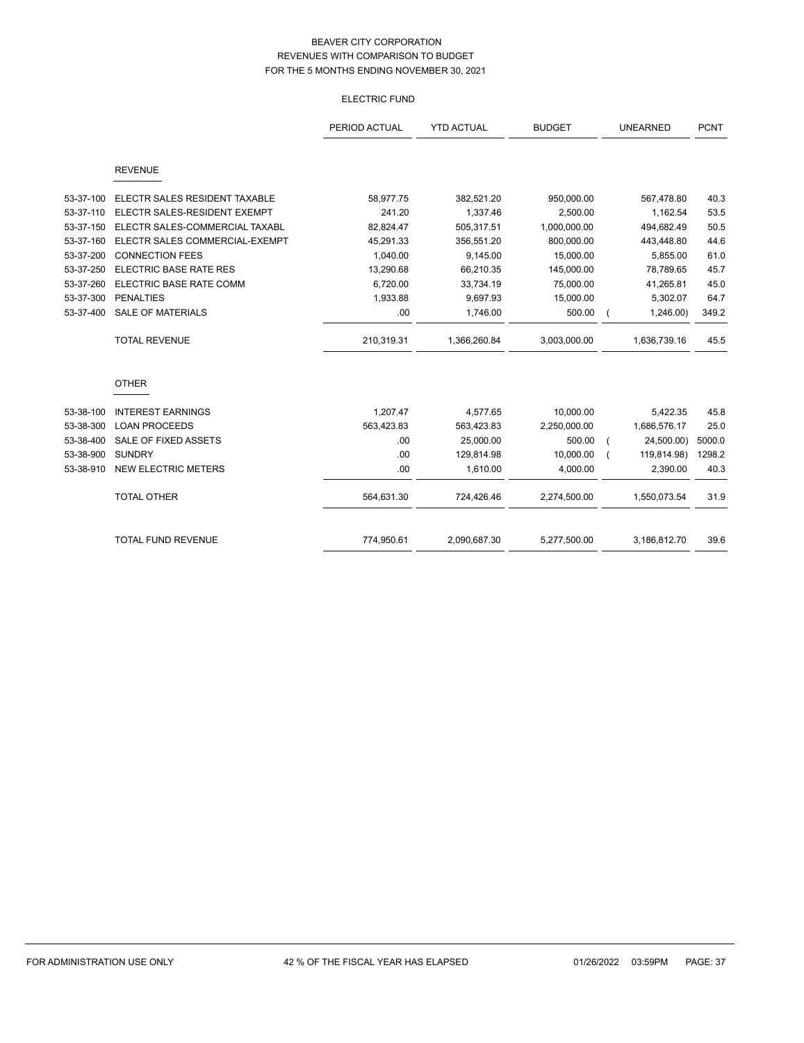# BEAVER CITY CORPORATION
## REVENUES WITH COMPARISON TO BUDGET
## FOR THE 5 MONTHS ENDING NOVEMBER 30, 2021

### ELECTRIC FUND

| | | PERIOD ACTUAL | YTD ACTUAL | BUDGET | UNEARNED | PCNT |
|---|---|---|---|---|---|---|
| | **REVENUE** | | | | | |
| 53-37-100 | ELECTR SALES RESIDENT TAXABLE | 58,977.75 | 382,521.20 | 950,000.00 | 567,478.80 | 40.3 |
| 53-37-110 | ELECTR SALES-RESIDENT EXEMPT | 241.20 | 1,337.46 | 2,500.00 | 1,162.54 | 53.5 |
| 53-37-150 | ELECTR SALES-COMMERCIAL TAXABL | 82,824.47 | 505,317.51 | 1,000,000.00 | 494,682.49 | 50.5 |
| 53-37-160 | ELECTR SALES COMMERCIAL-EXEMPT | 45,291.33 | 356,551.20 | 800,000.00 | 443,448.80 | 44.6 |
| 53-37-200 | CONNECTION FEES | 1,040.00 | 9,145.00 | 15,000.00 | 5,855.00 | 61.0 |
| 53-37-250 | ELECTRIC BASE RATE RES | 13,290.68 | 66,210.35 | 145,000.00 | 78,789.65 | 45.7 |
| 53-37-260 | ELECTRIC BASE RATE COMM | 6,720.00 | 33,734.19 | 75,000.00 | 41,265.81 | 45.0 |
| 53-37-300 | PENALTIES | 1,933.88 | 9,697.93 | 15,000.00 | 5,302.07 | 64.7 |
| 53-37-400 | SALE OF MATERIALS | .00 | 1,746.00 | 500.00 | ( 1,246.00) | 349.2 |
| | TOTAL REVENUE | 210,319.31 | 1,366,260.84 | 3,003,000.00 | 1,636,739.16 | 45.5 |
| | **OTHER** | | | | | |
| 53-38-100 | INTEREST EARNINGS | 1,207.47 | 4,577.65 | 10,000.00 | 5,422.35 | 45.8 |
| 53-38-300 | LOAN PROCEEDS | 563,423.83 | 563,423.83 | 2,250,000.00 | 1,686,576.17 | 25.0 |
| 53-38-400 | SALE OF FIXED ASSETS | .00 | 25,000.00 | 500.00 | ( 24,500.00) | 5000.0 |
| 53-38-900 | SUNDRY | .00 | 129,814.98 | 10,000.00 | ( 119,814.98) | 1298.2 |
| 53-38-910 | NEW ELECTRIC METERS | .00 | 1,610.00 | 4,000.00 | 2,390.00 | 40.3 |
| | TOTAL OTHER | 564,631.30 | 724,426.46 | 2,274,500.00 | 1,550,073.54 | 31.9 |
| | TOTAL FUND REVENUE | 774,950.61 | 2,090,687.30 | 5,277,500.00 | 3,186,812.70 | 39.6 |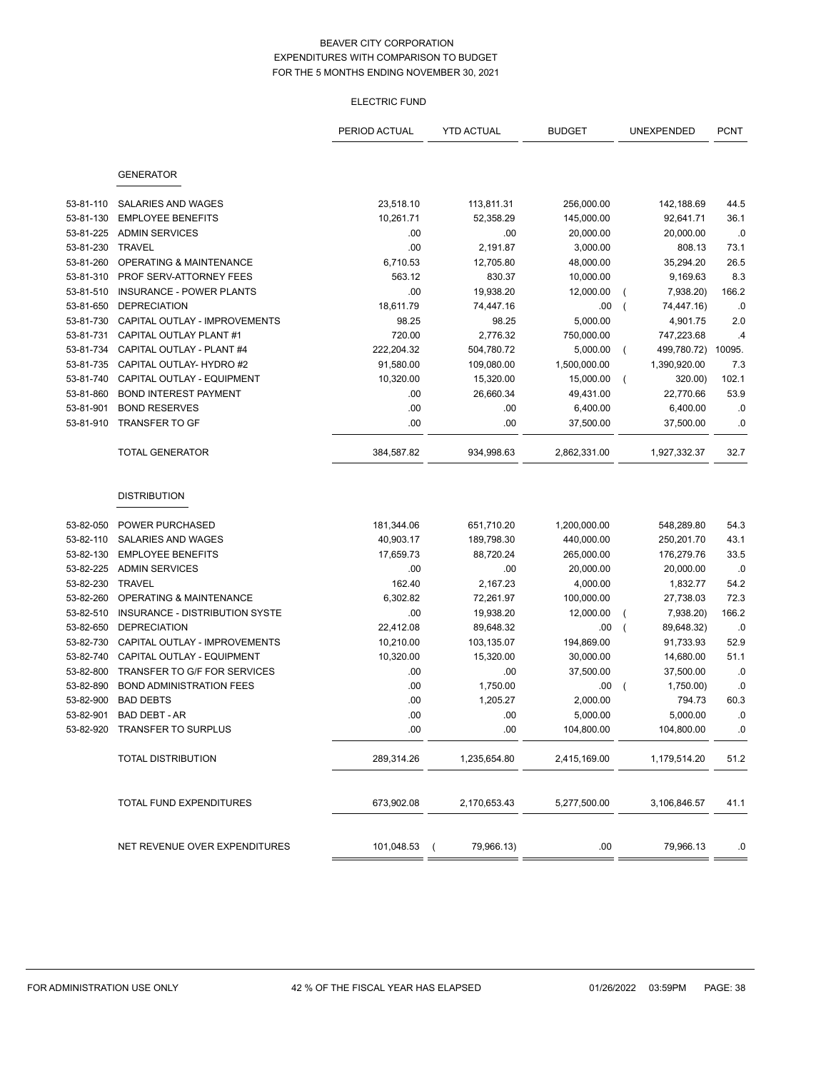BEAVER CITY CORPORATION
EXPENDITURES WITH COMPARISON TO BUDGET
FOR THE 5 MONTHS ENDING NOVEMBER 30, 2021

ELECTRIC FUND

| | | PERIOD ACTUAL | YTD ACTUAL | BUDGET | UNEXPENDED | PCNT |
|---|---|---|---|---|---|---|
| | **GENERATOR** | | | | | |
| 53-81-110 | SALARIES AND WAGES | 23,518.10 | 113,811.31 | 256,000.00 | 142,188.69 | 44.5 |
| 53-81-130 | EMPLOYEE BENEFITS | 10,261.71 | 52,358.29 | 145,000.00 | 92,641.71 | 36.1 |
| 53-81-225 | ADMIN SERVICES | .00 | .00 | 20,000.00 | 20,000.00 | .0 |
| 53-81-230 | TRAVEL | .00 | 2,191.87 | 3,000.00 | 808.13 | 73.1 |
| 53-81-260 | OPERATING & MAINTENANCE | 6,710.53 | 12,705.80 | 48,000.00 | 35,294.20 | 26.5 |
| 53-81-310 | PROF SERV-ATTORNEY FEES | 563.12 | 830.37 | 10,000.00 | 9,169.63 | 8.3 |
| 53-81-510 | INSURANCE - POWER PLANTS | .00 | 19,938.20 | 12,000.00 | ( 7,938.20) | 166.2 |
| 53-81-650 | DEPRECIATION | 18,611.79 | 74,447.16 | .00 | ( 74,447.16) | .0 |
| 53-81-730 | CAPITAL OUTLAY - IMPROVEMENTS | 98.25 | 98.25 | 5,000.00 | 4,901.75 | 2.0 |
| 53-81-731 | CAPITAL OUTLAY PLANT #1 | 720.00 | 2,776.32 | 750,000.00 | 747,223.68 | .4 |
| 53-81-734 | CAPITAL OUTLAY - PLANT #4 | 222,204.32 | 504,780.72 | 5,000.00 | ( 499,780.72) | 10095. |
| 53-81-735 | CAPITAL OUTLAY- HYDRO #2 | 91,580.00 | 109,080.00 | 1,500,000.00 | 1,390,920.00 | 7.3 |
| 53-81-740 | CAPITAL OUTLAY - EQUIPMENT | 10,320.00 | 15,320.00 | 15,000.00 | ( 320.00) | 102.1 |
| 53-81-860 | BOND INTEREST PAYMENT | .00 | 26,660.34 | 49,431.00 | 22,770.66 | 53.9 |
| 53-81-901 | BOND RESERVES | .00 | .00 | 6,400.00 | 6,400.00 | .0 |
| 53-81-910 | TRANSFER TO GF | .00 | .00 | 37,500.00 | 37,500.00 | .0 |
| | TOTAL GENERATOR | 384,587.82 | 934,998.63 | 2,862,331.00 | 1,927,332.37 | 32.7 |
| | **DISTRIBUTION** | | | | | |
| 53-82-050 | POWER PURCHASED | 181,344.06 | 651,710.20 | 1,200,000.00 | 548,289.80 | 54.3 |
| 53-82-110 | SALARIES AND WAGES | 40,903.17 | 189,798.30 | 440,000.00 | 250,201.70 | 43.1 |
| 53-82-130 | EMPLOYEE BENEFITS | 17,659.73 | 88,720.24 | 265,000.00 | 176,279.76 | 33.5 |
| 53-82-225 | ADMIN SERVICES | .00 | .00 | 20,000.00 | 20,000.00 | .0 |
| 53-82-230 | TRAVEL | 162.40 | 2,167.23 | 4,000.00 | 1,832.77 | 54.2 |
| 53-82-260 | OPERATING & MAINTENANCE | 6,302.82 | 72,261.97 | 100,000.00 | 27,738.03 | 72.3 |
| 53-82-510 | INSURANCE - DISTRIBUTION SYSTE | .00 | 19,938.20 | 12,000.00 | ( 7,938.20) | 166.2 |
| 53-82-650 | DEPRECIATION | 22,412.08 | 89,648.32 | .00 | ( 89,648.32) | .0 |
| 53-82-730 | CAPITAL OUTLAY - IMPROVEMENTS | 10,210.00 | 103,135.07 | 194,869.00 | 91,733.93 | 52.9 |
| 53-82-740 | CAPITAL OUTLAY - EQUIPMENT | 10,320.00 | 15,320.00 | 30,000.00 | 14,680.00 | 51.1 |
| 53-82-800 | TRANSFER TO G/F FOR SERVICES | .00 | .00 | 37,500.00 | 37,500.00 | .0 |
| 53-82-890 | BOND ADMINISTRATION FEES | .00 | 1,750.00 | .00 | ( 1,750.00) | .0 |
| 53-82-900 | BAD DEBTS | .00 | 1,205.27 | 2,000.00 | 794.73 | 60.3 |
| 53-82-901 | BAD DEBT - AR | .00 | .00 | 5,000.00 | 5,000.00 | .0 |
| 53-82-920 | TRANSFER TO SURPLUS | .00 | .00 | 104,800.00 | 104,800.00 | .0 |
| | TOTAL DISTRIBUTION | 289,314.26 | 1,235,654.80 | 2,415,169.00 | 1,179,514.20 | 51.2 |
| | TOTAL FUND EXPENDITURES | 673,902.08 | 2,170,653.43 | 5,277,500.00 | 3,106,846.57 | 41.1 |
| | NET REVENUE OVER EXPENDITURES | 101,048.53 | ( 79,966.13) | .00 | 79,966.13 | .0 |

FOR ADMINISTRATION USE ONLY — 42 % OF THE FISCAL YEAR HAS ELAPSED — 01/26/2022 03:59PM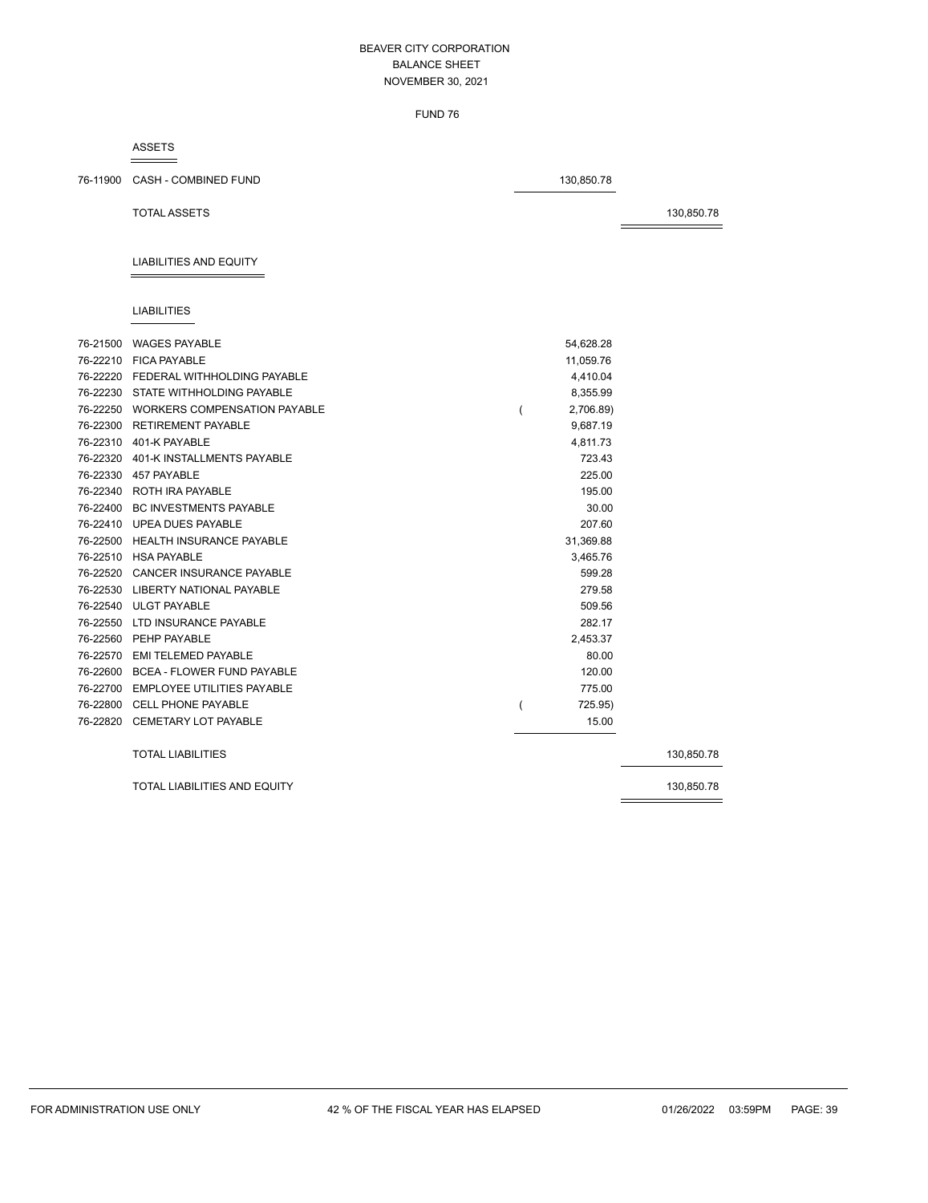BEAVER CITY CORPORATION
BALANCE SHEET
NOVEMBER 30, 2021

FUND 76

## ASSETS

| Account | Description | Amount | Total |
|---|---|---|---|
| 76-11900 | CASH - COMBINED FUND | 130,850.78 | |
| | TOTAL ASSETS | | 130,850.78 |

## LIABILITIES AND EQUITY

### LIABILITIES

| Account | Description | Amount | Total |
|---|---|---|---|
| 76-21500 | WAGES PAYABLE | 54,628.28 | |
| 76-22210 | FICA PAYABLE | 11,059.76 | |
| 76-22220 | FEDERAL WITHHOLDING PAYABLE | 4,410.04 | |
| 76-22230 | STATE WITHHOLDING PAYABLE | 8,355.99 | |
| 76-22250 | WORKERS COMPENSATION PAYABLE | ( 2,706.89) | |
| 76-22300 | RETIREMENT PAYABLE | 9,687.19 | |
| 76-22310 | 401-K PAYABLE | 4,811.73 | |
| 76-22320 | 401-K INSTALLMENTS PAYABLE | 723.43 | |
| 76-22330 | 457 PAYABLE | 225.00 | |
| 76-22340 | ROTH IRA PAYABLE | 195.00 | |
| 76-22400 | BC INVESTMENTS PAYABLE | 30.00 | |
| 76-22410 | UPEA DUES PAYABLE | 207.60 | |
| 76-22500 | HEALTH INSURANCE PAYABLE | 31,369.88 | |
| 76-22510 | HSA PAYABLE | 3,465.76 | |
| 76-22520 | CANCER INSURANCE PAYABLE | 599.28 | |
| 76-22530 | LIBERTY NATIONAL PAYABLE | 279.58 | |
| 76-22540 | ULGT PAYABLE | 509.56 | |
| 76-22550 | LTD INSURANCE PAYABLE | 282.17 | |
| 76-22560 | PEHP PAYABLE | 2,453.37 | |
| 76-22570 | EMI TELEMED PAYABLE | 80.00 | |
| 76-22600 | BCEA - FLOWER FUND PAYABLE | 120.00 | |
| 76-22700 | EMPLOYEE UTILITIES PAYABLE | 775.00 | |
| 76-22800 | CELL PHONE PAYABLE | ( 725.95) | |
| 76-22820 | CEMETARY LOT PAYABLE | 15.00 | |
| | TOTAL LIABILITIES | | 130,850.78 |
| | TOTAL LIABILITIES AND EQUITY | | 130,850.78 |

FOR ADMINISTRATION USE ONLY — 42 % OF THE FISCAL YEAR HAS ELAPSED — 01/26/2022 03:59PM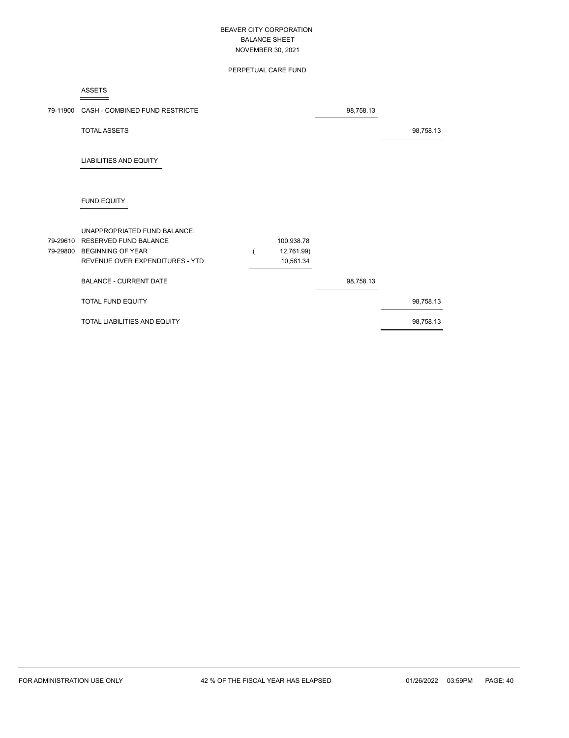# BEAVER CITY CORPORATION
## BALANCE SHEET
## NOVEMBER 30, 2021

### PERPETUAL CARE FUND

| Account | Description | | | |
|---|---|---|---|---|
| | **ASSETS** | | | |
| 79-11900 | CASH - COMBINED FUND RESTRICTE | | 98,758.13 | |
| | TOTAL ASSETS | | | 98,758.13 |
| | **LIABILITIES AND EQUITY** | | | |
| | **FUND EQUITY** | | | |
| | UNAPPROPRIATED FUND BALANCE: | | | |
| 79-29610 | RESERVED FUND BALANCE | 100,938.78 | | |
| 79-29800 | BEGINNING OF YEAR | ( 12,761.99) | | |
| | REVENUE OVER EXPENDITURES - YTD | 10,581.34 | | |
| | BALANCE - CURRENT DATE | | 98,758.13 | |
| | TOTAL FUND EQUITY | | | 98,758.13 |
| | TOTAL LIABILITIES AND EQUITY | | | 98,758.13 |

FOR ADMINISTRATION USE ONLY — 42 % OF THE FISCAL YEAR HAS ELAPSED — 01/26/2022 03:59PM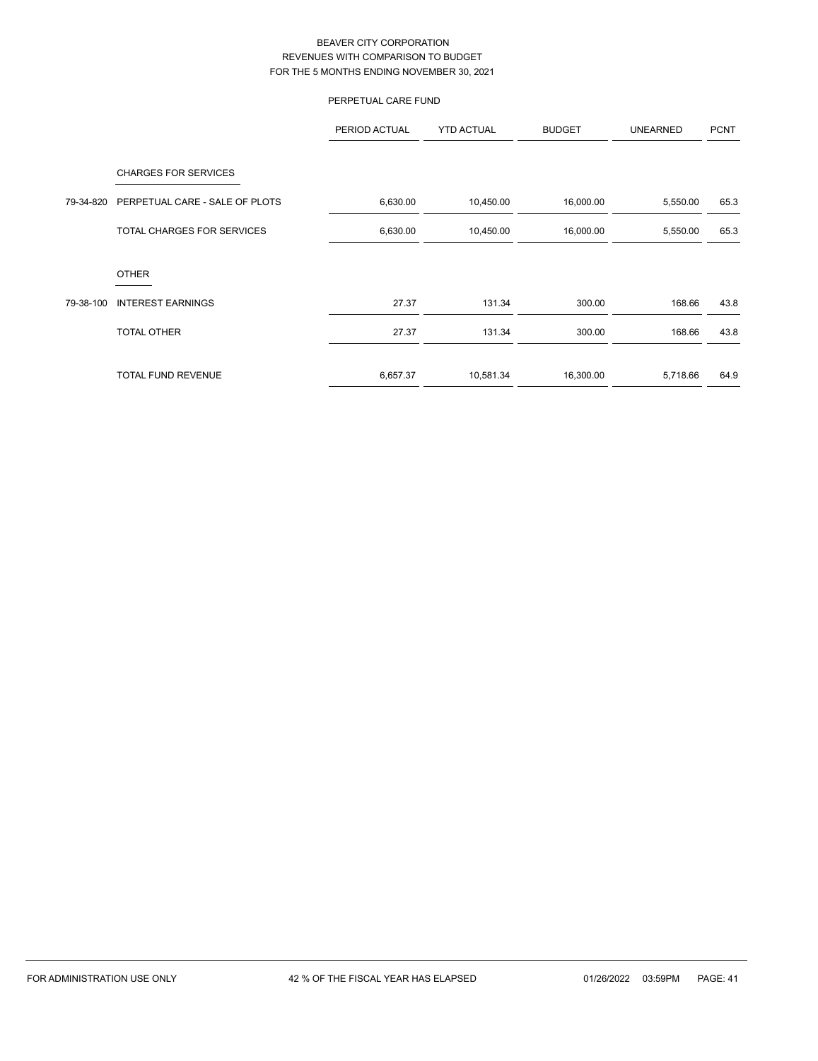# BEAVER CITY CORPORATION
## REVENUES WITH COMPARISON TO BUDGET
## FOR THE 5 MONTHS ENDING NOVEMBER 30, 2021

### PERPETUAL CARE FUND

| | | PERIOD ACTUAL | YTD ACTUAL | BUDGET | UNEARNED | PCNT |
|---|---|---|---|---|---|---|
| | CHARGES FOR SERVICES | | | | | |
| 79-34-820 | PERPETUAL CARE - SALE OF PLOTS | 6,630.00 | 10,450.00 | 16,000.00 | 5,550.00 | 65.3 |
| | TOTAL CHARGES FOR SERVICES | 6,630.00 | 10,450.00 | 16,000.00 | 5,550.00 | 65.3 |
| | OTHER | | | | | |
| 79-38-100 | INTEREST EARNINGS | 27.37 | 131.34 | 300.00 | 168.66 | 43.8 |
| | TOTAL OTHER | 27.37 | 131.34 | 300.00 | 168.66 | 43.8 |
| | TOTAL FUND REVENUE | 6,657.37 | 10,581.34 | 16,300.00 | 5,718.66 | 64.9 |

FOR ADMINISTRATION USE ONLY    42 % OF THE FISCAL YEAR HAS ELAPSED    01/26/2022 03:59PM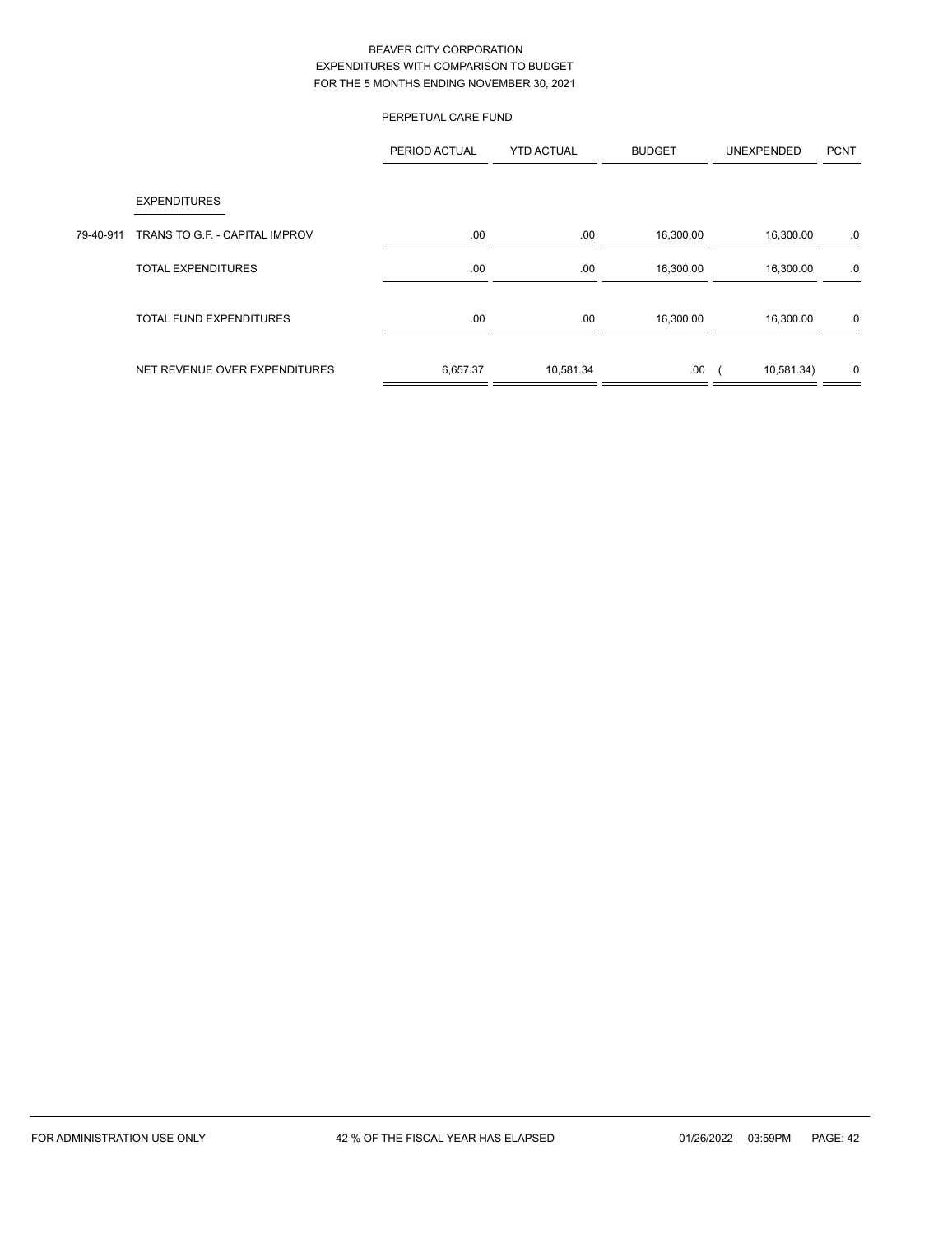BEAVER CITY CORPORATION
EXPENDITURES WITH COMPARISON TO BUDGET
FOR THE 5 MONTHS ENDING NOVEMBER 30, 2021

PERPETUAL CARE FUND

| | | PERIOD ACTUAL | YTD ACTUAL | BUDGET | UNEXPENDED | PCNT |
|---|---|---|---|---|---|---|
| | EXPENDITURES | | | | | |
| 79-40-911 | TRANS TO G.F. - CAPITAL IMPROV | .00 | .00 | 16,300.00 | 16,300.00 | .0 |
| | TOTAL EXPENDITURES | .00 | .00 | 16,300.00 | 16,300.00 | .0 |
| | TOTAL FUND EXPENDITURES | .00 | .00 | 16,300.00 | 16,300.00 | .0 |
| | NET REVENUE OVER EXPENDITURES | 6,657.37 | 10,581.34 | .00 | ( 10,581.34) | .0 |

FOR ADMINISTRATION USE ONLY 42 % OF THE FISCAL YEAR HAS ELAPSED 01/26/2022 03:59PM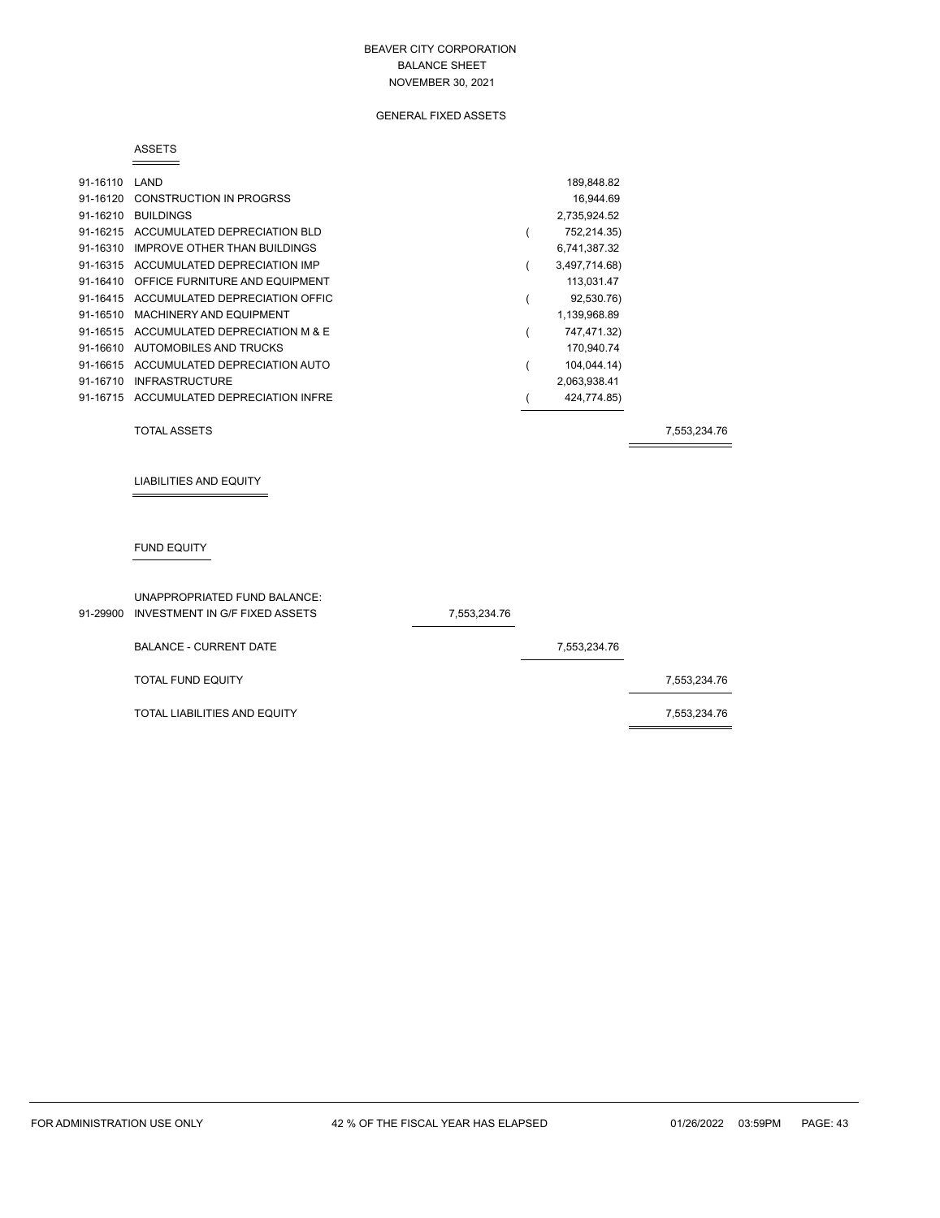# BEAVER CITY CORPORATION
## BALANCE SHEET
### NOVEMBER 30, 2021

GENERAL FIXED ASSETS

**ASSETS**

| Account | Description | | | |
|---|---|---|---|---|
| 91-16110 | LAND | | 189,848.82 | |
| 91-16120 | CONSTRUCTION IN PROGRSS | | 16,944.69 | |
| 91-16210 | BUILDINGS | | 2,735,924.52 | |
| 91-16215 | ACCUMULATED DEPRECIATION BLD | | ( 752,214.35) | |
| 91-16310 | IMPROVE OTHER THAN BUILDINGS | | 6,741,387.32 | |
| 91-16315 | ACCUMULATED DEPRECIATION IMP | | ( 3,497,714.68) | |
| 91-16410 | OFFICE FURNITURE AND EQUIPMENT | | 113,031.47 | |
| 91-16415 | ACCUMULATED DEPRECIATION OFFIC | | ( 92,530.76) | |
| 91-16510 | MACHINERY AND EQUIPMENT | | 1,139,968.89 | |
| 91-16515 | ACCUMULATED DEPRECIATION M & E | | ( 747,471.32) | |
| 91-16610 | AUTOMOBILES AND TRUCKS | | 170,940.74 | |
| 91-16615 | ACCUMULATED DEPRECIATION AUTO | | ( 104,044.14) | |
| 91-16710 | INFRASTRUCTURE | | 2,063,938.41 | |
| 91-16715 | ACCUMULATED DEPRECIATION INFRE | | ( 424,774.85) | |
| | TOTAL ASSETS | | | 7,553,234.76 |

**LIABILITIES AND EQUITY**

**FUND EQUITY**

| Account | Description | | | |
|---|---|---|---|---|
| | UNAPPROPRIATED FUND BALANCE: | | | |
| 91-29900 | INVESTMENT IN G/F FIXED ASSETS | 7,553,234.76 | | |
| | BALANCE - CURRENT DATE | | 7,553,234.76 | |
| | TOTAL FUND EQUITY | | | 7,553,234.76 |
| | TOTAL LIABILITIES AND EQUITY | | | 7,553,234.76 |

FOR ADMINISTRATION USE ONLY　　42 % OF THE FISCAL YEAR HAS ELAPSED　　01/26/2022 03:59PM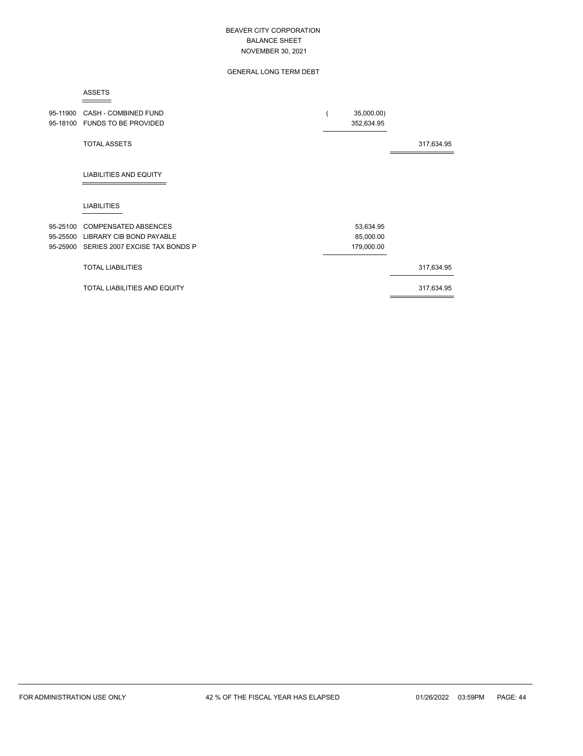BEAVER CITY CORPORATION
BALANCE SHEET
NOVEMBER 30, 2021

GENERAL LONG TERM DEBT

## ASSETS

| | | | |
|---|---|---|---|
| 95-11900 | CASH - COMBINED FUND | ( 35,000.00) | |
| 95-18100 | FUNDS TO BE PROVIDED | 352,634.95 | |
| | TOTAL ASSETS | | 317,634.95 |

## LIABILITIES AND EQUITY

### LIABILITIES

| | | | |
|---|---|---|---|
| 95-25100 | COMPENSATED ABSENCES | 53,634.95 | |
| 95-25500 | LIBRARY CIB BOND PAYABLE | 85,000.00 | |
| 95-25900 | SERIES 2007 EXCISE TAX BONDS P | 179,000.00 | |
| | TOTAL LIABILITIES | | 317,634.95 |
| | TOTAL LIABILITIES AND EQUITY | | 317,634.95 |

FOR ADMINISTRATION USE ONLY 42 % OF THE FISCAL YEAR HAS ELAPSED 01/26/2022 03:59PM